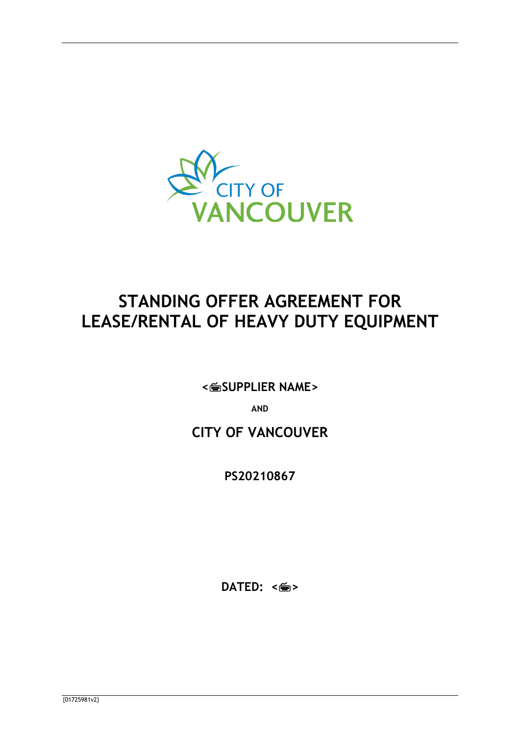# STANDING OFFER AGREEMENT FOR LEASE/RENTAL OF HEAVY DUTY EQUIPMENT

**<SUPPLIER NAME>**

**AND**

**CITY OF VANCOUVER**

**PS20210867**

**DATED: < >**

{01725981v2}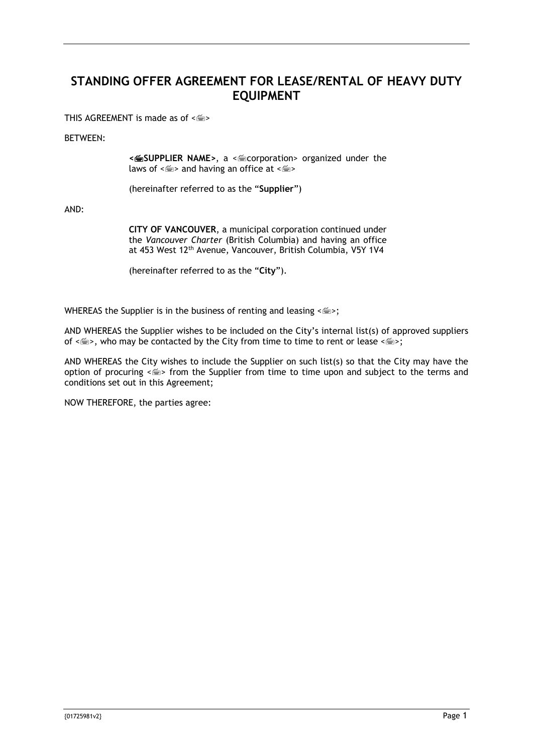# STANDING OFFER AGREEMENT FOR LEASE/RENTAL OF HEAVY DUTY EQUIPMENT

THIS AGREEMENT is made as of <>

BETWEEN:

> **<SUPPLIER NAME>**, a <corporation> organized under the laws of <> and having an office at <>
>
> (hereinafter referred to as the "**Supplier**")

AND:

> **CITY OF VANCOUVER**, a municipal corporation continued under the *Vancouver Charter* (British Columbia) and having an office at 453 West 12th Avenue, Vancouver, British Columbia, V5Y 1V4
>
> (hereinafter referred to as the "**City**").

WHEREAS the Supplier is in the business of renting and leasing <>;

AND WHEREAS the Supplier wishes to be included on the City's internal list(s) of approved suppliers of <>, who may be contacted by the City from time to time to rent or lease <>;

AND WHEREAS the City wishes to include the Supplier on such list(s) so that the City may have the option of procuring <> from the Supplier from time to time upon and subject to the terms and conditions set out in this Agreement;

NOW THEREFORE, the parties agree: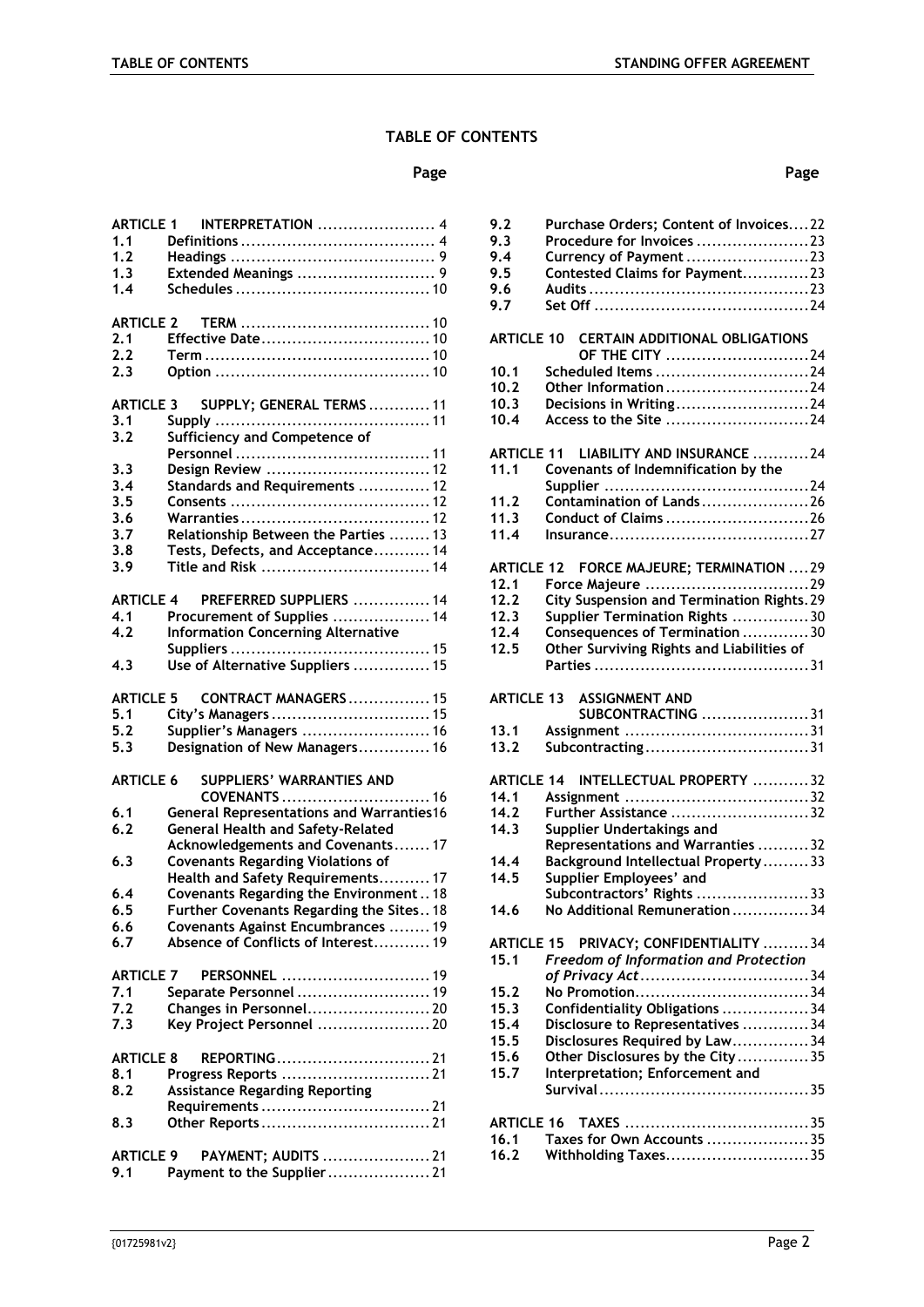# TABLE OF CONTENTS

| | | Page |
|---|---|---|
| **ARTICLE 1** | **INTERPRETATION** | 4 |
| 1.1 | Definitions | 4 |
| 1.2 | Headings | 9 |
| 1.3 | Extended Meanings | 9 |
| 1.4 | Schedules | 10 |
| **ARTICLE 2** | **TERM** | 10 |
| 2.1 | Effective Date | 10 |
| 2.2 | Term | 10 |
| 2.3 | Option | 10 |
| **ARTICLE 3** | **SUPPLY; GENERAL TERMS** | 11 |
| 3.1 | Supply | 11 |
| 3.2 | Sufficiency and Competence of Personnel | 11 |
| 3.3 | Design Review | 12 |
| 3.4 | Standards and Requirements | 12 |
| 3.5 | Consents | 12 |
| 3.6 | Warranties | 12 |
| 3.7 | Relationship Between the Parties | 13 |
| 3.8 | Tests, Defects, and Acceptance | 14 |
| 3.9 | Title and Risk | 14 |
| **ARTICLE 4** | **PREFERRED SUPPLIERS** | 14 |
| 4.1 | Procurement of Supplies | 14 |
| 4.2 | Information Concerning Alternative Suppliers | 15 |
| 4.3 | Use of Alternative Suppliers | 15 |
| **ARTICLE 5** | **CONTRACT MANAGERS** | 15 |
| 5.1 | City's Managers | 15 |
| 5.2 | Supplier's Managers | 16 |
| 5.3 | Designation of New Managers | 16 |
| **ARTICLE 6** | **SUPPLIERS' WARRANTIES AND COVENANTS** | 16 |
| 6.1 | General Representations and Warranties | 16 |
| 6.2 | General Health and Safety-Related Acknowledgements and Covenants | 17 |
| 6.3 | Covenants Regarding Violations of Health and Safety Requirements | 17 |
| 6.4 | Covenants Regarding the Environment | 18 |
| 6.5 | Further Covenants Regarding the Sites | 18 |
| 6.6 | Covenants Against Encumbrances | 19 |
| 6.7 | Absence of Conflicts of Interest | 19 |
| **ARTICLE 7** | **PERSONNEL** | 19 |
| 7.1 | Separate Personnel | 19 |
| 7.2 | Changes in Personnel | 20 |
| 7.3 | Key Project Personnel | 20 |
| **ARTICLE 8** | **REPORTING** | 21 |
| 8.1 | Progress Reports | 21 |
| 8.2 | Assistance Regarding Reporting Requirements | 21 |
| 8.3 | Other Reports | 21 |
| **ARTICLE 9** | **PAYMENT; AUDITS** | 21 |
| 9.1 | Payment to the Supplier | 21 |
| 9.2 | Purchase Orders; Content of Invoices | 22 |
| 9.3 | Procedure for Invoices | 23 |
| 9.4 | Currency of Payment | 23 |
| 9.5 | Contested Claims for Payment | 23 |
| 9.6 | Audits | 23 |
| 9.7 | Set Off | 24 |
| **ARTICLE 10** | **CERTAIN ADDITIONAL OBLIGATIONS OF THE CITY** | 24 |
| 10.1 | Scheduled Items | 24 |
| 10.2 | Other Information | 24 |
| 10.3 | Decisions in Writing | 24 |
| 10.4 | Access to the Site | 24 |
| **ARTICLE 11** | **LIABILITY AND INSURANCE** | 24 |
| 11.1 | Covenants of Indemnification by the Supplier | 24 |
| 11.2 | Contamination of Lands | 26 |
| 11.3 | Conduct of Claims | 26 |
| 11.4 | Insurance | 27 |
| **ARTICLE 12** | **FORCE MAJEURE; TERMINATION** | 29 |
| 12.1 | Force Majeure | 29 |
| 12.2 | City Suspension and Termination Rights | 29 |
| 12.3 | Supplier Termination Rights | 30 |
| 12.4 | Consequences of Termination | 30 |
| 12.5 | Other Surviving Rights and Liabilities of Parties | 31 |
| **ARTICLE 13** | **ASSIGNMENT AND SUBCONTRACTING** | 31 |
| 13.1 | Assignment | 31 |
| 13.2 | Subcontracting | 31 |
| **ARTICLE 14** | **INTELLECTUAL PROPERTY** | 32 |
| 14.1 | Assignment | 32 |
| 14.2 | Further Assistance | 32 |
| 14.3 | Supplier Undertakings and Representations and Warranties | 32 |
| 14.4 | Background Intellectual Property | 33 |
| 14.5 | Supplier Employees' and Subcontractors' Rights | 33 |
| 14.6 | No Additional Remuneration | 34 |
| **ARTICLE 15** | **PRIVACY; CONFIDENTIALITY** | 34 |
| 15.1 | *Freedom of Information and Protection of Privacy Act* | 34 |
| 15.2 | No Promotion | 34 |
| 15.3 | Confidentiality Obligations | 34 |
| 15.4 | Disclosure to Representatives | 34 |
| 15.5 | Disclosures Required by Law | 34 |
| 15.6 | Other Disclosures by the City | 35 |
| 15.7 | Interpretation; Enforcement and Survival | 35 |
| **ARTICLE 16** | **TAXES** | 35 |
| 16.1 | Taxes for Own Accounts | 35 |
| 16.2 | Withholding Taxes | 35 |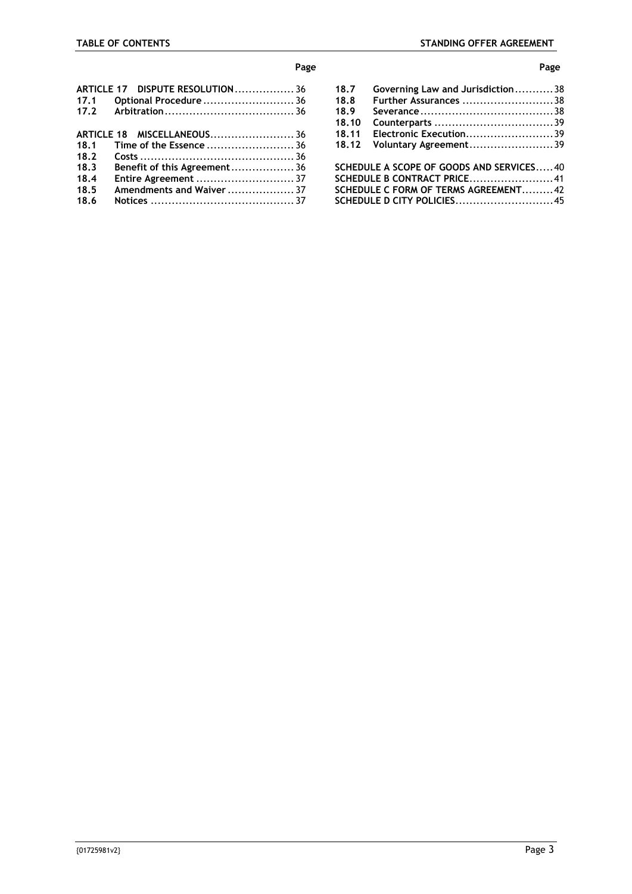| | | Page |
|---|---|---|
| **ARTICLE 17** | **DISPUTE RESOLUTION** | 36 |
| **17.1** | **Optional Procedure** | 36 |
| **17.2** | **Arbitration** | 36 |
| **ARTICLE 18** | **MISCELLANEOUS** | 36 |
| **18.1** | **Time of the Essence** | 36 |
| **18.2** | **Costs** | 36 |
| **18.3** | **Benefit of this Agreement** | 36 |
| **18.4** | **Entire Agreement** | 37 |
| **18.5** | **Amendments and Waiver** | 37 |
| **18.6** | **Notices** | 37 |
| **18.7** | **Governing Law and Jurisdiction** | 38 |
| **18.8** | **Further Assurances** | 38 |
| **18.9** | **Severance** | 38 |
| **18.10** | **Counterparts** | 39 |
| **18.11** | **Electronic Execution** | 39 |
| **18.12** | **Voluntary Agreement** | 39 |
| **SCHEDULE A** | **SCOPE OF GOODS AND SERVICES** | 40 |
| **SCHEDULE B** | **CONTRACT PRICE** | 41 |
| **SCHEDULE C** | **FORM OF TERMS AGREEMENT** | 42 |
| **SCHEDULE D** | **CITY POLICIES** | 45 |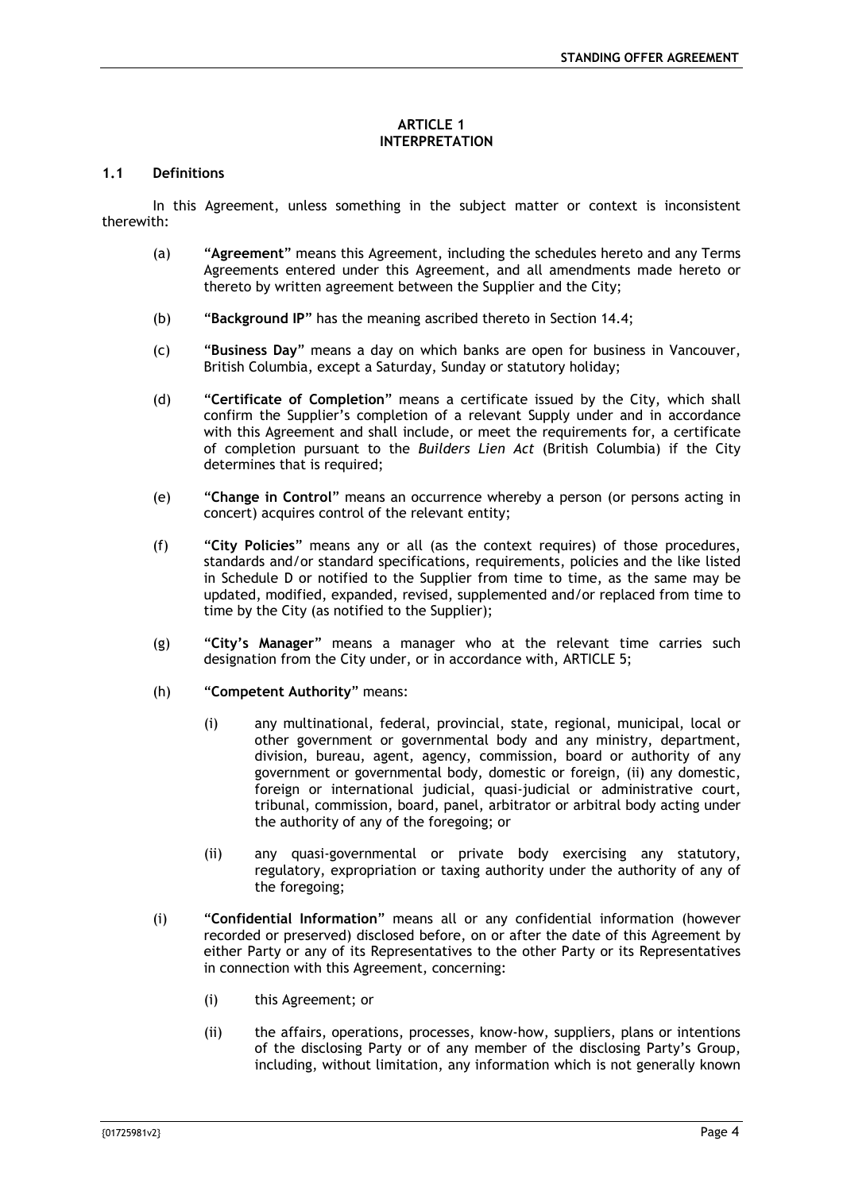## ARTICLE 1
## INTERPRETATION

### 1.1 Definitions

In this Agreement, unless something in the subject matter or context is inconsistent therewith:

(a) "**Agreement**" means this Agreement, including the schedules hereto and any Terms Agreements entered under this Agreement, and all amendments made hereto or thereto by written agreement between the Supplier and the City;

(b) "**Background IP**" has the meaning ascribed thereto in Section 14.4;

(c) "**Business Day**" means a day on which banks are open for business in Vancouver, British Columbia, except a Saturday, Sunday or statutory holiday;

(d) "**Certificate of Completion**" means a certificate issued by the City, which shall confirm the Supplier's completion of a relevant Supply under and in accordance with this Agreement and shall include, or meet the requirements for, a certificate of completion pursuant to the *Builders Lien Act* (British Columbia) if the City determines that is required;

(e) "**Change in Control**" means an occurrence whereby a person (or persons acting in concert) acquires control of the relevant entity;

(f) "**City Policies**" means any or all (as the context requires) of those procedures, standards and/or standard specifications, requirements, policies and the like listed in Schedule D or notified to the Supplier from time to time, as the same may be updated, modified, expanded, revised, supplemented and/or replaced from time to time by the City (as notified to the Supplier);

(g) "**City's Manager**" means a manager who at the relevant time carries such designation from the City under, or in accordance with, ARTICLE 5;

(h) "**Competent Authority**" means:

(i) any multinational, federal, provincial, state, regional, municipal, local or other government or governmental body and any ministry, department, division, bureau, agent, agency, commission, board or authority of any government or governmental body, domestic or foreign, (ii) any domestic, foreign or international judicial, quasi-judicial or administrative court, tribunal, commission, board, panel, arbitrator or arbitral body acting under the authority of any of the foregoing; or

(ii) any quasi-governmental or private body exercising any statutory, regulatory, expropriation or taxing authority under the authority of any of the foregoing;

(i) "**Confidential Information**" means all or any confidential information (however recorded or preserved) disclosed before, on or after the date of this Agreement by either Party or any of its Representatives to the other Party or its Representatives in connection with this Agreement, concerning:

(i) this Agreement; or

(ii) the affairs, operations, processes, know-how, suppliers, plans or intentions of the disclosing Party or of any member of the disclosing Party's Group, including, without limitation, any information which is not generally known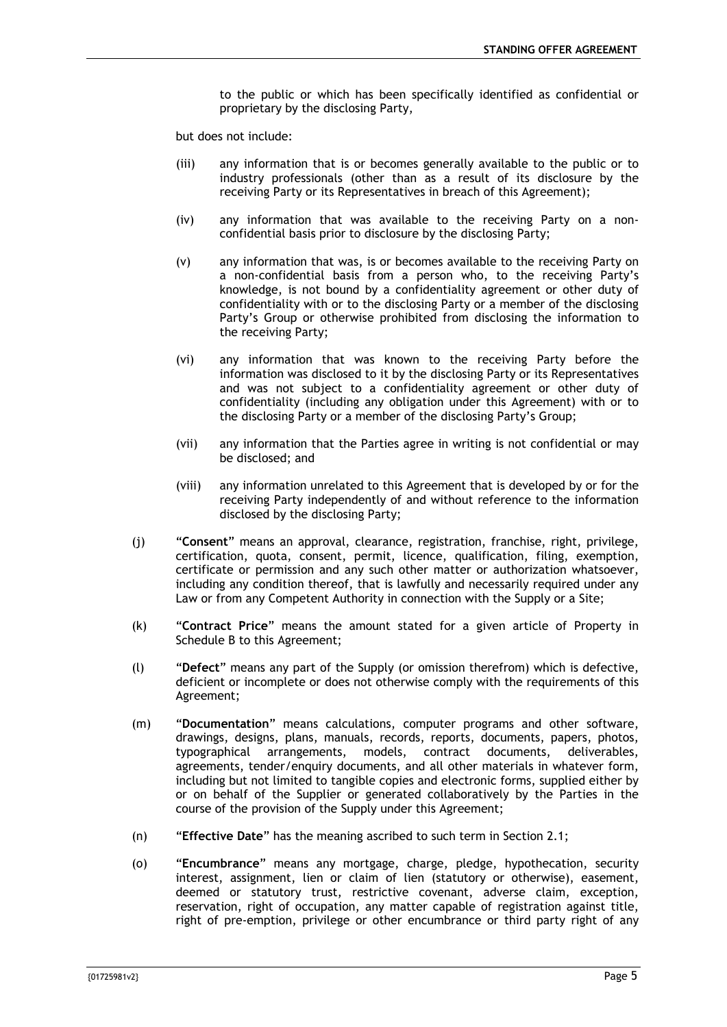to the public or which has been specifically identified as confidential or proprietary by the disclosing Party,

but does not include:

(iii) any information that is or becomes generally available to the public or to industry professionals (other than as a result of its disclosure by the receiving Party or its Representatives in breach of this Agreement);

(iv) any information that was available to the receiving Party on a non-confidential basis prior to disclosure by the disclosing Party;

(v) any information that was, is or becomes available to the receiving Party on a non-confidential basis from a person who, to the receiving Party's knowledge, is not bound by a confidentiality agreement or other duty of confidentiality with or to the disclosing Party or a member of the disclosing Party's Group or otherwise prohibited from disclosing the information to the receiving Party;

(vi) any information that was known to the receiving Party before the information was disclosed to it by the disclosing Party or its Representatives and was not subject to a confidentiality agreement or other duty of confidentiality (including any obligation under this Agreement) with or to the disclosing Party or a member of the disclosing Party's Group;

(vii) any information that the Parties agree in writing is not confidential or may be disclosed; and

(viii) any information unrelated to this Agreement that is developed by or for the receiving Party independently of and without reference to the information disclosed by the disclosing Party;

(j) "**Consent**" means an approval, clearance, registration, franchise, right, privilege, certification, quota, consent, permit, licence, qualification, filing, exemption, certificate or permission and any such other matter or authorization whatsoever, including any condition thereof, that is lawfully and necessarily required under any Law or from any Competent Authority in connection with the Supply or a Site;

(k) "**Contract Price**" means the amount stated for a given article of Property in Schedule B to this Agreement;

(l) "**Defect**" means any part of the Supply (or omission therefrom) which is defective, deficient or incomplete or does not otherwise comply with the requirements of this Agreement;

(m) "**Documentation**" means calculations, computer programs and other software, drawings, designs, plans, manuals, records, reports, documents, papers, photos, typographical arrangements, models, contract documents, deliverables, agreements, tender/enquiry documents, and all other materials in whatever form, including but not limited to tangible copies and electronic forms, supplied either by or on behalf of the Supplier or generated collaboratively by the Parties in the course of the provision of the Supply under this Agreement;

(n) "**Effective Date**" has the meaning ascribed to such term in Section 2.1;

(o) "**Encumbrance**" means any mortgage, charge, pledge, hypothecation, security interest, assignment, lien or claim of lien (statutory or otherwise), easement, deemed or statutory trust, restrictive covenant, adverse claim, exception, reservation, right of occupation, any matter capable of registration against title, right of pre-emption, privilege or other encumbrance or third party right of any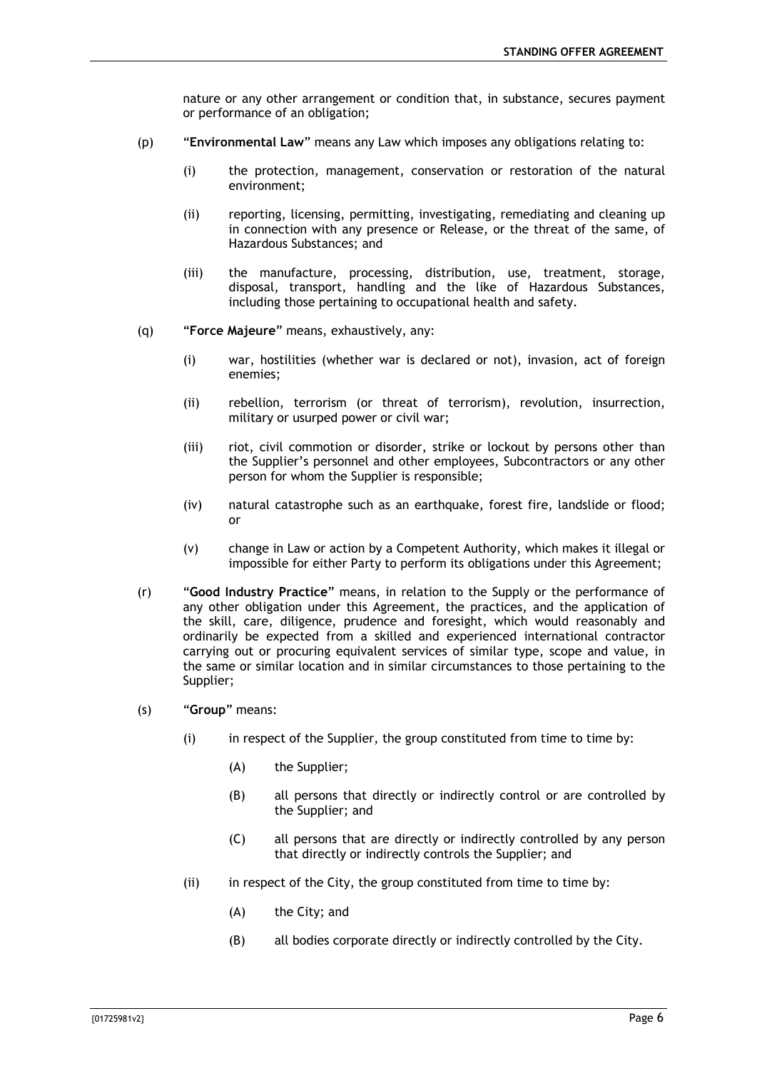nature or any other arrangement or condition that, in substance, secures payment or performance of an obligation;

(p) "**Environmental Law**" means any Law which imposes any obligations relating to:

(i) the protection, management, conservation or restoration of the natural environment;

(ii) reporting, licensing, permitting, investigating, remediating and cleaning up in connection with any presence or Release, or the threat of the same, of Hazardous Substances; and

(iii) the manufacture, processing, distribution, use, treatment, storage, disposal, transport, handling and the like of Hazardous Substances, including those pertaining to occupational health and safety.

(q) "**Force Majeure**" means, exhaustively, any:

(i) war, hostilities (whether war is declared or not), invasion, act of foreign enemies;

(ii) rebellion, terrorism (or threat of terrorism), revolution, insurrection, military or usurped power or civil war;

(iii) riot, civil commotion or disorder, strike or lockout by persons other than the Supplier's personnel and other employees, Subcontractors or any other person for whom the Supplier is responsible;

(iv) natural catastrophe such as an earthquake, forest fire, landslide or flood; or

(v) change in Law or action by a Competent Authority, which makes it illegal or impossible for either Party to perform its obligations under this Agreement;

(r) "**Good Industry Practice**" means, in relation to the Supply or the performance of any other obligation under this Agreement, the practices, and the application of the skill, care, diligence, prudence and foresight, which would reasonably and ordinarily be expected from a skilled and experienced international contractor carrying out or procuring equivalent services of similar type, scope and value, in the same or similar location and in similar circumstances to those pertaining to the Supplier;

(s) "**Group**" means:

(i) in respect of the Supplier, the group constituted from time to time by:

(A) the Supplier;

(B) all persons that directly or indirectly control or are controlled by the Supplier; and

(C) all persons that are directly or indirectly controlled by any person that directly or indirectly controls the Supplier; and

(ii) in respect of the City, the group constituted from time to time by:

(A) the City; and

(B) all bodies corporate directly or indirectly controlled by the City.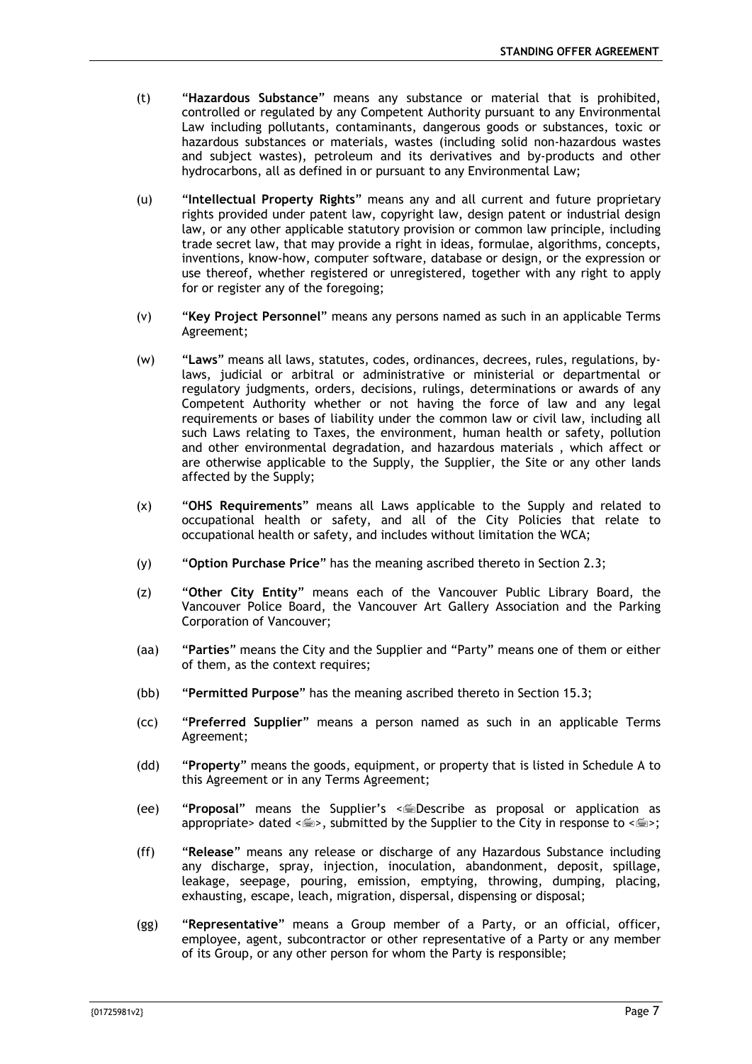(t) "**Hazardous Substance**" means any substance or material that is prohibited, controlled or regulated by any Competent Authority pursuant to any Environmental Law including pollutants, contaminants, dangerous goods or substances, toxic or hazardous substances or materials, wastes (including solid non-hazardous wastes and subject wastes), petroleum and its derivatives and by-products and other hydrocarbons, all as defined in or pursuant to any Environmental Law;

(u) "**Intellectual Property Rights**" means any and all current and future proprietary rights provided under patent law, copyright law, design patent or industrial design law, or any other applicable statutory provision or common law principle, including trade secret law, that may provide a right in ideas, formulae, algorithms, concepts, inventions, know-how, computer software, database or design, or the expression or use thereof, whether registered or unregistered, together with any right to apply for or register any of the foregoing;

(v) "**Key Project Personnel**" means any persons named as such in an applicable Terms Agreement;

(w) "**Laws**" means all laws, statutes, codes, ordinances, decrees, rules, regulations, by-laws, judicial or arbitral or administrative or ministerial or departmental or regulatory judgments, orders, decisions, rulings, determinations or awards of any Competent Authority whether or not having the force of law and any legal requirements or bases of liability under the common law or civil law, including all such Laws relating to Taxes, the environment, human health or safety, pollution and other environmental degradation, and hazardous materials , which affect or are otherwise applicable to the Supply, the Supplier, the Site or any other lands affected by the Supply;

(x) "**OHS Requirements**" means all Laws applicable to the Supply and related to occupational health or safety, and all of the City Policies that relate to occupational health or safety, and includes without limitation the WCA;

(y) "**Option Purchase Price**" has the meaning ascribed thereto in Section 2.3;

(z) "**Other City Entity**" means each of the Vancouver Public Library Board, the Vancouver Police Board, the Vancouver Art Gallery Association and the Parking Corporation of Vancouver;

(aa) "**Parties**" means the City and the Supplier and "Party" means one of them or either of them, as the context requires;

(bb) "**Permitted Purpose**" has the meaning ascribed thereto in Section 15.3;

(cc) "**Preferred Supplier**" means a person named as such in an applicable Terms Agreement;

(dd) "**Property**" means the goods, equipment, or property that is listed in Schedule A to this Agreement or in any Terms Agreement;

(ee) "**Proposal**" means the Supplier's <Describe as proposal or application as appropriate> dated <>, submitted by the Supplier to the City in response to <>;

(ff) "**Release**" means any release or discharge of any Hazardous Substance including any discharge, spray, injection, inoculation, abandonment, deposit, spillage, leakage, seepage, pouring, emission, emptying, throwing, dumping, placing, exhausting, escape, leach, migration, dispersal, dispensing or disposal;

(gg) "**Representative**" means a Group member of a Party, or an official, officer, employee, agent, subcontractor or other representative of a Party or any member of its Group, or any other person for whom the Party is responsible;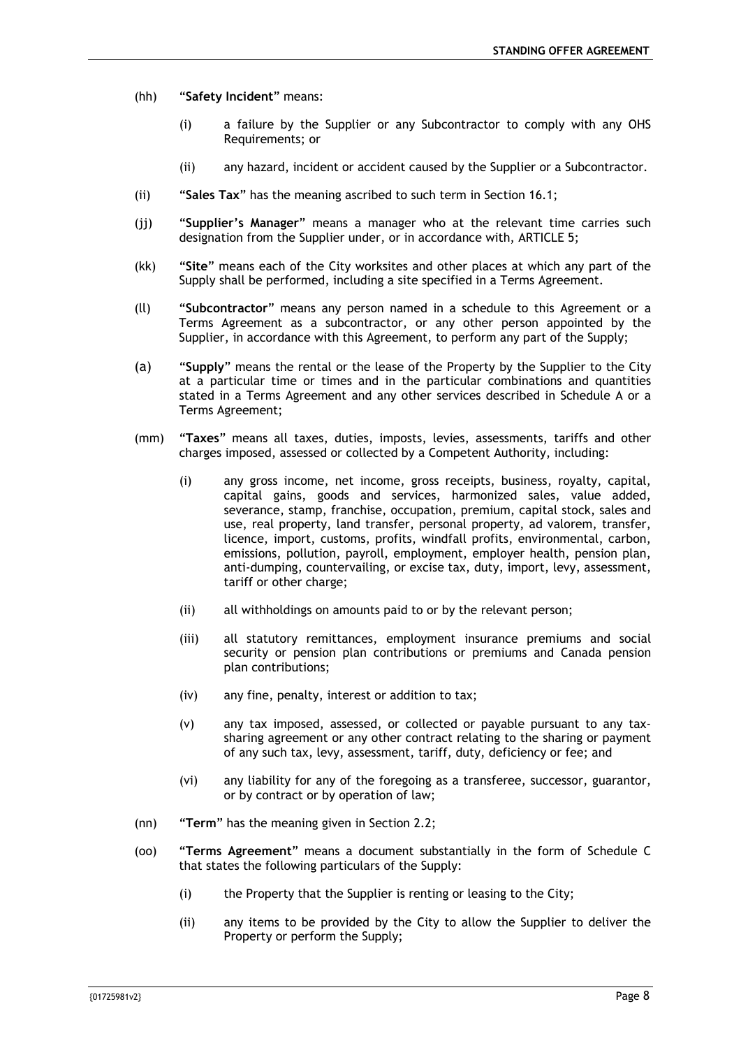(hh) "**Safety Incident**" means:

(i) a failure by the Supplier or any Subcontractor to comply with any OHS Requirements; or

(ii) any hazard, incident or accident caused by the Supplier or a Subcontractor.

(ii) "**Sales Tax**" has the meaning ascribed to such term in Section 16.1;

(jj) "**Supplier's Manager**" means a manager who at the relevant time carries such designation from the Supplier under, or in accordance with, ARTICLE 5;

(kk) "**Site**" means each of the City worksites and other places at which any part of the Supply shall be performed, including a site specified in a Terms Agreement.

(ll) "**Subcontractor**" means any person named in a schedule to this Agreement or a Terms Agreement as a subcontractor, or any other person appointed by the Supplier, in accordance with this Agreement, to perform any part of the Supply;

(a) "**Supply**" means the rental or the lease of the Property by the Supplier to the City at a particular time or times and in the particular combinations and quantities stated in a Terms Agreement and any other services described in Schedule A or a Terms Agreement;

(mm) "**Taxes**" means all taxes, duties, imposts, levies, assessments, tariffs and other charges imposed, assessed or collected by a Competent Authority, including:

(i) any gross income, net income, gross receipts, business, royalty, capital, capital gains, goods and services, harmonized sales, value added, severance, stamp, franchise, occupation, premium, capital stock, sales and use, real property, land transfer, personal property, ad valorem, transfer, licence, import, customs, profits, windfall profits, environmental, carbon, emissions, pollution, payroll, employment, employer health, pension plan, anti-dumping, countervailing, or excise tax, duty, import, levy, assessment, tariff or other charge;

(ii) all withholdings on amounts paid to or by the relevant person;

(iii) all statutory remittances, employment insurance premiums and social security or pension plan contributions or premiums and Canada pension plan contributions;

(iv) any fine, penalty, interest or addition to tax;

(v) any tax imposed, assessed, or collected or payable pursuant to any tax-sharing agreement or any other contract relating to the sharing or payment of any such tax, levy, assessment, tariff, duty, deficiency or fee; and

(vi) any liability for any of the foregoing as a transferee, successor, guarantor, or by contract or by operation of law;

(nn) "**Term**" has the meaning given in Section 2.2;

(oo) "**Terms Agreement**" means a document substantially in the form of Schedule C that states the following particulars of the Supply:

(i) the Property that the Supplier is renting or leasing to the City;

(ii) any items to be provided by the City to allow the Supplier to deliver the Property or perform the Supply;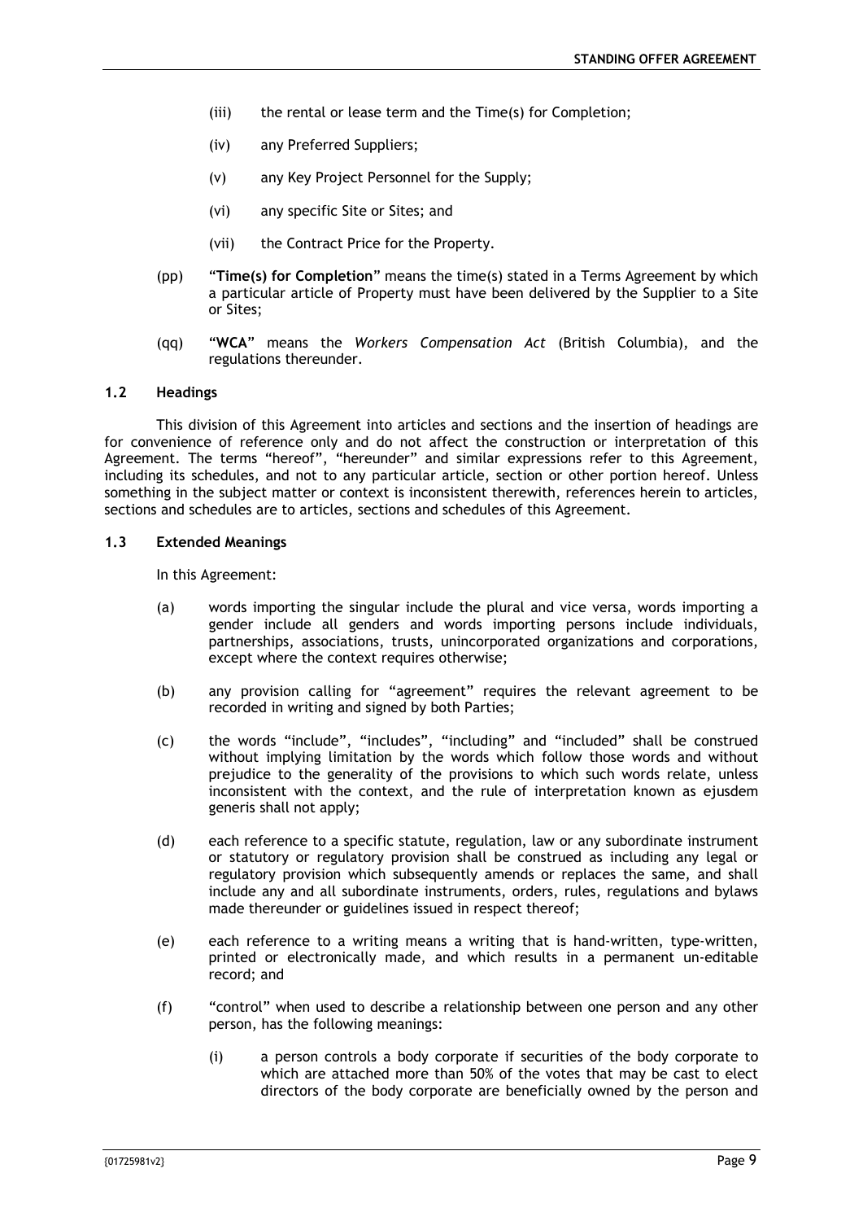(iii) the rental or lease term and the Time(s) for Completion;

(iv) any Preferred Suppliers;

(v) any Key Project Personnel for the Supply;

(vi) any specific Site or Sites; and

(vii) the Contract Price for the Property.

(pp) "**Time(s) for Completion**" means the time(s) stated in a Terms Agreement by which a particular article of Property must have been delivered by the Supplier to a Site or Sites;

(qq) "**WCA**" means the *Workers Compensation Act* (British Columbia), and the regulations thereunder.

### 1.2 Headings

This division of this Agreement into articles and sections and the insertion of headings are for convenience of reference only and do not affect the construction or interpretation of this Agreement. The terms "hereof", "hereunder" and similar expressions refer to this Agreement, including its schedules, and not to any particular article, section or other portion hereof. Unless something in the subject matter or context is inconsistent therewith, references herein to articles, sections and schedules are to articles, sections and schedules of this Agreement.

### 1.3 Extended Meanings

In this Agreement:

(a) words importing the singular include the plural and vice versa, words importing a gender include all genders and words importing persons include individuals, partnerships, associations, trusts, unincorporated organizations and corporations, except where the context requires otherwise;

(b) any provision calling for "agreement" requires the relevant agreement to be recorded in writing and signed by both Parties;

(c) the words "include", "includes", "including" and "included" shall be construed without implying limitation by the words which follow those words and without prejudice to the generality of the provisions to which such words relate, unless inconsistent with the context, and the rule of interpretation known as ejusdem generis shall not apply;

(d) each reference to a specific statute, regulation, law or any subordinate instrument or statutory or regulatory provision shall be construed as including any legal or regulatory provision which subsequently amends or replaces the same, and shall include any and all subordinate instruments, orders, rules, regulations and bylaws made thereunder or guidelines issued in respect thereof;

(e) each reference to a writing means a writing that is hand-written, type-written, printed or electronically made, and which results in a permanent un-editable record; and

(f) "control" when used to describe a relationship between one person and any other person, has the following meanings:

(i) a person controls a body corporate if securities of the body corporate to which are attached more than 50% of the votes that may be cast to elect directors of the body corporate are beneficially owned by the person and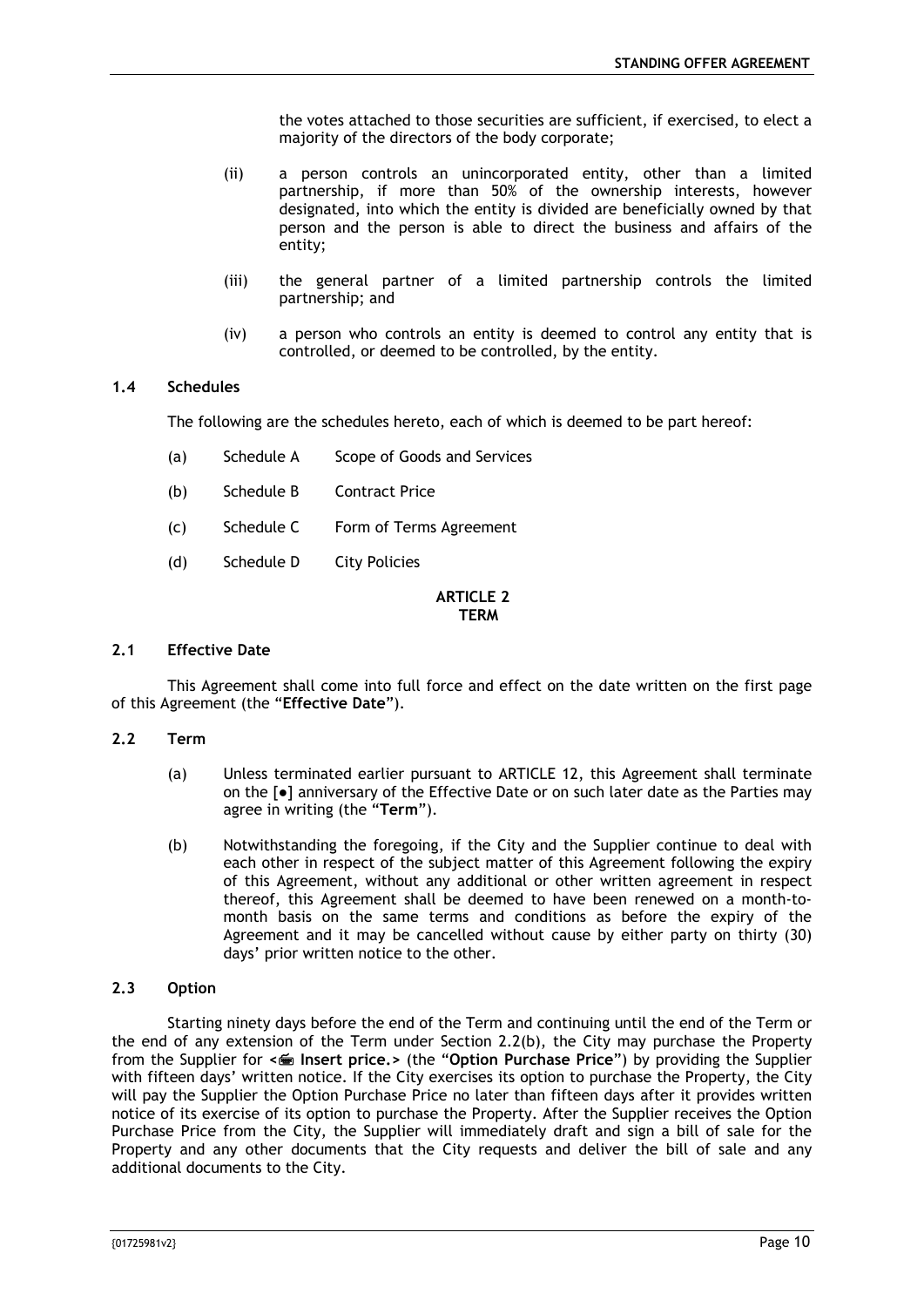the votes attached to those securities are sufficient, if exercised, to elect a majority of the directors of the body corporate;

(ii) a person controls an unincorporated entity, other than a limited partnership, if more than 50% of the ownership interests, however designated, into which the entity is divided are beneficially owned by that person and the person is able to direct the business and affairs of the entity;

(iii) the general partner of a limited partnership controls the limited partnership; and

(iv) a person who controls an entity is deemed to control any entity that is controlled, or deemed to be controlled, by the entity.

### 1.4 Schedules

The following are the schedules hereto, each of which is deemed to be part hereof:

(a) Schedule A Scope of Goods and Services

(b) Schedule B Contract Price

(c) Schedule C Form of Terms Agreement

(d) Schedule D City Policies

## ARTICLE 2
## TERM

### 2.1 Effective Date

This Agreement shall come into full force and effect on the date written on the first page of this Agreement (the "**Effective Date**").

### 2.2 Term

(a) Unless terminated earlier pursuant to ARTICLE 12, this Agreement shall terminate on the [●] anniversary of the Effective Date or on such later date as the Parties may agree in writing (the "**Term**").

(b) Notwithstanding the foregoing, if the City and the Supplier continue to deal with each other in respect of the subject matter of this Agreement following the expiry of this Agreement, without any additional or other written agreement in respect thereof, this Agreement shall be deemed to have been renewed on a month-to-month basis on the same terms and conditions as before the expiry of the Agreement and it may be cancelled without cause by either party on thirty (30) days' prior written notice to the other.

### 2.3 Option

Starting ninety days before the end of the Term and continuing until the end of the Term or the end of any extension of the Term under Section 2.2(b), the City may purchase the Property from the Supplier for **< Insert price.>** (the "**Option Purchase Price**") by providing the Supplier with fifteen days' written notice. If the City exercises its option to purchase the Property, the City will pay the Supplier the Option Purchase Price no later than fifteen days after it provides written notice of its exercise of its option to purchase the Property. After the Supplier receives the Option Purchase Price from the City, the Supplier will immediately draft and sign a bill of sale for the Property and any other documents that the City requests and deliver the bill of sale and any additional documents to the City.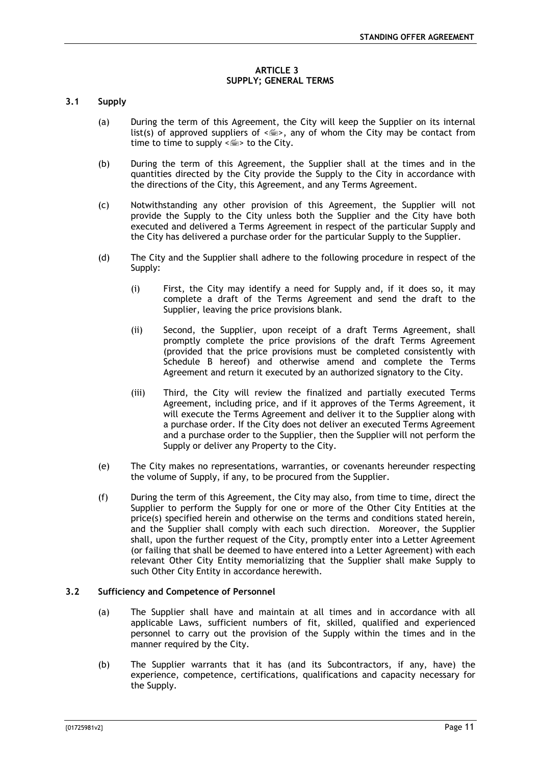# ARTICLE 3
# SUPPLY; GENERAL TERMS

## 3.1 Supply

(a) During the term of this Agreement, the City will keep the Supplier on its internal list(s) of approved suppliers of <⌨>, any of whom the City may be contact from time to time to supply <⌨> to the City.

(b) During the term of this Agreement, the Supplier shall at the times and in the quantities directed by the City provide the Supply to the City in accordance with the directions of the City, this Agreement, and any Terms Agreement.

(c) Notwithstanding any other provision of this Agreement, the Supplier will not provide the Supply to the City unless both the Supplier and the City have both executed and delivered a Terms Agreement in respect of the particular Supply and the City has delivered a purchase order for the particular Supply to the Supplier.

(d) The City and the Supplier shall adhere to the following procedure in respect of the Supply:

(i) First, the City may identify a need for Supply and, if it does so, it may complete a draft of the Terms Agreement and send the draft to the Supplier, leaving the price provisions blank.

(ii) Second, the Supplier, upon receipt of a draft Terms Agreement, shall promptly complete the price provisions of the draft Terms Agreement (provided that the price provisions must be completed consistently with Schedule B hereof) and otherwise amend and complete the Terms Agreement and return it executed by an authorized signatory to the City.

(iii) Third, the City will review the finalized and partially executed Terms Agreement, including price, and if it approves of the Terms Agreement, it will execute the Terms Agreement and deliver it to the Supplier along with a purchase order. If the City does not deliver an executed Terms Agreement and a purchase order to the Supplier, then the Supplier will not perform the Supply or deliver any Property to the City.

(e) The City makes no representations, warranties, or covenants hereunder respecting the volume of Supply, if any, to be procured from the Supplier.

(f) During the term of this Agreement, the City may also, from time to time, direct the Supplier to perform the Supply for one or more of the Other City Entities at the price(s) specified herein and otherwise on the terms and conditions stated herein, and the Supplier shall comply with each such direction. Moreover, the Supplier shall, upon the further request of the City, promptly enter into a Letter Agreement (or failing that shall be deemed to have entered into a Letter Agreement) with each relevant Other City Entity memorializing that the Supplier shall make Supply to such Other City Entity in accordance herewith.

## 3.2 Sufficiency and Competence of Personnel

(a) The Supplier shall have and maintain at all times and in accordance with all applicable Laws, sufficient numbers of fit, skilled, qualified and experienced personnel to carry out the provision of the Supply within the times and in the manner required by the City.

(b) The Supplier warrants that it has (and its Subcontractors, if any, have) the experience, competence, certifications, qualifications and capacity necessary for the Supply.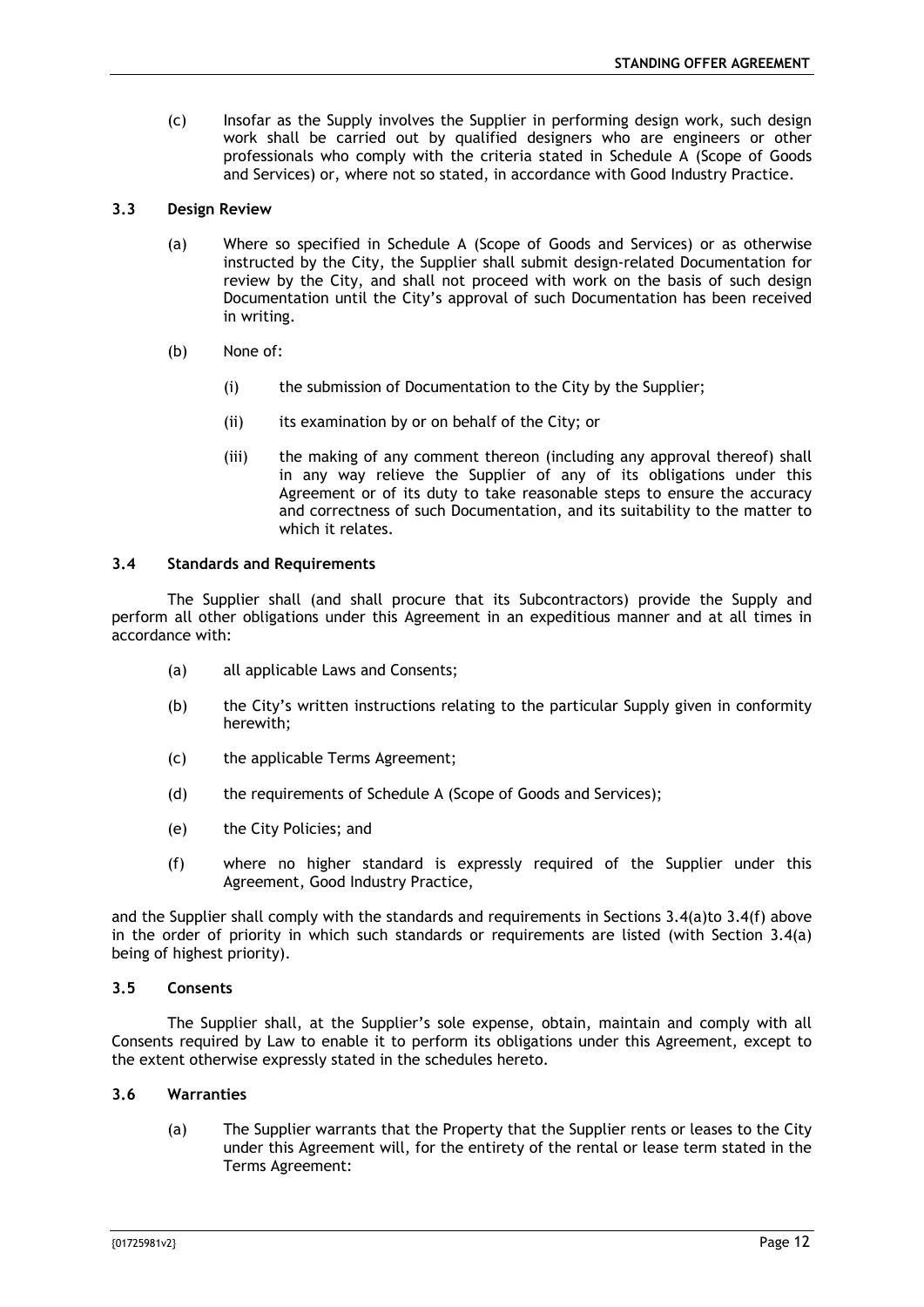(c) Insofar as the Supply involves the Supplier in performing design work, such design work shall be carried out by qualified designers who are engineers or other professionals who comply with the criteria stated in Schedule A (Scope of Goods and Services) or, where not so stated, in accordance with Good Industry Practice.

### 3.3 Design Review

(a) Where so specified in Schedule A (Scope of Goods and Services) or as otherwise instructed by the City, the Supplier shall submit design-related Documentation for review by the City, and shall not proceed with work on the basis of such design Documentation until the City's approval of such Documentation has been received in writing.

(b) None of:

(i) the submission of Documentation to the City by the Supplier;

(ii) its examination by or on behalf of the City; or

(iii) the making of any comment thereon (including any approval thereof) shall in any way relieve the Supplier of any of its obligations under this Agreement or of its duty to take reasonable steps to ensure the accuracy and correctness of such Documentation, and its suitability to the matter to which it relates.

### 3.4 Standards and Requirements

The Supplier shall (and shall procure that its Subcontractors) provide the Supply and perform all other obligations under this Agreement in an expeditious manner and at all times in accordance with:

(a) all applicable Laws and Consents;

(b) the City's written instructions relating to the particular Supply given in conformity herewith;

(c) the applicable Terms Agreement;

(d) the requirements of Schedule A (Scope of Goods and Services);

(e) the City Policies; and

(f) where no higher standard is expressly required of the Supplier under this Agreement, Good Industry Practice,

and the Supplier shall comply with the standards and requirements in Sections 3.4(a)to 3.4(f) above in the order of priority in which such standards or requirements are listed (with Section 3.4(a) being of highest priority).

### 3.5 Consents

The Supplier shall, at the Supplier's sole expense, obtain, maintain and comply with all Consents required by Law to enable it to perform its obligations under this Agreement, except to the extent otherwise expressly stated in the schedules hereto.

### 3.6 Warranties

(a) The Supplier warrants that the Property that the Supplier rents or leases to the City under this Agreement will, for the entirety of the rental or lease term stated in the Terms Agreement: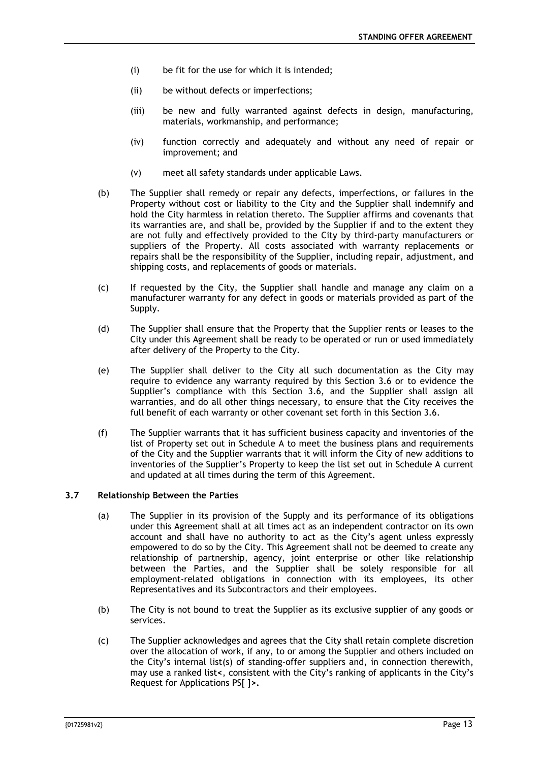(i) be fit for the use for which it is intended;

(ii) be without defects or imperfections;

(iii) be new and fully warranted against defects in design, manufacturing, materials, workmanship, and performance;

(iv) function correctly and adequately and without any need of repair or improvement; and

(v) meet all safety standards under applicable Laws.

(b) The Supplier shall remedy or repair any defects, imperfections, or failures in the Property without cost or liability to the City and the Supplier shall indemnify and hold the City harmless in relation thereto. The Supplier affirms and covenants that its warranties are, and shall be, provided by the Supplier if and to the extent they are not fully and effectively provided to the City by third-party manufacturers or suppliers of the Property. All costs associated with warranty replacements or repairs shall be the responsibility of the Supplier, including repair, adjustment, and shipping costs, and replacements of goods or materials.

(c) If requested by the City, the Supplier shall handle and manage any claim on a manufacturer warranty for any defect in goods or materials provided as part of the Supply.

(d) The Supplier shall ensure that the Property that the Supplier rents or leases to the City under this Agreement shall be ready to be operated or run or used immediately after delivery of the Property to the City.

(e) The Supplier shall deliver to the City all such documentation as the City may require to evidence any warranty required by this Section 3.6 or to evidence the Supplier's compliance with this Section 3.6, and the Supplier shall assign all warranties, and do all other things necessary, to ensure that the City receives the full benefit of each warranty or other covenant set forth in this Section 3.6.

(f) The Supplier warrants that it has sufficient business capacity and inventories of the list of Property set out in Schedule A to meet the business plans and requirements of the City and the Supplier warrants that it will inform the City of new additions to inventories of the Supplier's Property to keep the list set out in Schedule A current and updated at all times during the term of this Agreement.

### 3.7 Relationship Between the Parties

(a) The Supplier in its provision of the Supply and its performance of its obligations under this Agreement shall at all times act as an independent contractor on its own account and shall have no authority to act as the City's agent unless expressly empowered to do so by the City. This Agreement shall not be deemed to create any relationship of partnership, agency, joint enterprise or other like relationship between the Parties, and the Supplier shall be solely responsible for all employment-related obligations in connection with its employees, its other Representatives and its Subcontractors and their employees.

(b) The City is not bound to treat the Supplier as its exclusive supplier of any goods or services.

(c) The Supplier acknowledges and agrees that the City shall retain complete discretion over the allocation of work, if any, to or among the Supplier and others included on the City's internal list(s) of standing-offer suppliers and, in connection therewith, may use a ranked list**<**, consistent with the City's ranking of applicants in the City's Request for Applications PS[ ]**>.**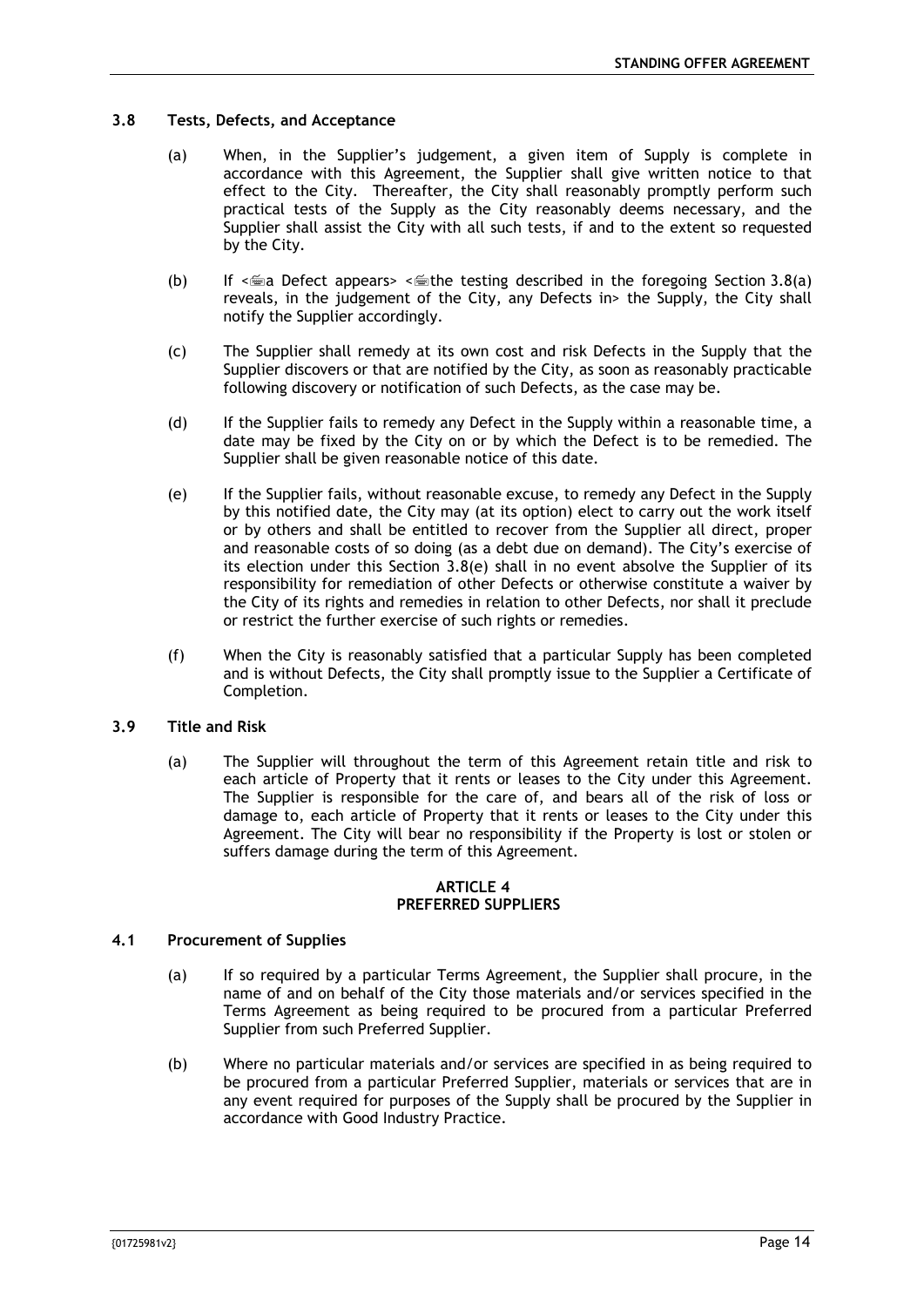### 3.8 Tests, Defects, and Acceptance

(a) When, in the Supplier's judgement, a given item of Supply is complete in accordance with this Agreement, the Supplier shall give written notice to that effect to the City. Thereafter, the City shall reasonably promptly perform such practical tests of the Supply as the City reasonably deems necessary, and the Supplier shall assist the City with all such tests, if and to the extent so requested by the City.

(b) If <a Defect appears> <the testing described in the foregoing Section 3.8(a) reveals, in the judgement of the City, any Defects in> the Supply, the City shall notify the Supplier accordingly.

(c) The Supplier shall remedy at its own cost and risk Defects in the Supply that the Supplier discovers or that are notified by the City, as soon as reasonably practicable following discovery or notification of such Defects, as the case may be.

(d) If the Supplier fails to remedy any Defect in the Supply within a reasonable time, a date may be fixed by the City on or by which the Defect is to be remedied. The Supplier shall be given reasonable notice of this date.

(e) If the Supplier fails, without reasonable excuse, to remedy any Defect in the Supply by this notified date, the City may (at its option) elect to carry out the work itself or by others and shall be entitled to recover from the Supplier all direct, proper and reasonable costs of so doing (as a debt due on demand). The City's exercise of its election under this Section 3.8(e) shall in no event absolve the Supplier of its responsibility for remediation of other Defects or otherwise constitute a waiver by the City of its rights and remedies in relation to other Defects, nor shall it preclude or restrict the further exercise of such rights or remedies.

(f) When the City is reasonably satisfied that a particular Supply has been completed and is without Defects, the City shall promptly issue to the Supplier a Certificate of Completion.

### 3.9 Title and Risk

(a) The Supplier will throughout the term of this Agreement retain title and risk to each article of Property that it rents or leases to the City under this Agreement. The Supplier is responsible for the care of, and bears all of the risk of loss or damage to, each article of Property that it rents or leases to the City under this Agreement. The City will bear no responsibility if the Property is lost or stolen or suffers damage during the term of this Agreement.

## ARTICLE 4
## PREFERRED SUPPLIERS

### 4.1 Procurement of Supplies

(a) If so required by a particular Terms Agreement, the Supplier shall procure, in the name of and on behalf of the City those materials and/or services specified in the Terms Agreement as being required to be procured from a particular Preferred Supplier from such Preferred Supplier.

(b) Where no particular materials and/or services are specified in as being required to be procured from a particular Preferred Supplier, materials or services that are in any event required for purposes of the Supply shall be procured by the Supplier in accordance with Good Industry Practice.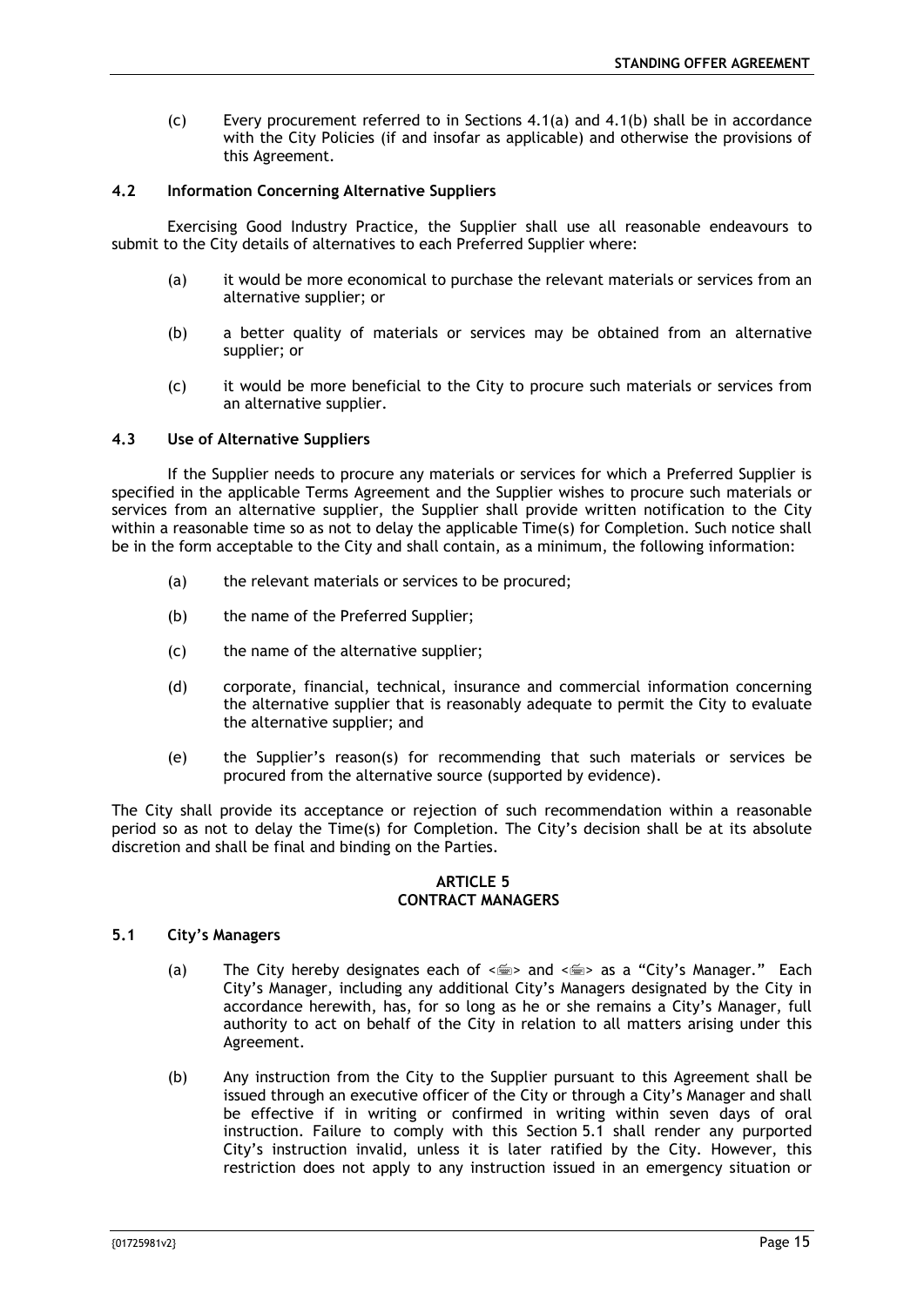(c) Every procurement referred to in Sections 4.1(a) and 4.1(b) shall be in accordance with the City Policies (if and insofar as applicable) and otherwise the provisions of this Agreement.

### 4.2 Information Concerning Alternative Suppliers

Exercising Good Industry Practice, the Supplier shall use all reasonable endeavours to submit to the City details of alternatives to each Preferred Supplier where:

(a) it would be more economical to purchase the relevant materials or services from an alternative supplier; or

(b) a better quality of materials or services may be obtained from an alternative supplier; or

(c) it would be more beneficial to the City to procure such materials or services from an alternative supplier.

### 4.3 Use of Alternative Suppliers

If the Supplier needs to procure any materials or services for which a Preferred Supplier is specified in the applicable Terms Agreement and the Supplier wishes to procure such materials or services from an alternative supplier, the Supplier shall provide written notification to the City within a reasonable time so as not to delay the applicable Time(s) for Completion. Such notice shall be in the form acceptable to the City and shall contain, as a minimum, the following information:

(a) the relevant materials or services to be procured;

(b) the name of the Preferred Supplier;

(c) the name of the alternative supplier;

(d) corporate, financial, technical, insurance and commercial information concerning the alternative supplier that is reasonably adequate to permit the City to evaluate the alternative supplier; and

(e) the Supplier's reason(s) for recommending that such materials or services be procured from the alternative source (supported by evidence).

The City shall provide its acceptance or rejection of such recommendation within a reasonable period so as not to delay the Time(s) for Completion. The City's decision shall be at its absolute discretion and shall be final and binding on the Parties.

## ARTICLE 5
## CONTRACT MANAGERS

### 5.1 City's Managers

(a) The City hereby designates each of <⌨> and <⌨> as a "City's Manager." Each City's Manager, including any additional City's Managers designated by the City in accordance herewith, has, for so long as he or she remains a City's Manager, full authority to act on behalf of the City in relation to all matters arising under this Agreement.

(b) Any instruction from the City to the Supplier pursuant to this Agreement shall be issued through an executive officer of the City or through a City's Manager and shall be effective if in writing or confirmed in writing within seven days of oral instruction. Failure to comply with this Section 5.1 shall render any purported City's instruction invalid, unless it is later ratified by the City. However, this restriction does not apply to any instruction issued in an emergency situation or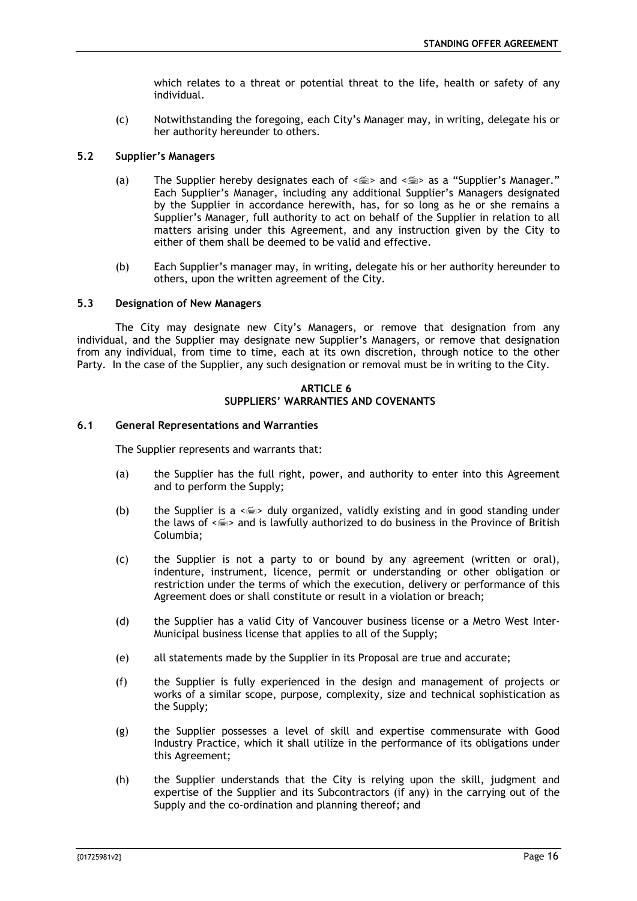which relates to a threat or potential threat to the life, health or safety of any individual.

(c) Notwithstanding the foregoing, each City's Manager may, in writing, delegate his or her authority hereunder to others.

### 5.2 Supplier's Managers

(a) The Supplier hereby designates each of <⌨> and <⌨> as a "Supplier's Manager." Each Supplier's Manager, including any additional Supplier's Managers designated by the Supplier in accordance herewith, has, for so long as he or she remains a Supplier's Manager, full authority to act on behalf of the Supplier in relation to all matters arising under this Agreement, and any instruction given by the City to either of them shall be deemed to be valid and effective.

(b) Each Supplier's manager may, in writing, delegate his or her authority hereunder to others, upon the written agreement of the City.

### 5.3 Designation of New Managers

The City may designate new City's Managers, or remove that designation from any individual, and the Supplier may designate new Supplier's Managers, or remove that designation from any individual, from time to time, each at its own discretion, through notice to the other Party. In the case of the Supplier, any such designation or removal must be in writing to the City.

## ARTICLE 6
## SUPPLIERS' WARRANTIES AND COVENANTS

### 6.1 General Representations and Warranties

The Supplier represents and warrants that:

(a) the Supplier has the full right, power, and authority to enter into this Agreement and to perform the Supply;

(b) the Supplier is a <⌨> duly organized, validly existing and in good standing under the laws of <⌨> and is lawfully authorized to do business in the Province of British Columbia;

(c) the Supplier is not a party to or bound by any agreement (written or oral), indenture, instrument, licence, permit or understanding or other obligation or restriction under the terms of which the execution, delivery or performance of this Agreement does or shall constitute or result in a violation or breach;

(d) the Supplier has a valid City of Vancouver business license or a Metro West Inter-Municipal business license that applies to all of the Supply;

(e) all statements made by the Supplier in its Proposal are true and accurate;

(f) the Supplier is fully experienced in the design and management of projects or works of a similar scope, purpose, complexity, size and technical sophistication as the Supply;

(g) the Supplier possesses a level of skill and expertise commensurate with Good Industry Practice, which it shall utilize in the performance of its obligations under this Agreement;

(h) the Supplier understands that the City is relying upon the skill, judgment and expertise of the Supplier and its Subcontractors (if any) in the carrying out of the Supply and the co-ordination and planning thereof; and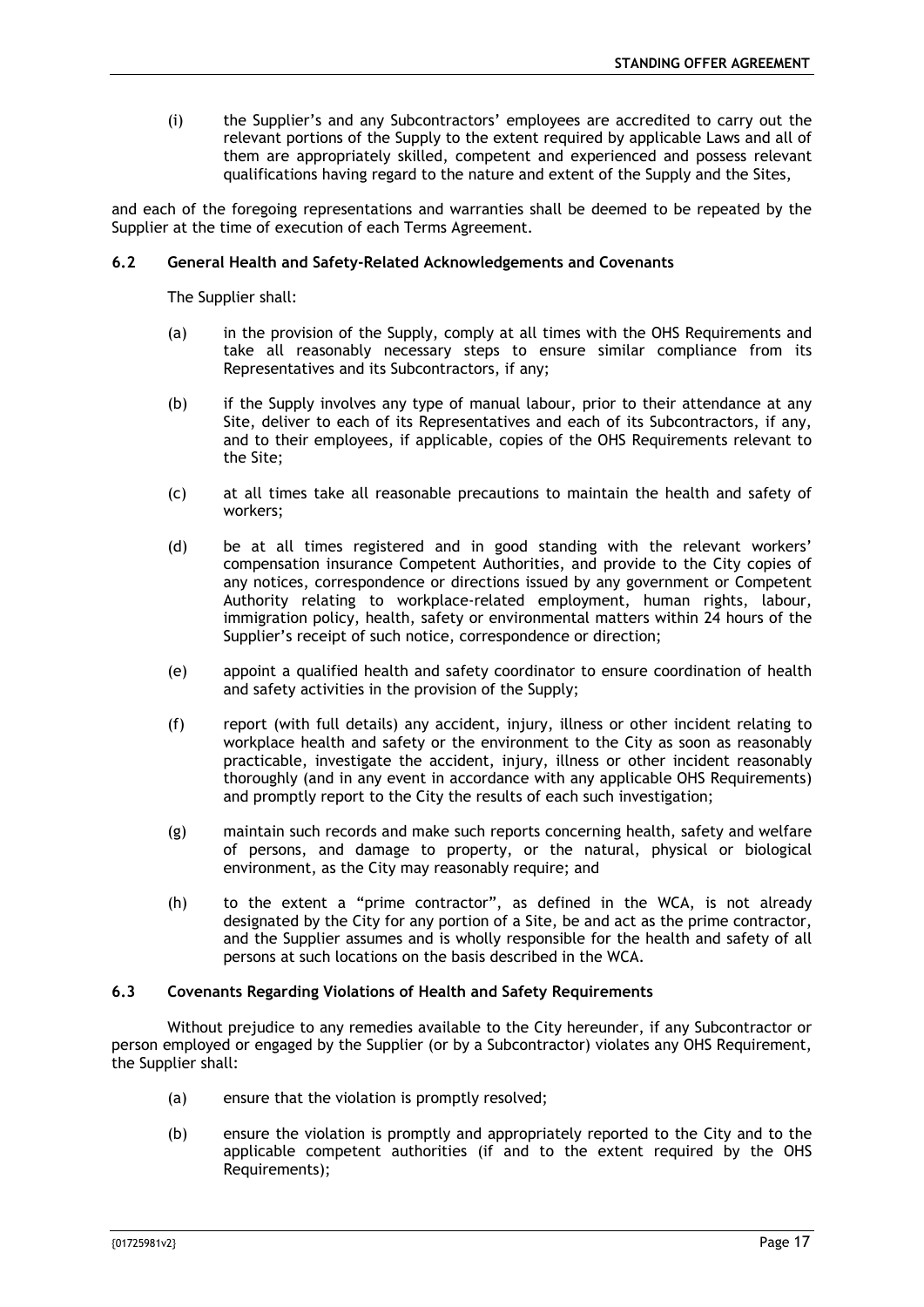(i) the Supplier's and any Subcontractors' employees are accredited to carry out the relevant portions of the Supply to the extent required by applicable Laws and all of them are appropriately skilled, competent and experienced and possess relevant qualifications having regard to the nature and extent of the Supply and the Sites,

and each of the foregoing representations and warranties shall be deemed to be repeated by the Supplier at the time of execution of each Terms Agreement.

### 6.2 General Health and Safety-Related Acknowledgements and Covenants

The Supplier shall:

(a) in the provision of the Supply, comply at all times with the OHS Requirements and take all reasonably necessary steps to ensure similar compliance from its Representatives and its Subcontractors, if any;

(b) if the Supply involves any type of manual labour, prior to their attendance at any Site, deliver to each of its Representatives and each of its Subcontractors, if any, and to their employees, if applicable, copies of the OHS Requirements relevant to the Site;

(c) at all times take all reasonable precautions to maintain the health and safety of workers;

(d) be at all times registered and in good standing with the relevant workers' compensation insurance Competent Authorities, and provide to the City copies of any notices, correspondence or directions issued by any government or Competent Authority relating to workplace-related employment, human rights, labour, immigration policy, health, safety or environmental matters within 24 hours of the Supplier's receipt of such notice, correspondence or direction;

(e) appoint a qualified health and safety coordinator to ensure coordination of health and safety activities in the provision of the Supply;

(f) report (with full details) any accident, injury, illness or other incident relating to workplace health and safety or the environment to the City as soon as reasonably practicable, investigate the accident, injury, illness or other incident reasonably thoroughly (and in any event in accordance with any applicable OHS Requirements) and promptly report to the City the results of each such investigation;

(g) maintain such records and make such reports concerning health, safety and welfare of persons, and damage to property, or the natural, physical or biological environment, as the City may reasonably require; and

(h) to the extent a "prime contractor", as defined in the WCA, is not already designated by the City for any portion of a Site, be and act as the prime contractor, and the Supplier assumes and is wholly responsible for the health and safety of all persons at such locations on the basis described in the WCA.

### 6.3 Covenants Regarding Violations of Health and Safety Requirements

Without prejudice to any remedies available to the City hereunder, if any Subcontractor or person employed or engaged by the Supplier (or by a Subcontractor) violates any OHS Requirement, the Supplier shall:

(a) ensure that the violation is promptly resolved;

(b) ensure the violation is promptly and appropriately reported to the City and to the applicable competent authorities (if and to the extent required by the OHS Requirements);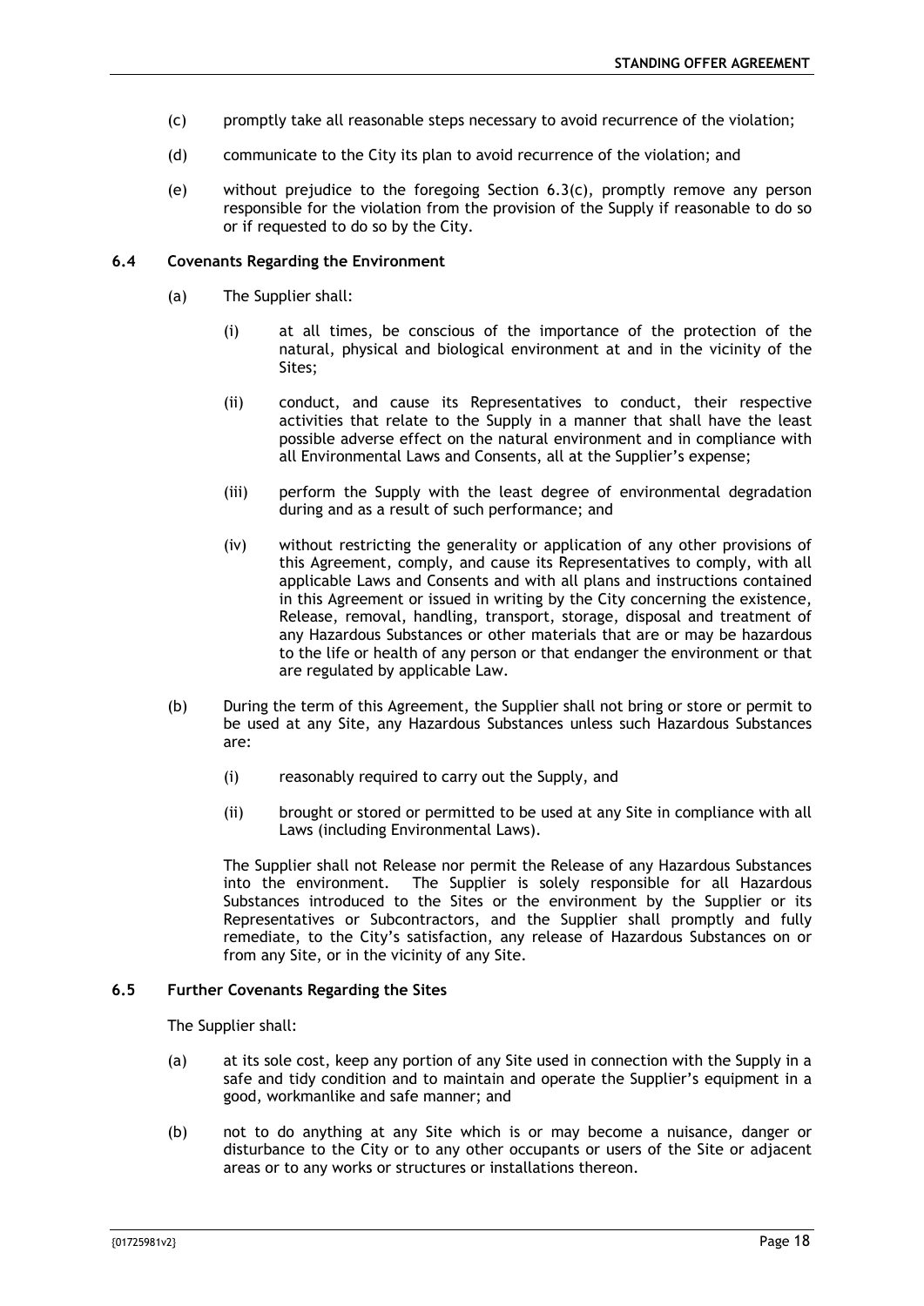(c) promptly take all reasonable steps necessary to avoid recurrence of the violation;

(d) communicate to the City its plan to avoid recurrence of the violation; and

(e) without prejudice to the foregoing Section 6.3(c), promptly remove any person responsible for the violation from the provision of the Supply if reasonable to do so or if requested to do so by the City.

### 6.4 Covenants Regarding the Environment

(a) The Supplier shall:

   (i) at all times, be conscious of the importance of the protection of the natural, physical and biological environment at and in the vicinity of the Sites;

   (ii) conduct, and cause its Representatives to conduct, their respective activities that relate to the Supply in a manner that shall have the least possible adverse effect on the natural environment and in compliance with all Environmental Laws and Consents, all at the Supplier's expense;

   (iii) perform the Supply with the least degree of environmental degradation during and as a result of such performance; and

   (iv) without restricting the generality or application of any other provisions of this Agreement, comply, and cause its Representatives to comply, with all applicable Laws and Consents and with all plans and instructions contained in this Agreement or issued in writing by the City concerning the existence, Release, removal, handling, transport, storage, disposal and treatment of any Hazardous Substances or other materials that are or may be hazardous to the life or health of any person or that endanger the environment or that are regulated by applicable Law.

(b) During the term of this Agreement, the Supplier shall not bring or store or permit to be used at any Site, any Hazardous Substances unless such Hazardous Substances are:

   (i) reasonably required to carry out the Supply, and

   (ii) brought or stored or permitted to be used at any Site in compliance with all Laws (including Environmental Laws).

   The Supplier shall not Release nor permit the Release of any Hazardous Substances into the environment. The Supplier is solely responsible for all Hazardous Substances introduced to the Sites or the environment by the Supplier or its Representatives or Subcontractors, and the Supplier shall promptly and fully remediate, to the City's satisfaction, any release of Hazardous Substances on or from any Site, or in the vicinity of any Site.

### 6.5 Further Covenants Regarding the Sites

The Supplier shall:

(a) at its sole cost, keep any portion of any Site used in connection with the Supply in a safe and tidy condition and to maintain and operate the Supplier's equipment in a good, workmanlike and safe manner; and

(b) not to do anything at any Site which is or may become a nuisance, danger or disturbance to the City or to any other occupants or users of the Site or adjacent areas or to any works or structures or installations thereon.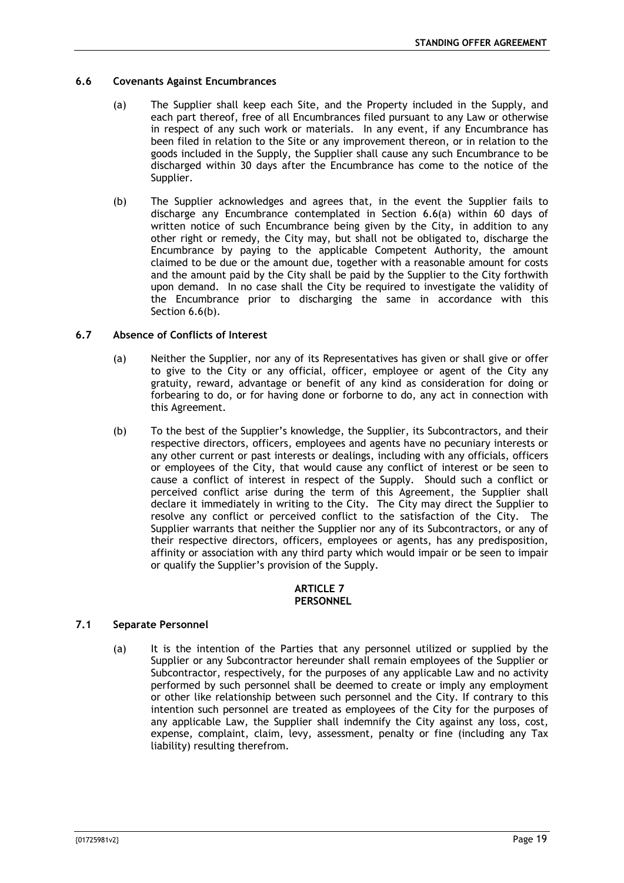### 6.6 Covenants Against Encumbrances

(a) The Supplier shall keep each Site, and the Property included in the Supply, and each part thereof, free of all Encumbrances filed pursuant to any Law or otherwise in respect of any such work or materials. In any event, if any Encumbrance has been filed in relation to the Site or any improvement thereon, or in relation to the goods included in the Supply, the Supplier shall cause any such Encumbrance to be discharged within 30 days after the Encumbrance has come to the notice of the Supplier.

(b) The Supplier acknowledges and agrees that, in the event the Supplier fails to discharge any Encumbrance contemplated in Section 6.6(a) within 60 days of written notice of such Encumbrance being given by the City, in addition to any other right or remedy, the City may, but shall not be obligated to, discharge the Encumbrance by paying to the applicable Competent Authority, the amount claimed to be due or the amount due, together with a reasonable amount for costs and the amount paid by the City shall be paid by the Supplier to the City forthwith upon demand. In no case shall the City be required to investigate the validity of the Encumbrance prior to discharging the same in accordance with this Section 6.6(b).

### 6.7 Absence of Conflicts of Interest

(a) Neither the Supplier, nor any of its Representatives has given or shall give or offer to give to the City or any official, officer, employee or agent of the City any gratuity, reward, advantage or benefit of any kind as consideration for doing or forbearing to do, or for having done or forborne to do, any act in connection with this Agreement.

(b) To the best of the Supplier's knowledge, the Supplier, its Subcontractors, and their respective directors, officers, employees and agents have no pecuniary interests or any other current or past interests or dealings, including with any officials, officers or employees of the City, that would cause any conflict of interest or be seen to cause a conflict of interest in respect of the Supply. Should such a conflict or perceived conflict arise during the term of this Agreement, the Supplier shall declare it immediately in writing to the City. The City may direct the Supplier to resolve any conflict or perceived conflict to the satisfaction of the City. The Supplier warrants that neither the Supplier nor any of its Subcontractors, or any of their respective directors, officers, employees or agents, has any predisposition, affinity or association with any third party which would impair or be seen to impair or qualify the Supplier's provision of the Supply.

## ARTICLE 7
## PERSONNEL

### 7.1 Separate Personnel

(a) It is the intention of the Parties that any personnel utilized or supplied by the Supplier or any Subcontractor hereunder shall remain employees of the Supplier or Subcontractor, respectively, for the purposes of any applicable Law and no activity performed by such personnel shall be deemed to create or imply any employment or other like relationship between such personnel and the City. If contrary to this intention such personnel are treated as employees of the City for the purposes of any applicable Law, the Supplier shall indemnify the City against any loss, cost, expense, complaint, claim, levy, assessment, penalty or fine (including any Tax liability) resulting therefrom.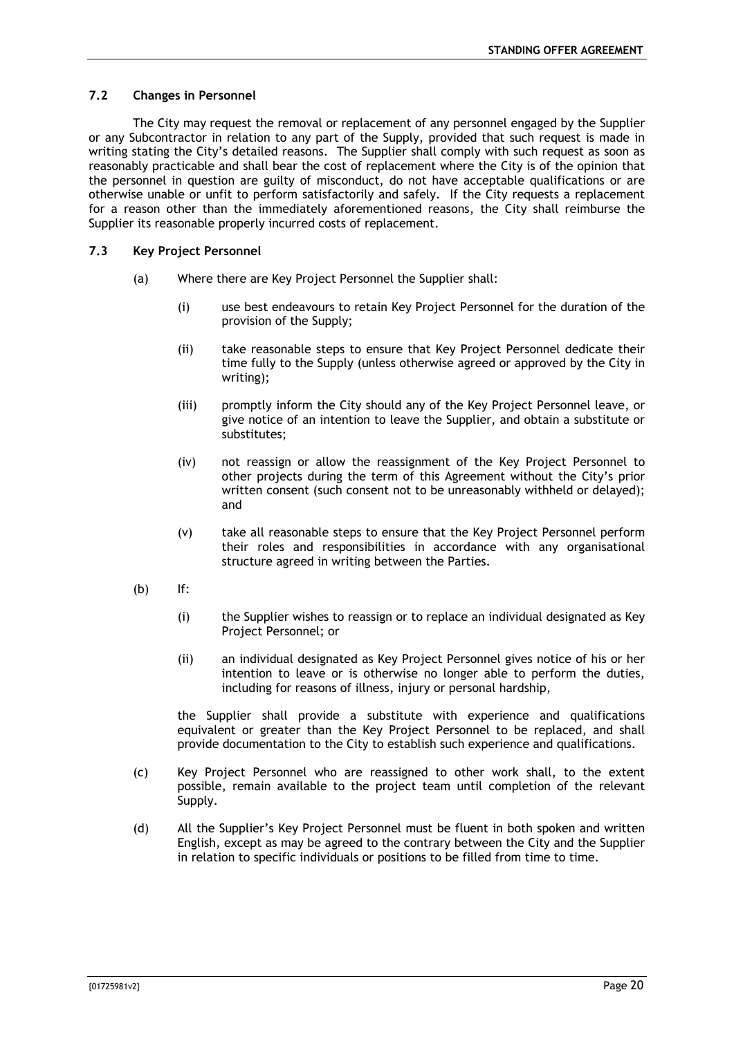### 7.2 Changes in Personnel

The City may request the removal or replacement of any personnel engaged by the Supplier or any Subcontractor in relation to any part of the Supply, provided that such request is made in writing stating the City's detailed reasons. The Supplier shall comply with such request as soon as reasonably practicable and shall bear the cost of replacement where the City is of the opinion that the personnel in question are guilty of misconduct, do not have acceptable qualifications or are otherwise unable or unfit to perform satisfactorily and safely. If the City requests a replacement for a reason other than the immediately aforementioned reasons, the City shall reimburse the Supplier its reasonable properly incurred costs of replacement.

### 7.3 Key Project Personnel

(a) Where there are Key Project Personnel the Supplier shall:

  (i) use best endeavours to retain Key Project Personnel for the duration of the provision of the Supply;

  (ii) take reasonable steps to ensure that Key Project Personnel dedicate their time fully to the Supply (unless otherwise agreed or approved by the City in writing);

  (iii) promptly inform the City should any of the Key Project Personnel leave, or give notice of an intention to leave the Supplier, and obtain a substitute or substitutes;

  (iv) not reassign or allow the reassignment of the Key Project Personnel to other projects during the term of this Agreement without the City's prior written consent (such consent not to be unreasonably withheld or delayed); and

  (v) take all reasonable steps to ensure that the Key Project Personnel perform their roles and responsibilities in accordance with any organisational structure agreed in writing between the Parties.

(b) If:

  (i) the Supplier wishes to reassign or to replace an individual designated as Key Project Personnel; or

  (ii) an individual designated as Key Project Personnel gives notice of his or her intention to leave or is otherwise no longer able to perform the duties, including for reasons of illness, injury or personal hardship,

  the Supplier shall provide a substitute with experience and qualifications equivalent or greater than the Key Project Personnel to be replaced, and shall provide documentation to the City to establish such experience and qualifications.

(c) Key Project Personnel who are reassigned to other work shall, to the extent possible, remain available to the project team until completion of the relevant Supply.

(d) All the Supplier's Key Project Personnel must be fluent in both spoken and written English, except as may be agreed to the contrary between the City and the Supplier in relation to specific individuals or positions to be filled from time to time.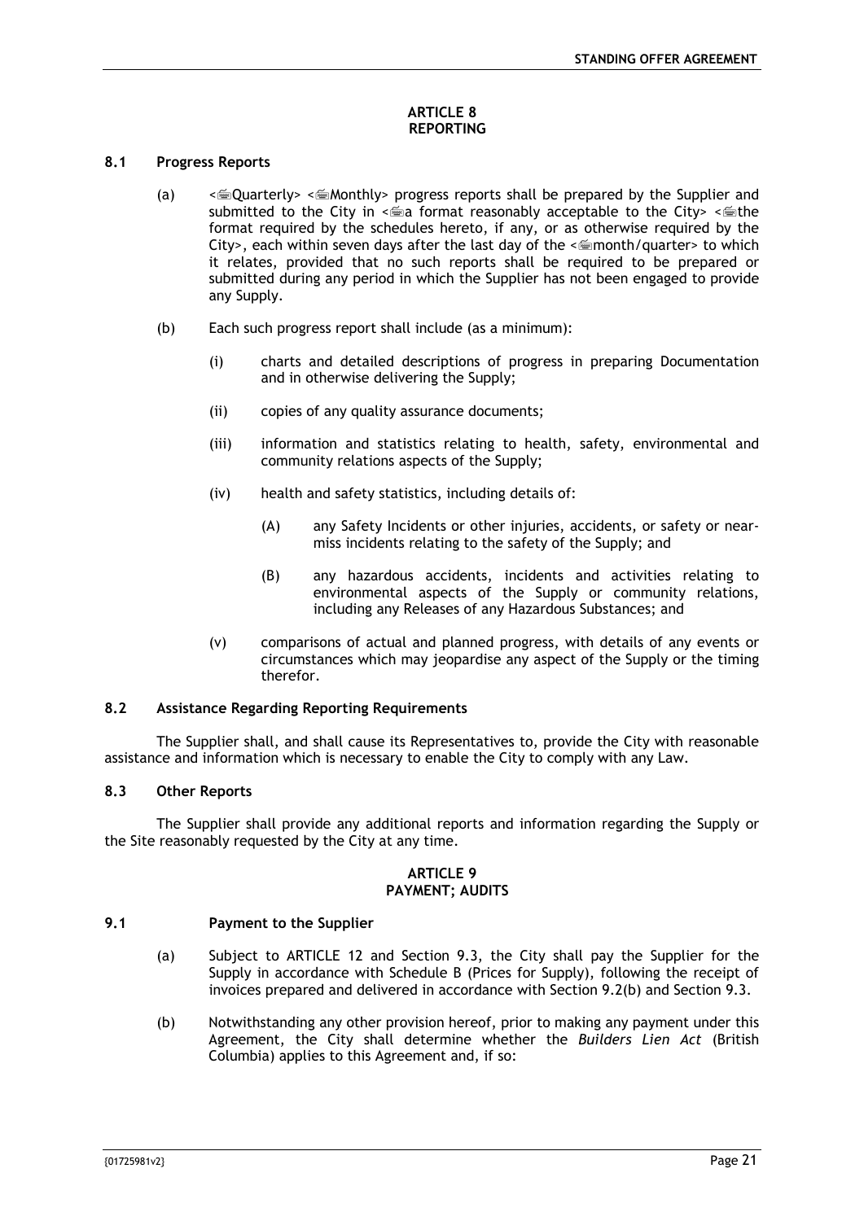# ARTICLE 8
# REPORTING

## 8.1 Progress Reports

(a) <Quarterly> <Monthly> progress reports shall be prepared by the Supplier and submitted to the City in <a format reasonably acceptable to the City> <the format required by the schedules hereto, if any, or as otherwise required by the City>, each within seven days after the last day of the <month/quarter> to which it relates, provided that no such reports shall be required to be prepared or submitted during any period in which the Supplier has not been engaged to provide any Supply.

(b) Each such progress report shall include (as a minimum):

(i) charts and detailed descriptions of progress in preparing Documentation and in otherwise delivering the Supply;

(ii) copies of any quality assurance documents;

(iii) information and statistics relating to health, safety, environmental and community relations aspects of the Supply;

(iv) health and safety statistics, including details of:

(A) any Safety Incidents or other injuries, accidents, or safety or near-miss incidents relating to the safety of the Supply; and

(B) any hazardous accidents, incidents and activities relating to environmental aspects of the Supply or community relations, including any Releases of any Hazardous Substances; and

(v) comparisons of actual and planned progress, with details of any events or circumstances which may jeopardise any aspect of the Supply or the timing therefor.

## 8.2 Assistance Regarding Reporting Requirements

The Supplier shall, and shall cause its Representatives to, provide the City with reasonable assistance and information which is necessary to enable the City to comply with any Law.

## 8.3 Other Reports

The Supplier shall provide any additional reports and information regarding the Supply or the Site reasonably requested by the City at any time.

# ARTICLE 9
# PAYMENT; AUDITS

## 9.1 Payment to the Supplier

(a) Subject to ARTICLE 12 and Section 9.3, the City shall pay the Supplier for the Supply in accordance with Schedule B (Prices for Supply), following the receipt of invoices prepared and delivered in accordance with Section 9.2(b) and Section 9.3.

(b) Notwithstanding any other provision hereof, prior to making any payment under this Agreement, the City shall determine whether the *Builders Lien Act* (British Columbia) applies to this Agreement and, if so: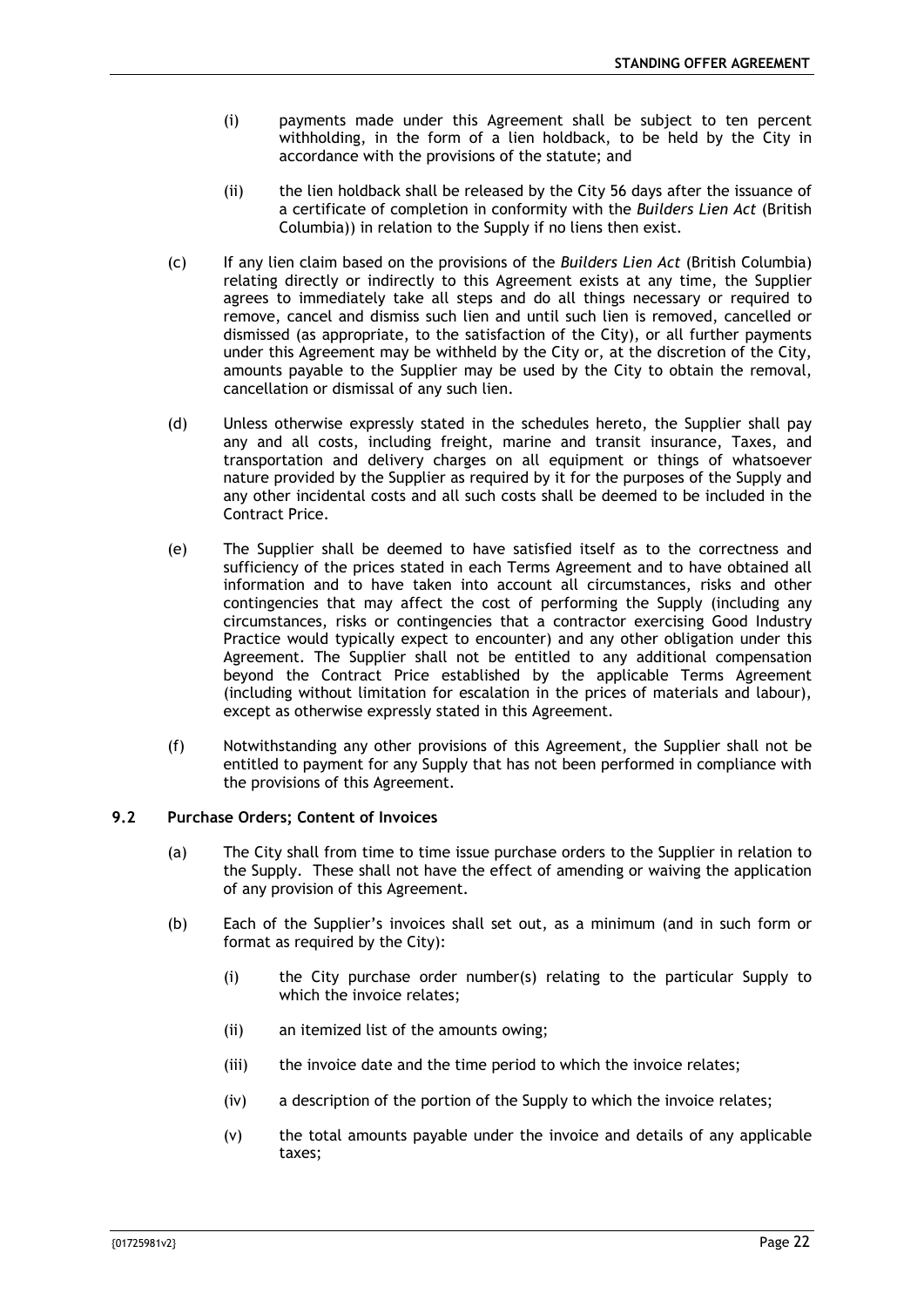(i) payments made under this Agreement shall be subject to ten percent withholding, in the form of a lien holdback, to be held by the City in accordance with the provisions of the statute; and

(ii) the lien holdback shall be released by the City 56 days after the issuance of a certificate of completion in conformity with the *Builders Lien Act* (British Columbia)) in relation to the Supply if no liens then exist.

(c) If any lien claim based on the provisions of the *Builders Lien Act* (British Columbia) relating directly or indirectly to this Agreement exists at any time, the Supplier agrees to immediately take all steps and do all things necessary or required to remove, cancel and dismiss such lien and until such lien is removed, cancelled or dismissed (as appropriate, to the satisfaction of the City), or all further payments under this Agreement may be withheld by the City or, at the discretion of the City, amounts payable to the Supplier may be used by the City to obtain the removal, cancellation or dismissal of any such lien.

(d) Unless otherwise expressly stated in the schedules hereto, the Supplier shall pay any and all costs, including freight, marine and transit insurance, Taxes, and transportation and delivery charges on all equipment or things of whatsoever nature provided by the Supplier as required by it for the purposes of the Supply and any other incidental costs and all such costs shall be deemed to be included in the Contract Price.

(e) The Supplier shall be deemed to have satisfied itself as to the correctness and sufficiency of the prices stated in each Terms Agreement and to have obtained all information and to have taken into account all circumstances, risks and other contingencies that may affect the cost of performing the Supply (including any circumstances, risks or contingencies that a contractor exercising Good Industry Practice would typically expect to encounter) and any other obligation under this Agreement. The Supplier shall not be entitled to any additional compensation beyond the Contract Price established by the applicable Terms Agreement (including without limitation for escalation in the prices of materials and labour), except as otherwise expressly stated in this Agreement.

(f) Notwithstanding any other provisions of this Agreement, the Supplier shall not be entitled to payment for any Supply that has not been performed in compliance with the provisions of this Agreement.

### 9.2 Purchase Orders; Content of Invoices

(a) The City shall from time to time issue purchase orders to the Supplier in relation to the Supply. These shall not have the effect of amending or waiving the application of any provision of this Agreement.

(b) Each of the Supplier's invoices shall set out, as a minimum (and in such form or format as required by the City):

(i) the City purchase order number(s) relating to the particular Supply to which the invoice relates;

(ii) an itemized list of the amounts owing;

(iii) the invoice date and the time period to which the invoice relates;

(iv) a description of the portion of the Supply to which the invoice relates;

(v) the total amounts payable under the invoice and details of any applicable taxes;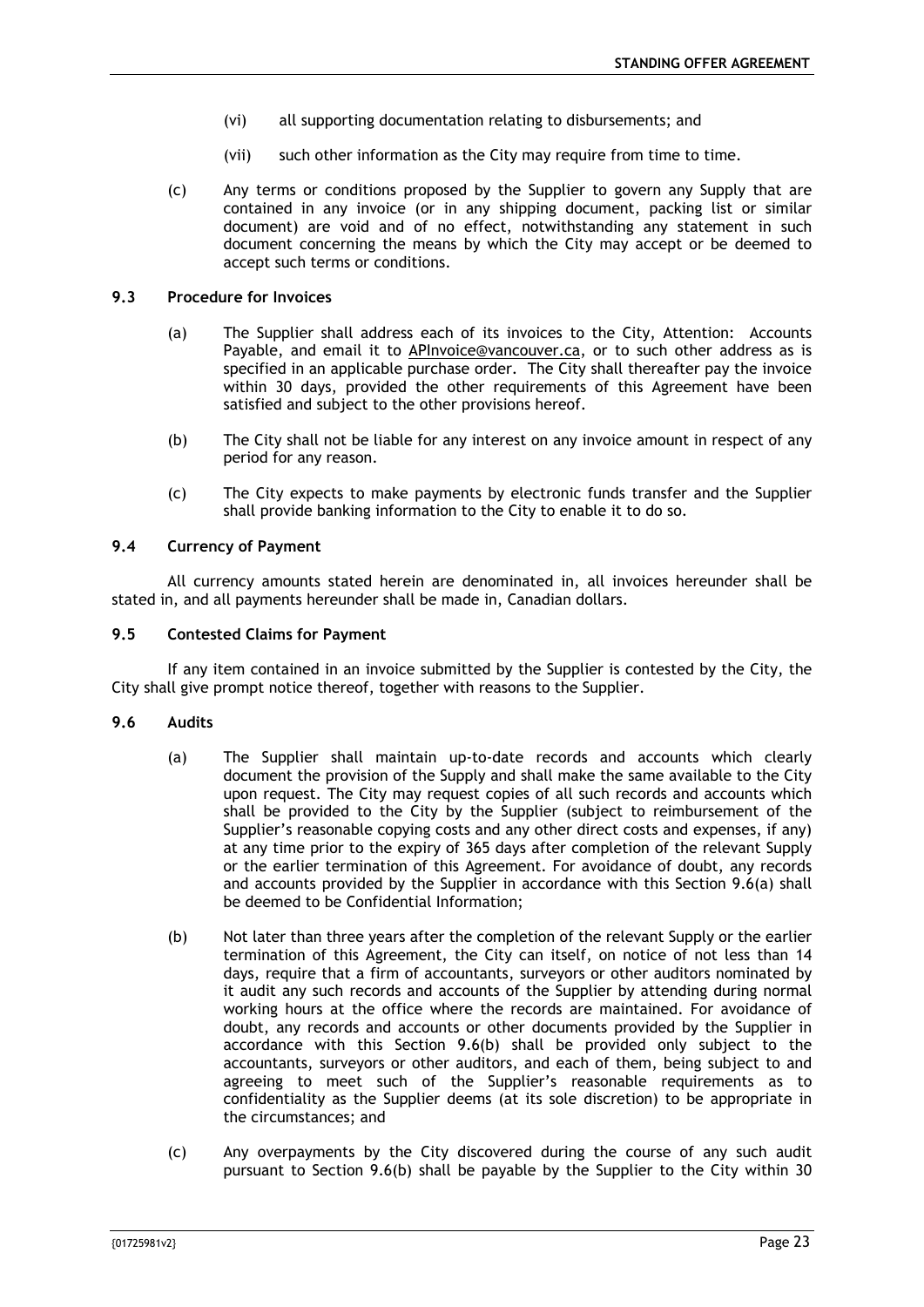(vi) all supporting documentation relating to disbursements; and

(vii) such other information as the City may require from time to time.

(c) Any terms or conditions proposed by the Supplier to govern any Supply that are contained in any invoice (or in any shipping document, packing list or similar document) are void and of no effect, notwithstanding any statement in such document concerning the means by which the City may accept or be deemed to accept such terms or conditions.

**9.3 Procedure for Invoices**

(a) The Supplier shall address each of its invoices to the City, Attention: Accounts Payable, and email it to APInvoice@vancouver.ca, or to such other address as is specified in an applicable purchase order. The City shall thereafter pay the invoice within 30 days, provided the other requirements of this Agreement have been satisfied and subject to the other provisions hereof.

(b) The City shall not be liable for any interest on any invoice amount in respect of any period for any reason.

(c) The City expects to make payments by electronic funds transfer and the Supplier shall provide banking information to the City to enable it to do so.

**9.4 Currency of Payment**

All currency amounts stated herein are denominated in, all invoices hereunder shall be stated in, and all payments hereunder shall be made in, Canadian dollars.

**9.5 Contested Claims for Payment**

If any item contained in an invoice submitted by the Supplier is contested by the City, the City shall give prompt notice thereof, together with reasons to the Supplier.

**9.6 Audits**

(a) The Supplier shall maintain up-to-date records and accounts which clearly document the provision of the Supply and shall make the same available to the City upon request. The City may request copies of all such records and accounts which shall be provided to the City by the Supplier (subject to reimbursement of the Supplier's reasonable copying costs and any other direct costs and expenses, if any) at any time prior to the expiry of 365 days after completion of the relevant Supply or the earlier termination of this Agreement. For avoidance of doubt, any records and accounts provided by the Supplier in accordance with this Section 9.6(a) shall be deemed to be Confidential Information;

(b) Not later than three years after the completion of the relevant Supply or the earlier termination of this Agreement, the City can itself, on notice of not less than 14 days, require that a firm of accountants, surveyors or other auditors nominated by it audit any such records and accounts of the Supplier by attending during normal working hours at the office where the records are maintained. For avoidance of doubt, any records and accounts or other documents provided by the Supplier in accordance with this Section 9.6(b) shall be provided only subject to the accountants, surveyors or other auditors, and each of them, being subject to and agreeing to meet such of the Supplier's reasonable requirements as to confidentiality as the Supplier deems (at its sole discretion) to be appropriate in the circumstances; and

(c) Any overpayments by the City discovered during the course of any such audit pursuant to Section 9.6(b) shall be payable by the Supplier to the City within 30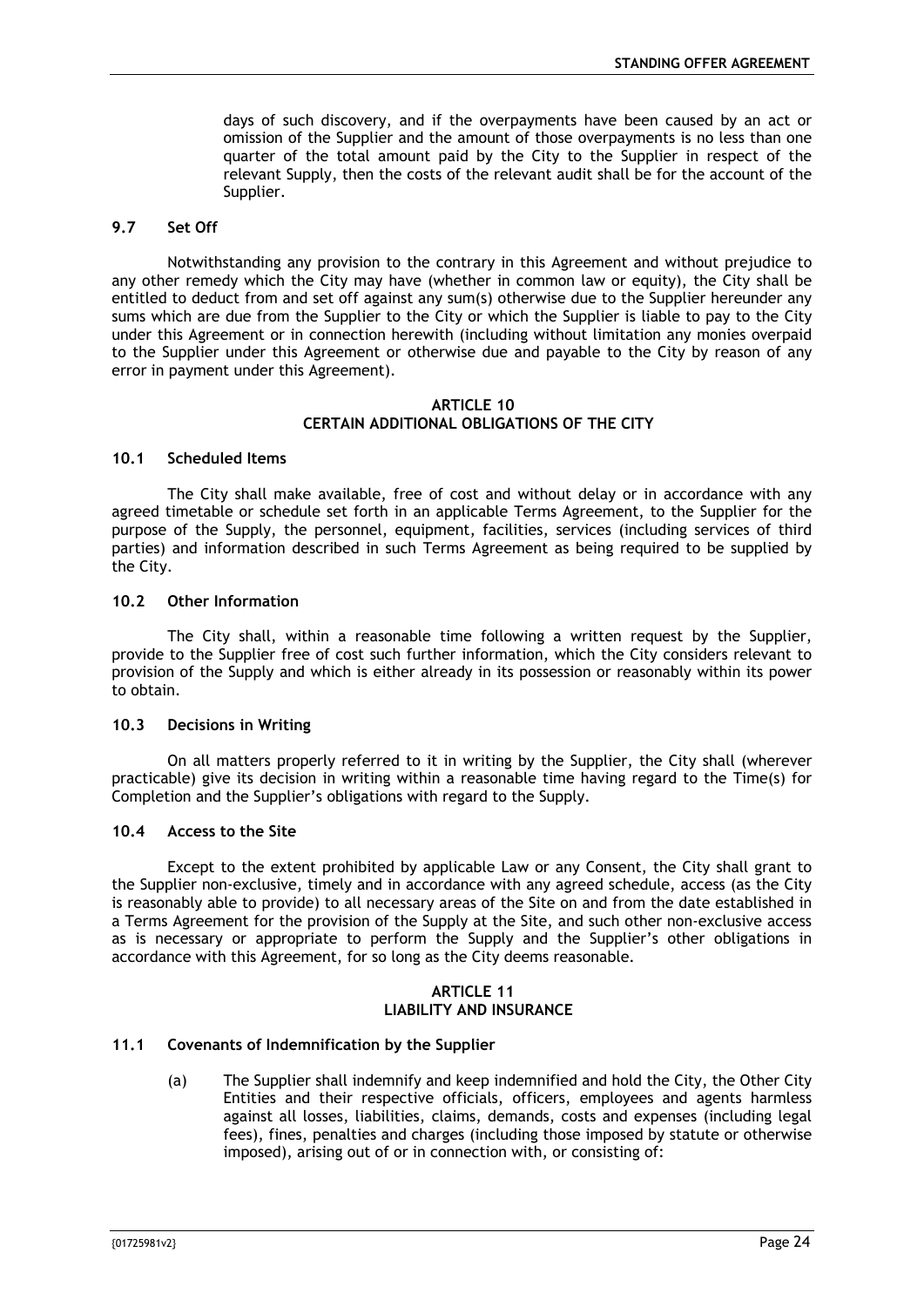days of such discovery, and if the overpayments have been caused by an act or omission of the Supplier and the amount of those overpayments is no less than one quarter of the total amount paid by the City to the Supplier in respect of the relevant Supply, then the costs of the relevant audit shall be for the account of the Supplier.

### 9.7 Set Off

Notwithstanding any provision to the contrary in this Agreement and without prejudice to any other remedy which the City may have (whether in common law or equity), the City shall be entitled to deduct from and set off against any sum(s) otherwise due to the Supplier hereunder any sums which are due from the Supplier to the City or which the Supplier is liable to pay to the City under this Agreement or in connection herewith (including without limitation any monies overpaid to the Supplier under this Agreement or otherwise due and payable to the City by reason of any error in payment under this Agreement).

## ARTICLE 10
## CERTAIN ADDITIONAL OBLIGATIONS OF THE CITY

### 10.1 Scheduled Items

The City shall make available, free of cost and without delay or in accordance with any agreed timetable or schedule set forth in an applicable Terms Agreement, to the Supplier for the purpose of the Supply, the personnel, equipment, facilities, services (including services of third parties) and information described in such Terms Agreement as being required to be supplied by the City.

### 10.2 Other Information

The City shall, within a reasonable time following a written request by the Supplier, provide to the Supplier free of cost such further information, which the City considers relevant to provision of the Supply and which is either already in its possession or reasonably within its power to obtain.

### 10.3 Decisions in Writing

On all matters properly referred to it in writing by the Supplier, the City shall (wherever practicable) give its decision in writing within a reasonable time having regard to the Time(s) for Completion and the Supplier's obligations with regard to the Supply.

### 10.4 Access to the Site

Except to the extent prohibited by applicable Law or any Consent, the City shall grant to the Supplier non-exclusive, timely and in accordance with any agreed schedule, access (as the City is reasonably able to provide) to all necessary areas of the Site on and from the date established in a Terms Agreement for the provision of the Supply at the Site, and such other non-exclusive access as is necessary or appropriate to perform the Supply and the Supplier's other obligations in accordance with this Agreement, for so long as the City deems reasonable.

## ARTICLE 11
## LIABILITY AND INSURANCE

### 11.1 Covenants of Indemnification by the Supplier

(a) The Supplier shall indemnify and keep indemnified and hold the City, the Other City Entities and their respective officials, officers, employees and agents harmless against all losses, liabilities, claims, demands, costs and expenses (including legal fees), fines, penalties and charges (including those imposed by statute or otherwise imposed), arising out of or in connection with, or consisting of: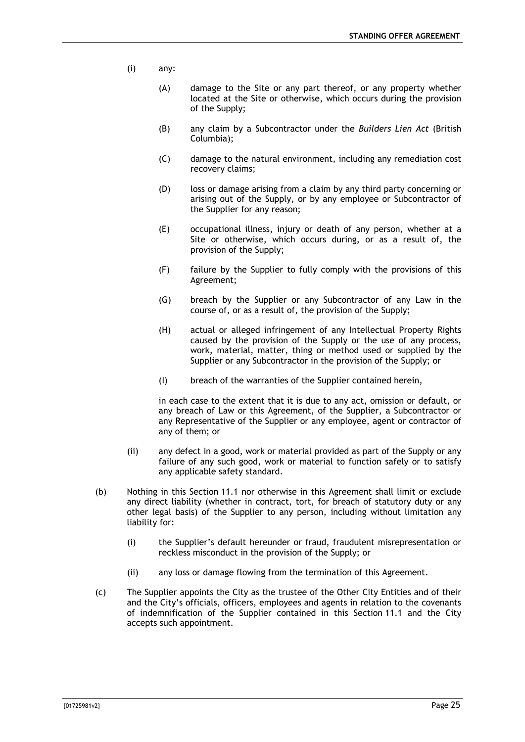(i) any:

(A) damage to the Site or any part thereof, or any property whether located at the Site or otherwise, which occurs during the provision of the Supply;

(B) any claim by a Subcontractor under the *Builders Lien Act* (British Columbia);

(C) damage to the natural environment, including any remediation cost recovery claims;

(D) loss or damage arising from a claim by any third party concerning or arising out of the Supply, or by any employee or Subcontractor of the Supplier for any reason;

(E) occupational illness, injury or death of any person, whether at a Site or otherwise, which occurs during, or as a result of, the provision of the Supply;

(F) failure by the Supplier to fully comply with the provisions of this Agreement;

(G) breach by the Supplier or any Subcontractor of any Law in the course of, or as a result of, the provision of the Supply;

(H) actual or alleged infringement of any Intellectual Property Rights caused by the provision of the Supply or the use of any process, work, material, matter, thing or method used or supplied by the Supplier or any Subcontractor in the provision of the Supply; or

(I) breach of the warranties of the Supplier contained herein,

in each case to the extent that it is due to any act, omission or default, or any breach of Law or this Agreement, of the Supplier, a Subcontractor or any Representative of the Supplier or any employee, agent or contractor of any of them; or

(ii) any defect in a good, work or material provided as part of the Supply or any failure of any such good, work or material to function safely or to satisfy any applicable safety standard.

(b) Nothing in this Section 11.1 nor otherwise in this Agreement shall limit or exclude any direct liability (whether in contract, tort, for breach of statutory duty or any other legal basis) of the Supplier to any person, including without limitation any liability for:

(i) the Supplier's default hereunder or fraud, fraudulent misrepresentation or reckless misconduct in the provision of the Supply; or

(ii) any loss or damage flowing from the termination of this Agreement.

(c) The Supplier appoints the City as the trustee of the Other City Entities and of their and the City's officials, officers, employees and agents in relation to the covenants of indemnification of the Supplier contained in this Section 11.1 and the City accepts such appointment.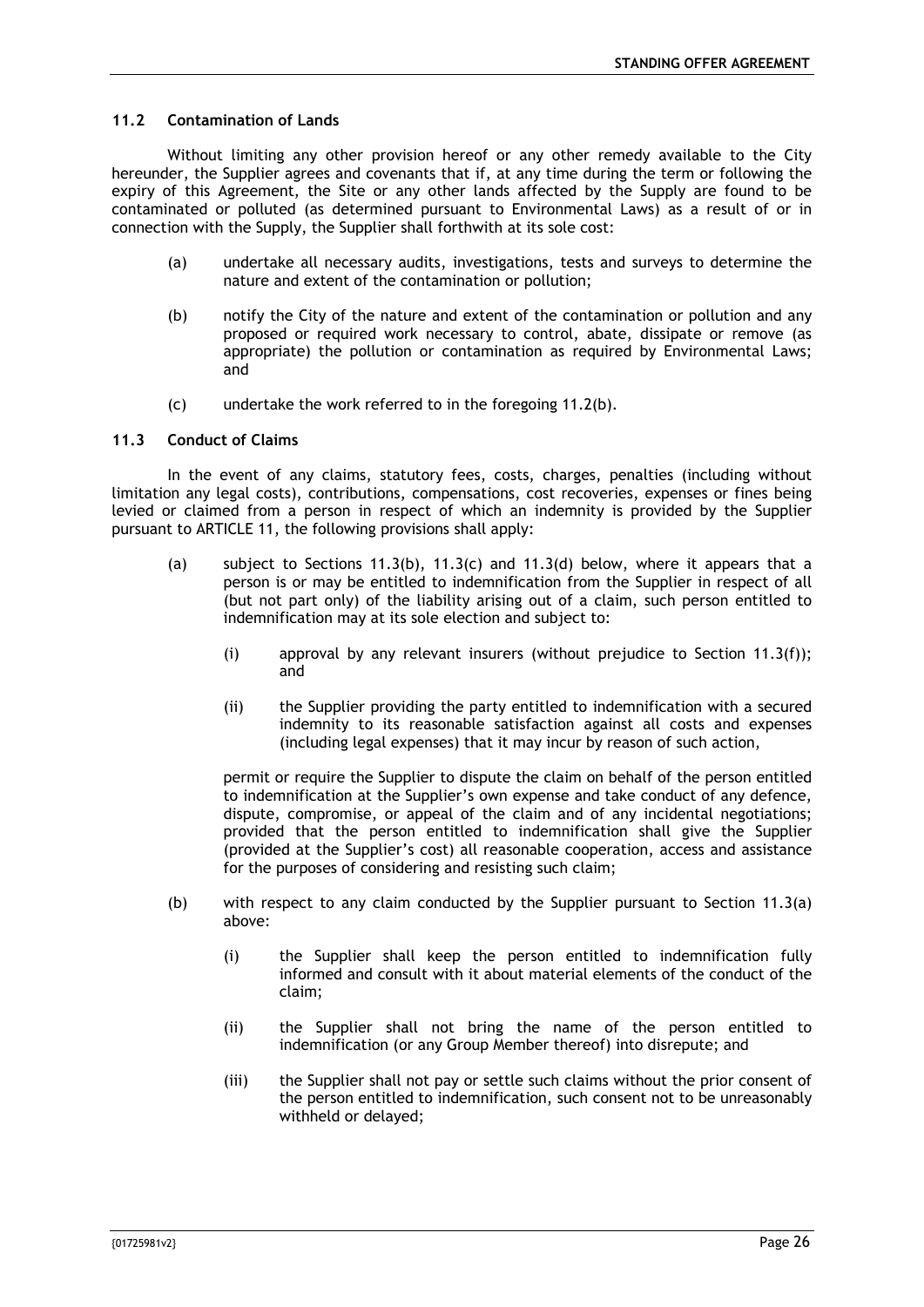### 11.2 Contamination of Lands

Without limiting any other provision hereof or any other remedy available to the City hereunder, the Supplier agrees and covenants that if, at any time during the term or following the expiry of this Agreement, the Site or any other lands affected by the Supply are found to be contaminated or polluted (as determined pursuant to Environmental Laws) as a result of or in connection with the Supply, the Supplier shall forthwith at its sole cost:

(a) undertake all necessary audits, investigations, tests and surveys to determine the nature and extent of the contamination or pollution;

(b) notify the City of the nature and extent of the contamination or pollution and any proposed or required work necessary to control, abate, dissipate or remove (as appropriate) the pollution or contamination as required by Environmental Laws; and

(c) undertake the work referred to in the foregoing 11.2(b).

### 11.3 Conduct of Claims

In the event of any claims, statutory fees, costs, charges, penalties (including without limitation any legal costs), contributions, compensations, cost recoveries, expenses or fines being levied or claimed from a person in respect of which an indemnity is provided by the Supplier pursuant to ARTICLE 11, the following provisions shall apply:

(a) subject to Sections 11.3(b), 11.3(c) and 11.3(d) below, where it appears that a person is or may be entitled to indemnification from the Supplier in respect of all (but not part only) of the liability arising out of a claim, such person entitled to indemnification may at its sole election and subject to:

  (i) approval by any relevant insurers (without prejudice to Section 11.3(f)); and

  (ii) the Supplier providing the party entitled to indemnification with a secured indemnity to its reasonable satisfaction against all costs and expenses (including legal expenses) that it may incur by reason of such action,

  permit or require the Supplier to dispute the claim on behalf of the person entitled to indemnification at the Supplier's own expense and take conduct of any defence, dispute, compromise, or appeal of the claim and of any incidental negotiations; provided that the person entitled to indemnification shall give the Supplier (provided at the Supplier's cost) all reasonable cooperation, access and assistance for the purposes of considering and resisting such claim;

(b) with respect to any claim conducted by the Supplier pursuant to Section 11.3(a) above:

  (i) the Supplier shall keep the person entitled to indemnification fully informed and consult with it about material elements of the conduct of the claim;

  (ii) the Supplier shall not bring the name of the person entitled to indemnification (or any Group Member thereof) into disrepute; and

  (iii) the Supplier shall not pay or settle such claims without the prior consent of the person entitled to indemnification, such consent not to be unreasonably withheld or delayed;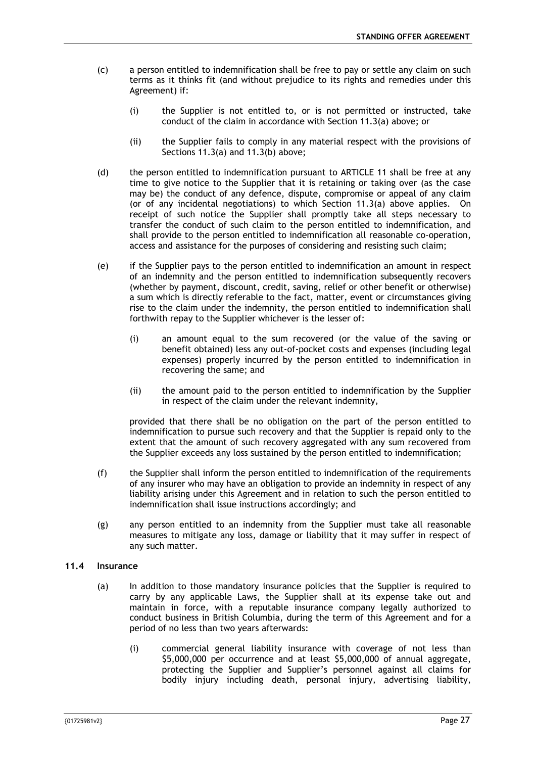(c) a person entitled to indemnification shall be free to pay or settle any claim on such terms as it thinks fit (and without prejudice to its rights and remedies under this Agreement) if:

  (i) the Supplier is not entitled to, or is not permitted or instructed, take conduct of the claim in accordance with Section 11.3(a) above; or

  (ii) the Supplier fails to comply in any material respect with the provisions of Sections 11.3(a) and 11.3(b) above;

(d) the person entitled to indemnification pursuant to ARTICLE 11 shall be free at any time to give notice to the Supplier that it is retaining or taking over (as the case may be) the conduct of any defence, dispute, compromise or appeal of any claim (or of any incidental negotiations) to which Section 11.3(a) above applies. On receipt of such notice the Supplier shall promptly take all steps necessary to transfer the conduct of such claim to the person entitled to indemnification, and shall provide to the person entitled to indemnification all reasonable co-operation, access and assistance for the purposes of considering and resisting such claim;

(e) if the Supplier pays to the person entitled to indemnification an amount in respect of an indemnity and the person entitled to indemnification subsequently recovers (whether by payment, discount, credit, saving, relief or other benefit or otherwise) a sum which is directly referable to the fact, matter, event or circumstances giving rise to the claim under the indemnity, the person entitled to indemnification shall forthwith repay to the Supplier whichever is the lesser of:

  (i) an amount equal to the sum recovered (or the value of the saving or benefit obtained) less any out-of-pocket costs and expenses (including legal expenses) properly incurred by the person entitled to indemnification in recovering the same; and

  (ii) the amount paid to the person entitled to indemnification by the Supplier in respect of the claim under the relevant indemnity,

  provided that there shall be no obligation on the part of the person entitled to indemnification to pursue such recovery and that the Supplier is repaid only to the extent that the amount of such recovery aggregated with any sum recovered from the Supplier exceeds any loss sustained by the person entitled to indemnification;

(f) the Supplier shall inform the person entitled to indemnification of the requirements of any insurer who may have an obligation to provide an indemnity in respect of any liability arising under this Agreement and in relation to such the person entitled to indemnification shall issue instructions accordingly; and

(g) any person entitled to an indemnity from the Supplier must take all reasonable measures to mitigate any loss, damage or liability that it may suffer in respect of any such matter.

### 11.4 Insurance

(a) In addition to those mandatory insurance policies that the Supplier is required to carry by any applicable Laws, the Supplier shall at its expense take out and maintain in force, with a reputable insurance company legally authorized to conduct business in British Columbia, during the term of this Agreement and for a period of no less than two years afterwards:

  (i) commercial general liability insurance with coverage of not less than $5,000,000 per occurrence and at least $5,000,000 of annual aggregate, protecting the Supplier and Supplier's personnel against all claims for bodily injury including death, personal injury, advertising liability,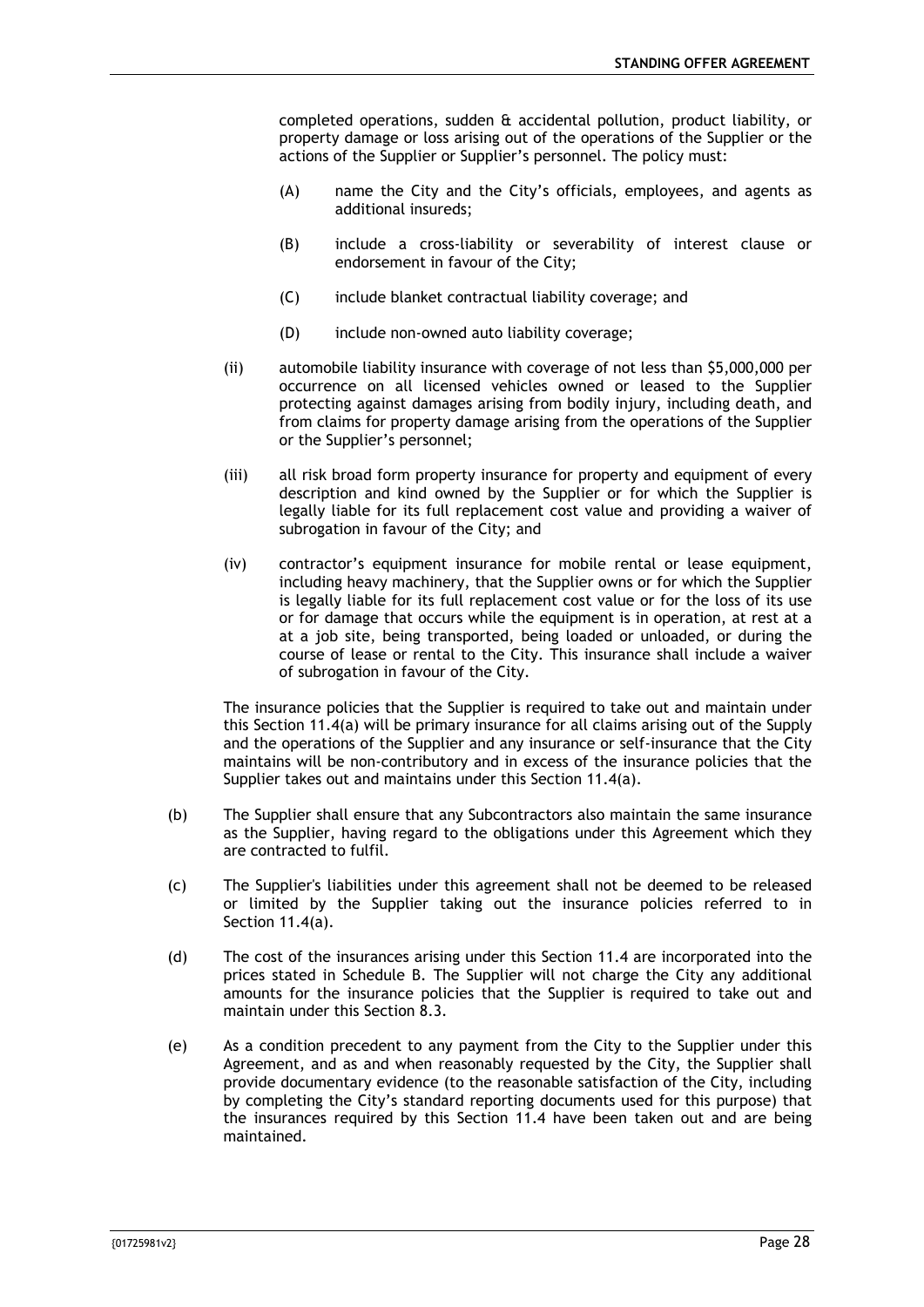completed operations, sudden & accidental pollution, product liability, or property damage or loss arising out of the operations of the Supplier or the actions of the Supplier or Supplier's personnel. The policy must:

(A) name the City and the City's officials, employees, and agents as additional insureds;

(B) include a cross-liability or severability of interest clause or endorsement in favour of the City;

(C) include blanket contractual liability coverage; and

(D) include non-owned auto liability coverage;

(ii) automobile liability insurance with coverage of not less than $5,000,000 per occurrence on all licensed vehicles owned or leased to the Supplier protecting against damages arising from bodily injury, including death, and from claims for property damage arising from the operations of the Supplier or the Supplier's personnel;

(iii) all risk broad form property insurance for property and equipment of every description and kind owned by the Supplier or for which the Supplier is legally liable for its full replacement cost value and providing a waiver of subrogation in favour of the City; and

(iv) contractor's equipment insurance for mobile rental or lease equipment, including heavy machinery, that the Supplier owns or for which the Supplier is legally liable for its full replacement cost value or for the loss of its use or for damage that occurs while the equipment is in operation, at rest at a at a job site, being transported, being loaded or unloaded, or during the course of lease or rental to the City. This insurance shall include a waiver of subrogation in favour of the City.

The insurance policies that the Supplier is required to take out and maintain under this Section 11.4(a) will be primary insurance for all claims arising out of the Supply and the operations of the Supplier and any insurance or self-insurance that the City maintains will be non-contributory and in excess of the insurance policies that the Supplier takes out and maintains under this Section 11.4(a).

(b) The Supplier shall ensure that any Subcontractors also maintain the same insurance as the Supplier, having regard to the obligations under this Agreement which they are contracted to fulfil.

(c) The Supplier's liabilities under this agreement shall not be deemed to be released or limited by the Supplier taking out the insurance policies referred to in Section 11.4(a).

(d) The cost of the insurances arising under this Section 11.4 are incorporated into the prices stated in Schedule B. The Supplier will not charge the City any additional amounts for the insurance policies that the Supplier is required to take out and maintain under this Section 8.3.

(e) As a condition precedent to any payment from the City to the Supplier under this Agreement, and as and when reasonably requested by the City, the Supplier shall provide documentary evidence (to the reasonable satisfaction of the City, including by completing the City's standard reporting documents used for this purpose) that the insurances required by this Section 11.4 have been taken out and are being maintained.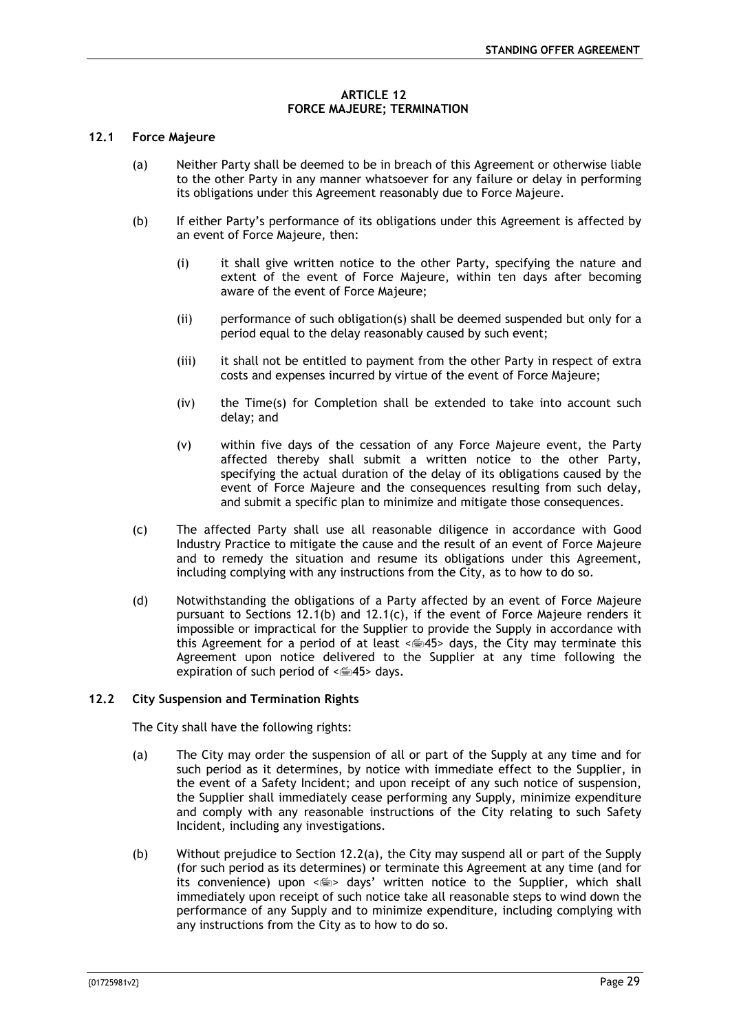## ARTICLE 12
## FORCE MAJEURE; TERMINATION

### 12.1 Force Majeure

(a) Neither Party shall be deemed to be in breach of this Agreement or otherwise liable to the other Party in any manner whatsoever for any failure or delay in performing its obligations under this Agreement reasonably due to Force Majeure.

(b) If either Party's performance of its obligations under this Agreement is affected by an event of Force Majeure, then:

(i) it shall give written notice to the other Party, specifying the nature and extent of the event of Force Majeure, within ten days after becoming aware of the event of Force Majeure;

(ii) performance of such obligation(s) shall be deemed suspended but only for a period equal to the delay reasonably caused by such event;

(iii) it shall not be entitled to payment from the other Party in respect of extra costs and expenses incurred by virtue of the event of Force Majeure;

(iv) the Time(s) for Completion shall be extended to take into account such delay; and

(v) within five days of the cessation of any Force Majeure event, the Party affected thereby shall submit a written notice to the other Party, specifying the actual duration of the delay of its obligations caused by the event of Force Majeure and the consequences resulting from such delay, and submit a specific plan to minimize and mitigate those consequences.

(c) The affected Party shall use all reasonable diligence in accordance with Good Industry Practice to mitigate the cause and the result of an event of Force Majeure and to remedy the situation and resume its obligations under this Agreement, including complying with any instructions from the City, as to how to do so.

(d) Notwithstanding the obligations of a Party affected by an event of Force Majeure pursuant to Sections 12.1(b) and 12.1(c), if the event of Force Majeure renders it impossible or impractical for the Supplier to provide the Supply in accordance with this Agreement for a period of at least <45> days, the City may terminate this Agreement upon notice delivered to the Supplier at any time following the expiration of such period of <45> days.

### 12.2 City Suspension and Termination Rights

The City shall have the following rights:

(a) The City may order the suspension of all or part of the Supply at any time and for such period as it determines, by notice with immediate effect to the Supplier, in the event of a Safety Incident; and upon receipt of any such notice of suspension, the Supplier shall immediately cease performing any Supply, minimize expenditure and comply with any reasonable instructions of the City relating to such Safety Incident, including any investigations.

(b) Without prejudice to Section 12.2(a), the City may suspend all or part of the Supply (for such period as its determines) or terminate this Agreement at any time (and for its convenience) upon <> days' written notice to the Supplier, which shall immediately upon receipt of such notice take all reasonable steps to wind down the performance of any Supply and to minimize expenditure, including complying with any instructions from the City as to how to do so.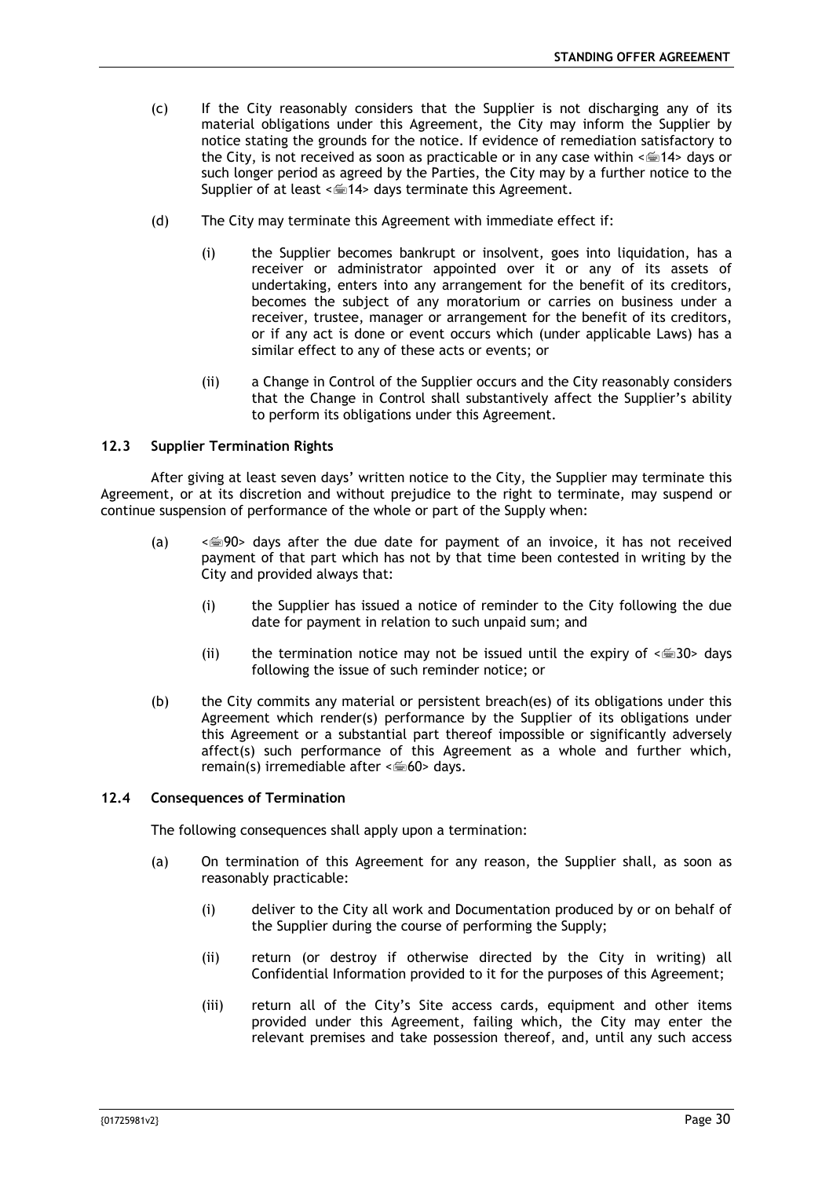(c) If the City reasonably considers that the Supplier is not discharging any of its material obligations under this Agreement, the City may inform the Supplier by notice stating the grounds for the notice. If evidence of remediation satisfactory to the City, is not received as soon as practicable or in any case within <14> days or such longer period as agreed by the Parties, the City may by a further notice to the Supplier of at least <14> days terminate this Agreement.

(d) The City may terminate this Agreement with immediate effect if:

(i) the Supplier becomes bankrupt or insolvent, goes into liquidation, has a receiver or administrator appointed over it or any of its assets of undertaking, enters into any arrangement for the benefit of its creditors, becomes the subject of any moratorium or carries on business under a receiver, trustee, manager or arrangement for the benefit of its creditors, or if any act is done or event occurs which (under applicable Laws) has a similar effect to any of these acts or events; or

(ii) a Change in Control of the Supplier occurs and the City reasonably considers that the Change in Control shall substantively affect the Supplier's ability to perform its obligations under this Agreement.

### 12.3 Supplier Termination Rights

After giving at least seven days' written notice to the City, the Supplier may terminate this Agreement, or at its discretion and without prejudice to the right to terminate, may suspend or continue suspension of performance of the whole or part of the Supply when:

(a) <90> days after the due date for payment of an invoice, it has not received payment of that part which has not by that time been contested in writing by the City and provided always that:

(i) the Supplier has issued a notice of reminder to the City following the due date for payment in relation to such unpaid sum; and

(ii) the termination notice may not be issued until the expiry of <30> days following the issue of such reminder notice; or

(b) the City commits any material or persistent breach(es) of its obligations under this Agreement which render(s) performance by the Supplier of its obligations under this Agreement or a substantial part thereof impossible or significantly adversely affect(s) such performance of this Agreement as a whole and further which, remain(s) irremediable after <60> days.

### 12.4 Consequences of Termination

The following consequences shall apply upon a termination:

(a) On termination of this Agreement for any reason, the Supplier shall, as soon as reasonably practicable:

(i) deliver to the City all work and Documentation produced by or on behalf of the Supplier during the course of performing the Supply;

(ii) return (or destroy if otherwise directed by the City in writing) all Confidential Information provided to it for the purposes of this Agreement;

(iii) return all of the City's Site access cards, equipment and other items provided under this Agreement, failing which, the City may enter the relevant premises and take possession thereof, and, until any such access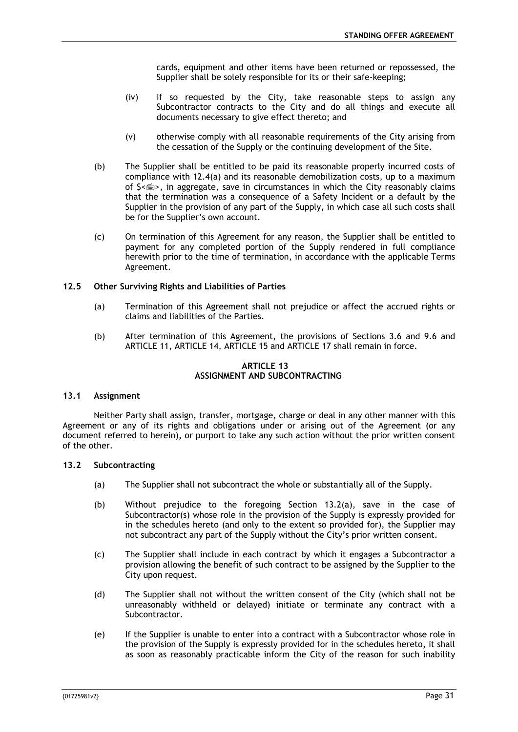cards, equipment and other items have been returned or repossessed, the Supplier shall be solely responsible for its or their safe-keeping;

(iv) if so requested by the City, take reasonable steps to assign any Subcontractor contracts to the City and do all things and execute all documents necessary to give effect thereto; and

(v) otherwise comply with all reasonable requirements of the City arising from the cessation of the Supply or the continuing development of the Site.

(b) The Supplier shall be entitled to be paid its reasonable properly incurred costs of compliance with 12.4(a) and its reasonable demobilization costs, up to a maximum of $<>, in aggregate, save in circumstances in which the City reasonably claims that the termination was a consequence of a Safety Incident or a default by the Supplier in the provision of any part of the Supply, in which case all such costs shall be for the Supplier's own account.

(c) On termination of this Agreement for any reason, the Supplier shall be entitled to payment for any completed portion of the Supply rendered in full compliance herewith prior to the time of termination, in accordance with the applicable Terms Agreement.

### 12.5 Other Surviving Rights and Liabilities of Parties

(a) Termination of this Agreement shall not prejudice or affect the accrued rights or claims and liabilities of the Parties.

(b) After termination of this Agreement, the provisions of Sections 3.6 and 9.6 and ARTICLE 11, ARTICLE 14, ARTICLE 15 and ARTICLE 17 shall remain in force.

## ARTICLE 13
## ASSIGNMENT AND SUBCONTRACTING

### 13.1 Assignment

Neither Party shall assign, transfer, mortgage, charge or deal in any other manner with this Agreement or any of its rights and obligations under or arising out of the Agreement (or any document referred to herein), or purport to take any such action without the prior written consent of the other.

### 13.2 Subcontracting

(a) The Supplier shall not subcontract the whole or substantially all of the Supply.

(b) Without prejudice to the foregoing Section 13.2(a), save in the case of Subcontractor(s) whose role in the provision of the Supply is expressly provided for in the schedules hereto (and only to the extent so provided for), the Supplier may not subcontract any part of the Supply without the City's prior written consent.

(c) The Supplier shall include in each contract by which it engages a Subcontractor a provision allowing the benefit of such contract to be assigned by the Supplier to the City upon request.

(d) The Supplier shall not without the written consent of the City (which shall not be unreasonably withheld or delayed) initiate or terminate any contract with a Subcontractor.

(e) If the Supplier is unable to enter into a contract with a Subcontractor whose role in the provision of the Supply is expressly provided for in the schedules hereto, it shall as soon as reasonably practicable inform the City of the reason for such inability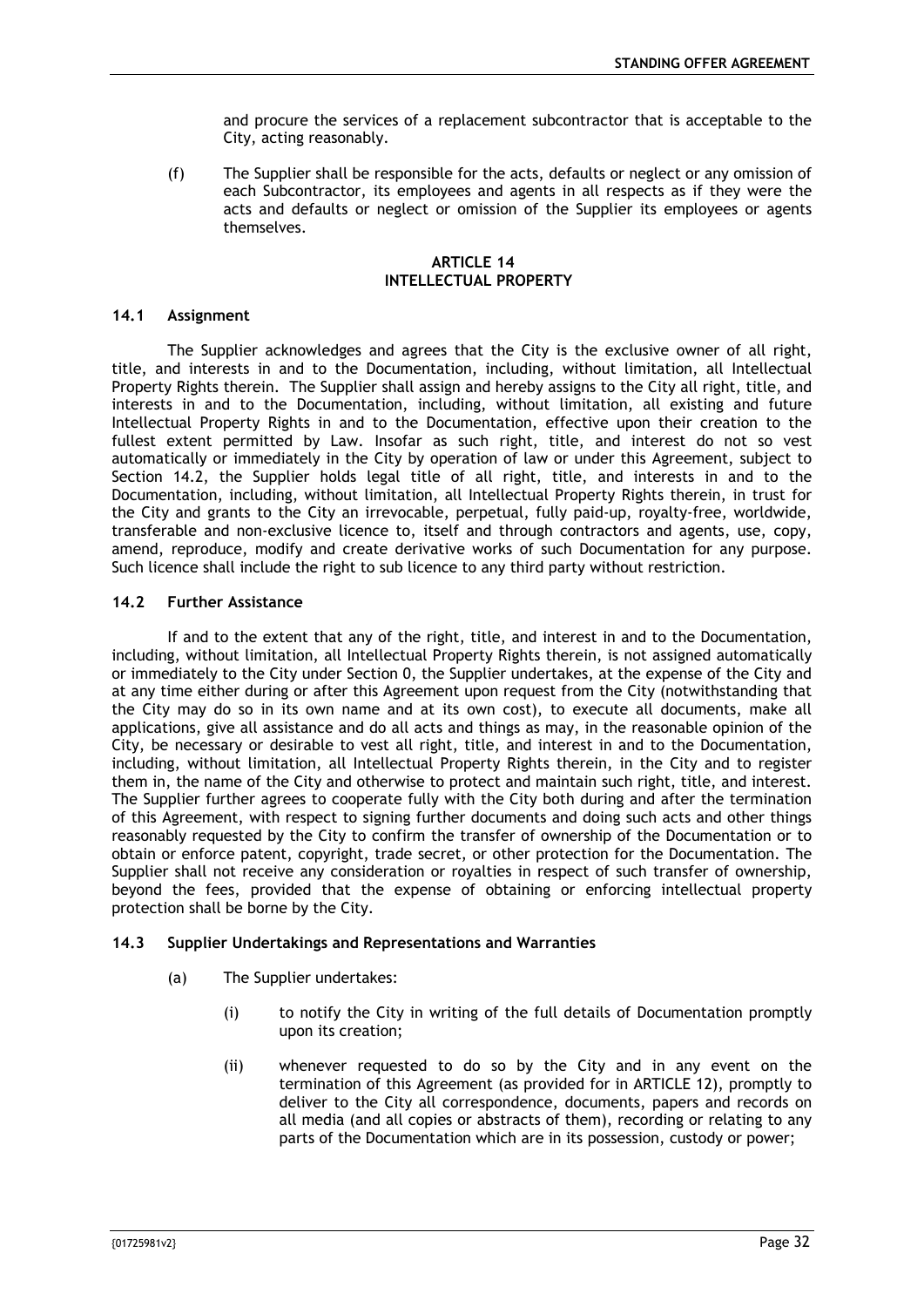and procure the services of a replacement subcontractor that is acceptable to the City, acting reasonably.

(f) The Supplier shall be responsible for the acts, defaults or neglect or any omission of each Subcontractor, its employees and agents in all respects as if they were the acts and defaults or neglect or omission of the Supplier its employees or agents themselves.

## ARTICLE 14
## INTELLECTUAL PROPERTY

### 14.1 Assignment

The Supplier acknowledges and agrees that the City is the exclusive owner of all right, title, and interests in and to the Documentation, including, without limitation, all Intellectual Property Rights therein. The Supplier shall assign and hereby assigns to the City all right, title, and interests in and to the Documentation, including, without limitation, all existing and future Intellectual Property Rights in and to the Documentation, effective upon their creation to the fullest extent permitted by Law. Insofar as such right, title, and interest do not so vest automatically or immediately in the City by operation of law or under this Agreement, subject to Section 14.2, the Supplier holds legal title of all right, title, and interests in and to the Documentation, including, without limitation, all Intellectual Property Rights therein, in trust for the City and grants to the City an irrevocable, perpetual, fully paid-up, royalty-free, worldwide, transferable and non-exclusive licence to, itself and through contractors and agents, use, copy, amend, reproduce, modify and create derivative works of such Documentation for any purpose. Such licence shall include the right to sub licence to any third party without restriction.

### 14.2 Further Assistance

If and to the extent that any of the right, title, and interest in and to the Documentation, including, without limitation, all Intellectual Property Rights therein, is not assigned automatically or immediately to the City under Section 0, the Supplier undertakes, at the expense of the City and at any time either during or after this Agreement upon request from the City (notwithstanding that the City may do so in its own name and at its own cost), to execute all documents, make all applications, give all assistance and do all acts and things as may, in the reasonable opinion of the City, be necessary or desirable to vest all right, title, and interest in and to the Documentation, including, without limitation, all Intellectual Property Rights therein, in the City and to register them in, the name of the City and otherwise to protect and maintain such right, title, and interest. The Supplier further agrees to cooperate fully with the City both during and after the termination of this Agreement, with respect to signing further documents and doing such acts and other things reasonably requested by the City to confirm the transfer of ownership of the Documentation or to obtain or enforce patent, copyright, trade secret, or other protection for the Documentation. The Supplier shall not receive any consideration or royalties in respect of such transfer of ownership, beyond the fees, provided that the expense of obtaining or enforcing intellectual property protection shall be borne by the City.

### 14.3 Supplier Undertakings and Representations and Warranties

(a) The Supplier undertakes:

(i) to notify the City in writing of the full details of Documentation promptly upon its creation;

(ii) whenever requested to do so by the City and in any event on the termination of this Agreement (as provided for in ARTICLE 12), promptly to deliver to the City all correspondence, documents, papers and records on all media (and all copies or abstracts of them), recording or relating to any parts of the Documentation which are in its possession, custody or power;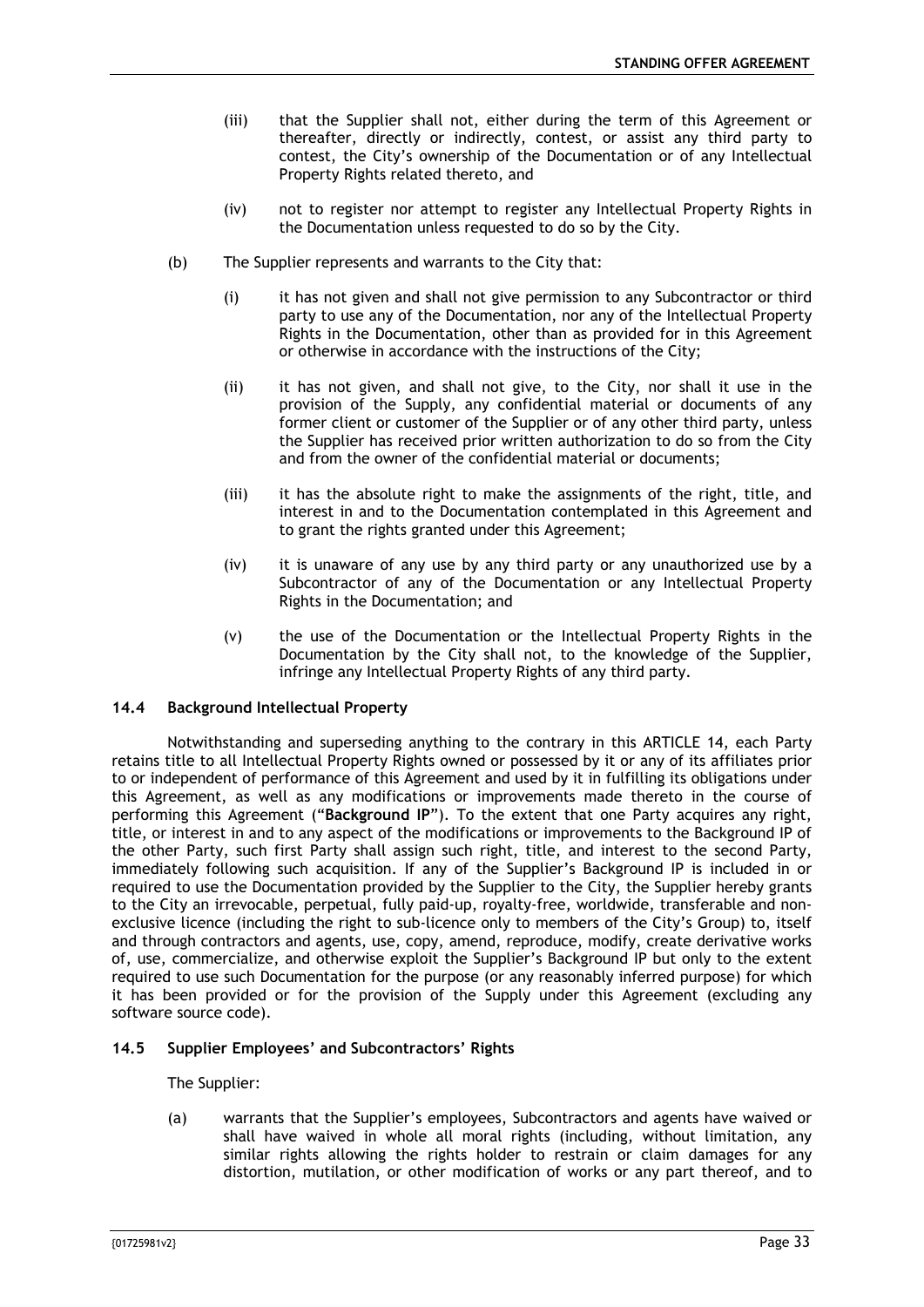(iii) that the Supplier shall not, either during the term of this Agreement or thereafter, directly or indirectly, contest, or assist any third party to contest, the City's ownership of the Documentation or of any Intellectual Property Rights related thereto, and

(iv) not to register nor attempt to register any Intellectual Property Rights in the Documentation unless requested to do so by the City.

(b) The Supplier represents and warrants to the City that:

(i) it has not given and shall not give permission to any Subcontractor or third party to use any of the Documentation, nor any of the Intellectual Property Rights in the Documentation, other than as provided for in this Agreement or otherwise in accordance with the instructions of the City;

(ii) it has not given, and shall not give, to the City, nor shall it use in the provision of the Supply, any confidential material or documents of any former client or customer of the Supplier or of any other third party, unless the Supplier has received prior written authorization to do so from the City and from the owner of the confidential material or documents;

(iii) it has the absolute right to make the assignments of the right, title, and interest in and to the Documentation contemplated in this Agreement and to grant the rights granted under this Agreement;

(iv) it is unaware of any use by any third party or any unauthorized use by a Subcontractor of any of the Documentation or any Intellectual Property Rights in the Documentation; and

(v) the use of the Documentation or the Intellectual Property Rights in the Documentation by the City shall not, to the knowledge of the Supplier, infringe any Intellectual Property Rights of any third party.

### 14.4 Background Intellectual Property

Notwithstanding and superseding anything to the contrary in this ARTICLE 14, each Party retains title to all Intellectual Property Rights owned or possessed by it or any of its affiliates prior to or independent of performance of this Agreement and used by it in fulfilling its obligations under this Agreement, as well as any modifications or improvements made thereto in the course of performing this Agreement ("**Background IP**"). To the extent that one Party acquires any right, title, or interest in and to any aspect of the modifications or improvements to the Background IP of the other Party, such first Party shall assign such right, title, and interest to the second Party, immediately following such acquisition. If any of the Supplier's Background IP is included in or required to use the Documentation provided by the Supplier to the City, the Supplier hereby grants to the City an irrevocable, perpetual, fully paid-up, royalty-free, worldwide, transferable and non-exclusive licence (including the right to sub-licence only to members of the City's Group) to, itself and through contractors and agents, use, copy, amend, reproduce, modify, create derivative works of, use, commercialize, and otherwise exploit the Supplier's Background IP but only to the extent required to use such Documentation for the purpose (or any reasonably inferred purpose) for which it has been provided or for the provision of the Supply under this Agreement (excluding any software source code).

### 14.5 Supplier Employees' and Subcontractors' Rights

The Supplier:

(a) warrants that the Supplier's employees, Subcontractors and agents have waived or shall have waived in whole all moral rights (including, without limitation, any similar rights allowing the rights holder to restrain or claim damages for any distortion, mutilation, or other modification of works or any part thereof, and to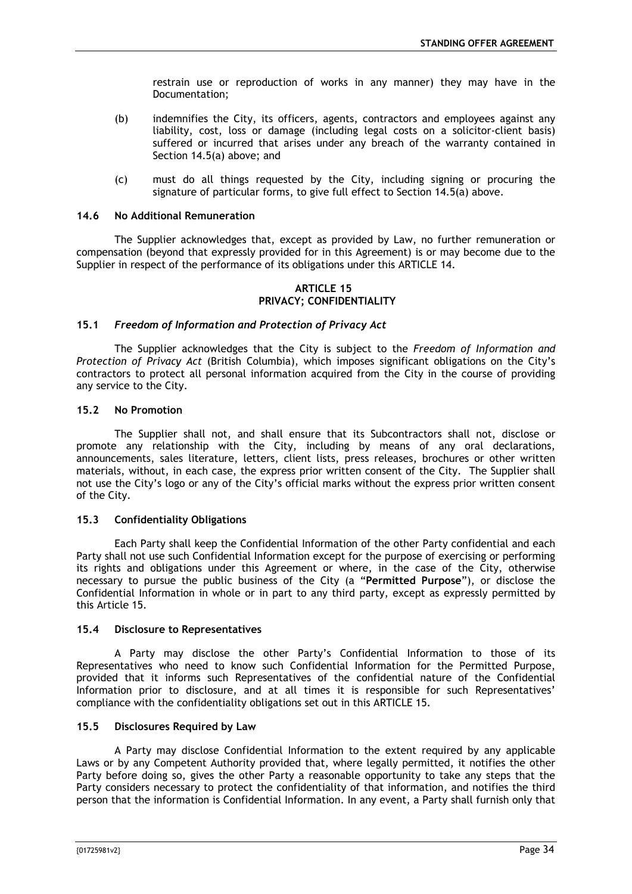restrain use or reproduction of works in any manner) they may have in the Documentation;

(b) indemnifies the City, its officers, agents, contractors and employees against any liability, cost, loss or damage (including legal costs on a solicitor-client basis) suffered or incurred that arises under any breach of the warranty contained in Section 14.5(a) above; and

(c) must do all things requested by the City, including signing or procuring the signature of particular forms, to give full effect to Section 14.5(a) above.

#### 14.6 No Additional Remuneration

The Supplier acknowledges that, except as provided by Law, no further remuneration or compensation (beyond that expressly provided for in this Agreement) is or may become due to the Supplier in respect of the performance of its obligations under this ARTICLE 14.

### ARTICLE 15
### PRIVACY; CONFIDENTIALITY

#### 15.1 *Freedom of Information and Protection of Privacy Act*

The Supplier acknowledges that the City is subject to the *Freedom of Information and Protection of Privacy Act* (British Columbia), which imposes significant obligations on the City's contractors to protect all personal information acquired from the City in the course of providing any service to the City.

#### 15.2 No Promotion

The Supplier shall not, and shall ensure that its Subcontractors shall not, disclose or promote any relationship with the City, including by means of any oral declarations, announcements, sales literature, letters, client lists, press releases, brochures or other written materials, without, in each case, the express prior written consent of the City. The Supplier shall not use the City's logo or any of the City's official marks without the express prior written consent of the City.

#### 15.3 Confidentiality Obligations

Each Party shall keep the Confidential Information of the other Party confidential and each Party shall not use such Confidential Information except for the purpose of exercising or performing its rights and obligations under this Agreement or where, in the case of the City, otherwise necessary to pursue the public business of the City (a "**Permitted Purpose**"), or disclose the Confidential Information in whole or in part to any third party, except as expressly permitted by this Article 15.

#### 15.4 Disclosure to Representatives

A Party may disclose the other Party's Confidential Information to those of its Representatives who need to know such Confidential Information for the Permitted Purpose, provided that it informs such Representatives of the confidential nature of the Confidential Information prior to disclosure, and at all times it is responsible for such Representatives' compliance with the confidentiality obligations set out in this ARTICLE 15.

#### 15.5 Disclosures Required by Law

A Party may disclose Confidential Information to the extent required by any applicable Laws or by any Competent Authority provided that, where legally permitted, it notifies the other Party before doing so, gives the other Party a reasonable opportunity to take any steps that the Party considers necessary to protect the confidentiality of that information, and notifies the third person that the information is Confidential Information. In any event, a Party shall furnish only that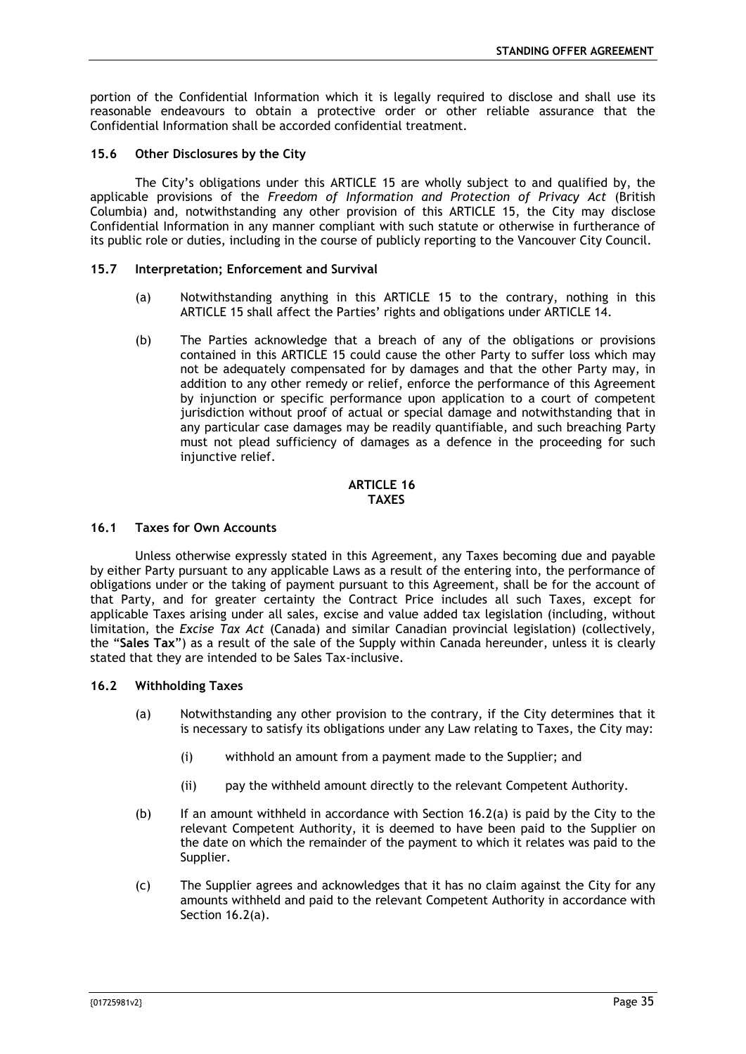portion of the Confidential Information which it is legally required to disclose and shall use its reasonable endeavours to obtain a protective order or other reliable assurance that the Confidential Information shall be accorded confidential treatment.

### 15.6 Other Disclosures by the City

The City's obligations under this ARTICLE 15 are wholly subject to and qualified by, the applicable provisions of the *Freedom of Information and Protection of Privacy Act* (British Columbia) and, notwithstanding any other provision of this ARTICLE 15, the City may disclose Confidential Information in any manner compliant with such statute or otherwise in furtherance of its public role or duties, including in the course of publicly reporting to the Vancouver City Council.

### 15.7 Interpretation; Enforcement and Survival

(a) Notwithstanding anything in this ARTICLE 15 to the contrary, nothing in this ARTICLE 15 shall affect the Parties' rights and obligations under ARTICLE 14.

(b) The Parties acknowledge that a breach of any of the obligations or provisions contained in this ARTICLE 15 could cause the other Party to suffer loss which may not be adequately compensated for by damages and that the other Party may, in addition to any other remedy or relief, enforce the performance of this Agreement by injunction or specific performance upon application to a court of competent jurisdiction without proof of actual or special damage and notwithstanding that in any particular case damages may be readily quantifiable, and such breaching Party must not plead sufficiency of damages as a defence in the proceeding for such injunctive relief.

## ARTICLE 16
## TAXES

### 16.1 Taxes for Own Accounts

Unless otherwise expressly stated in this Agreement, any Taxes becoming due and payable by either Party pursuant to any applicable Laws as a result of the entering into, the performance of obligations under or the taking of payment pursuant to this Agreement, shall be for the account of that Party, and for greater certainty the Contract Price includes all such Taxes, except for applicable Taxes arising under all sales, excise and value added tax legislation (including, without limitation, the *Excise Tax Act* (Canada) and similar Canadian provincial legislation) (collectively, the "**Sales Tax**") as a result of the sale of the Supply within Canada hereunder, unless it is clearly stated that they are intended to be Sales Tax-inclusive.

### 16.2 Withholding Taxes

(a) Notwithstanding any other provision to the contrary, if the City determines that it is necessary to satisfy its obligations under any Law relating to Taxes, the City may:

  (i) withhold an amount from a payment made to the Supplier; and

  (ii) pay the withheld amount directly to the relevant Competent Authority.

(b) If an amount withheld in accordance with Section 16.2(a) is paid by the City to the relevant Competent Authority, it is deemed to have been paid to the Supplier on the date on which the remainder of the payment to which it relates was paid to the Supplier.

(c) The Supplier agrees and acknowledges that it has no claim against the City for any amounts withheld and paid to the relevant Competent Authority in accordance with Section 16.2(a).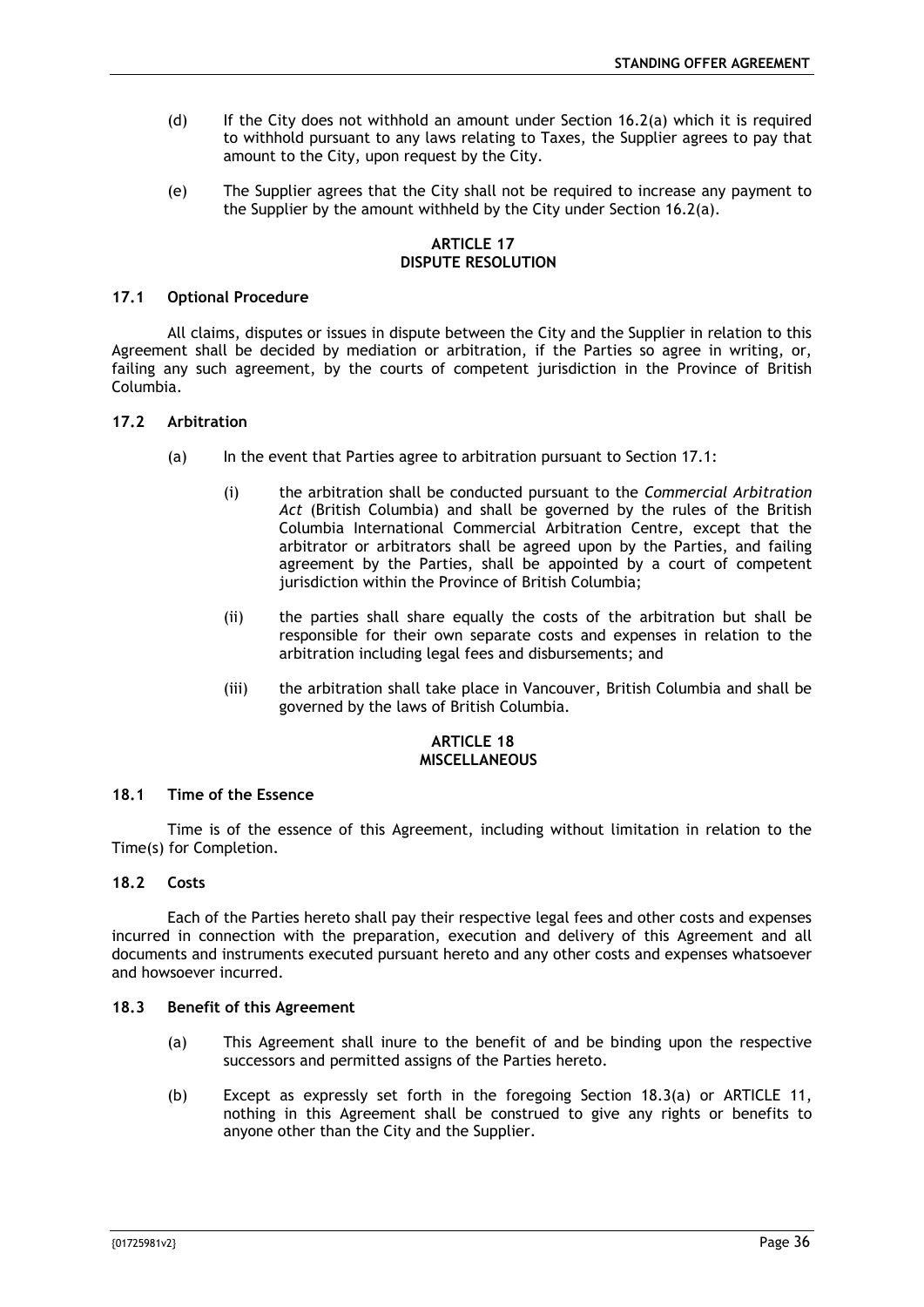(d) If the City does not withhold an amount under Section 16.2(a) which it is required to withhold pursuant to any laws relating to Taxes, the Supplier agrees to pay that amount to the City, upon request by the City.

(e) The Supplier agrees that the City shall not be required to increase any payment to the Supplier by the amount withheld by the City under Section 16.2(a).

## ARTICLE 17
## DISPUTE RESOLUTION

### 17.1 Optional Procedure

All claims, disputes or issues in dispute between the City and the Supplier in relation to this Agreement shall be decided by mediation or arbitration, if the Parties so agree in writing, or, failing any such agreement, by the courts of competent jurisdiction in the Province of British Columbia.

### 17.2 Arbitration

(a) In the event that Parties agree to arbitration pursuant to Section 17.1:

(i) the arbitration shall be conducted pursuant to the *Commercial Arbitration Act* (British Columbia) and shall be governed by the rules of the British Columbia International Commercial Arbitration Centre, except that the arbitrator or arbitrators shall be agreed upon by the Parties, and failing agreement by the Parties, shall be appointed by a court of competent jurisdiction within the Province of British Columbia;

(ii) the parties shall share equally the costs of the arbitration but shall be responsible for their own separate costs and expenses in relation to the arbitration including legal fees and disbursements; and

(iii) the arbitration shall take place in Vancouver, British Columbia and shall be governed by the laws of British Columbia.

## ARTICLE 18
## MISCELLANEOUS

### 18.1 Time of the Essence

Time is of the essence of this Agreement, including without limitation in relation to the Time(s) for Completion.

### 18.2 Costs

Each of the Parties hereto shall pay their respective legal fees and other costs and expenses incurred in connection with the preparation, execution and delivery of this Agreement and all documents and instruments executed pursuant hereto and any other costs and expenses whatsoever and howsoever incurred.

### 18.3 Benefit of this Agreement

(a) This Agreement shall inure to the benefit of and be binding upon the respective successors and permitted assigns of the Parties hereto.

(b) Except as expressly set forth in the foregoing Section 18.3(a) or ARTICLE 11, nothing in this Agreement shall be construed to give any rights or benefits to anyone other than the City and the Supplier.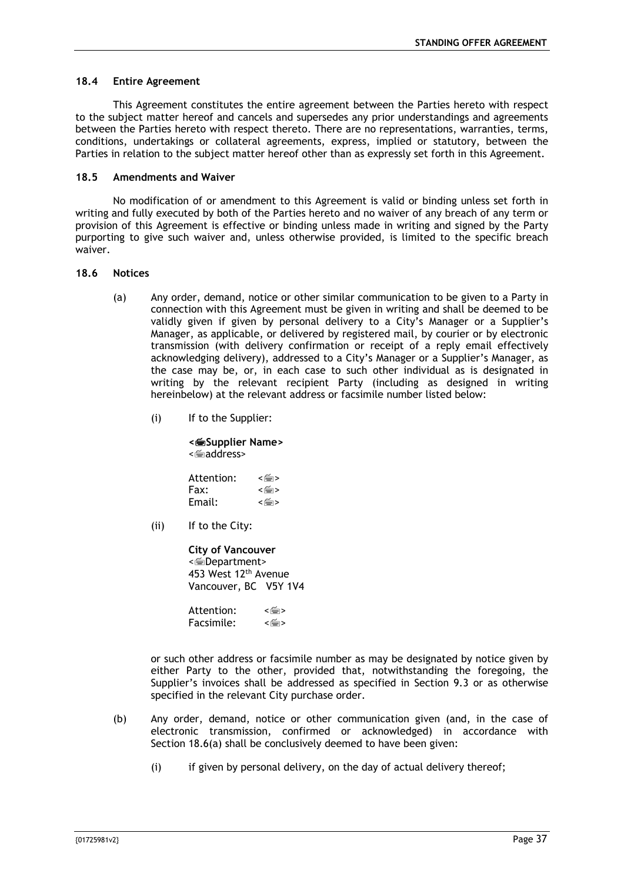#### 18.4 Entire Agreement

This Agreement constitutes the entire agreement between the Parties hereto with respect to the subject matter hereof and cancels and supersedes any prior understandings and agreements between the Parties hereto with respect thereto. There are no representations, warranties, terms, conditions, undertakings or collateral agreements, express, implied or statutory, between the Parties in relation to the subject matter hereof other than as expressly set forth in this Agreement.

#### 18.5 Amendments and Waiver

No modification of or amendment to this Agreement is valid or binding unless set forth in writing and fully executed by both of the Parties hereto and no waiver of any breach of any term or provision of this Agreement is effective or binding unless made in writing and signed by the Party purporting to give such waiver and, unless otherwise provided, is limited to the specific breach waiver.

#### 18.6 Notices

(a) Any order, demand, notice or other similar communication to be given to a Party in connection with this Agreement must be given in writing and shall be deemed to be validly given if given by personal delivery to a City's Manager or a Supplier's Manager, as applicable, or delivered by registered mail, by courier or by electronic transmission (with delivery confirmation or receipt of a reply email effectively acknowledging delivery), addressed to a City's Manager or a Supplier's Manager, as the case may be, or, in each case to such other individual as is designated in writing by the relevant recipient Party (including as designed in writing hereinbelow) at the relevant address or facsimile number listed below:

(i) If to the Supplier:

**<Supplier Name>**
<address>

Attention: <>
Fax: <>
Email: <>

(ii) If to the City:

**City of Vancouver**
<Department>
453 West 12th Avenue
Vancouver, BC V5Y 1V4

Attention: <>
Facsimile: <>

or such other address or facsimile number as may be designated by notice given by either Party to the other, provided that, notwithstanding the foregoing, the Supplier's invoices shall be addressed as specified in Section 9.3 or as otherwise specified in the relevant City purchase order.

(b) Any order, demand, notice or other communication given (and, in the case of electronic transmission, confirmed or acknowledged) in accordance with Section 18.6(a) shall be conclusively deemed to have been given:

(i) if given by personal delivery, on the day of actual delivery thereof;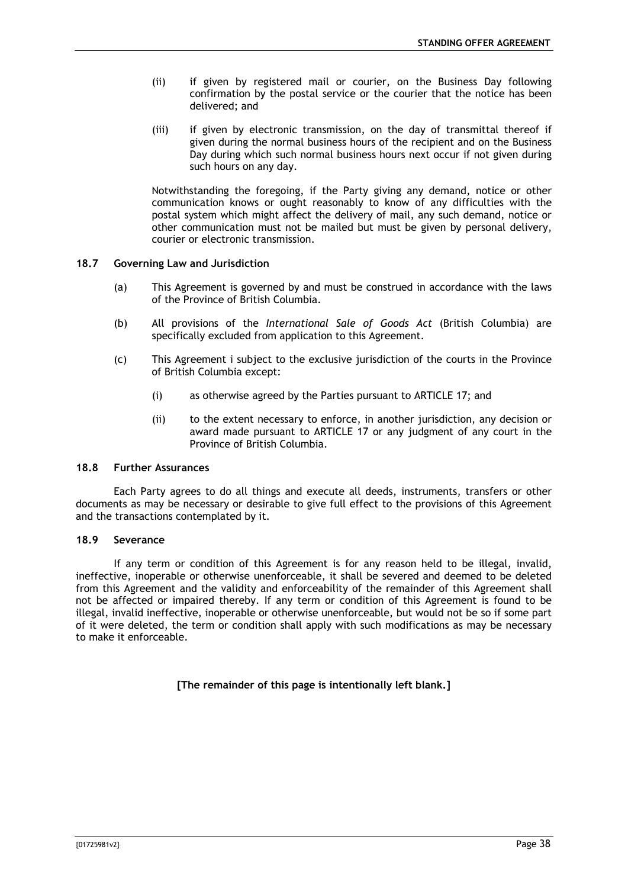(ii) if given by registered mail or courier, on the Business Day following confirmation by the postal service or the courier that the notice has been delivered; and

(iii) if given by electronic transmission, on the day of transmittal thereof if given during the normal business hours of the recipient and on the Business Day during which such normal business hours next occur if not given during such hours on any day.

Notwithstanding the foregoing, if the Party giving any demand, notice or other communication knows or ought reasonably to know of any difficulties with the postal system which might affect the delivery of mail, any such demand, notice or other communication must not be mailed but must be given by personal delivery, courier or electronic transmission.

### 18.7 Governing Law and Jurisdiction

(a) This Agreement is governed by and must be construed in accordance with the laws of the Province of British Columbia.

(b) All provisions of the *International Sale of Goods Act* (British Columbia) are specifically excluded from application to this Agreement.

(c) This Agreement i subject to the exclusive jurisdiction of the courts in the Province of British Columbia except:

(i) as otherwise agreed by the Parties pursuant to ARTICLE 17; and

(ii) to the extent necessary to enforce, in another jurisdiction, any decision or award made pursuant to ARTICLE 17 or any judgment of any court in the Province of British Columbia.

### 18.8 Further Assurances

Each Party agrees to do all things and execute all deeds, instruments, transfers or other documents as may be necessary or desirable to give full effect to the provisions of this Agreement and the transactions contemplated by it.

### 18.9 Severance

If any term or condition of this Agreement is for any reason held to be illegal, invalid, ineffective, inoperable or otherwise unenforceable, it shall be severed and deemed to be deleted from this Agreement and the validity and enforceability of the remainder of this Agreement shall not be affected or impaired thereby. If any term or condition of this Agreement is found to be illegal, invalid ineffective, inoperable or otherwise unenforceable, but would not be so if some part of it were deleted, the term or condition shall apply with such modifications as may be necessary to make it enforceable.

**[The remainder of this page is intentionally left blank.]**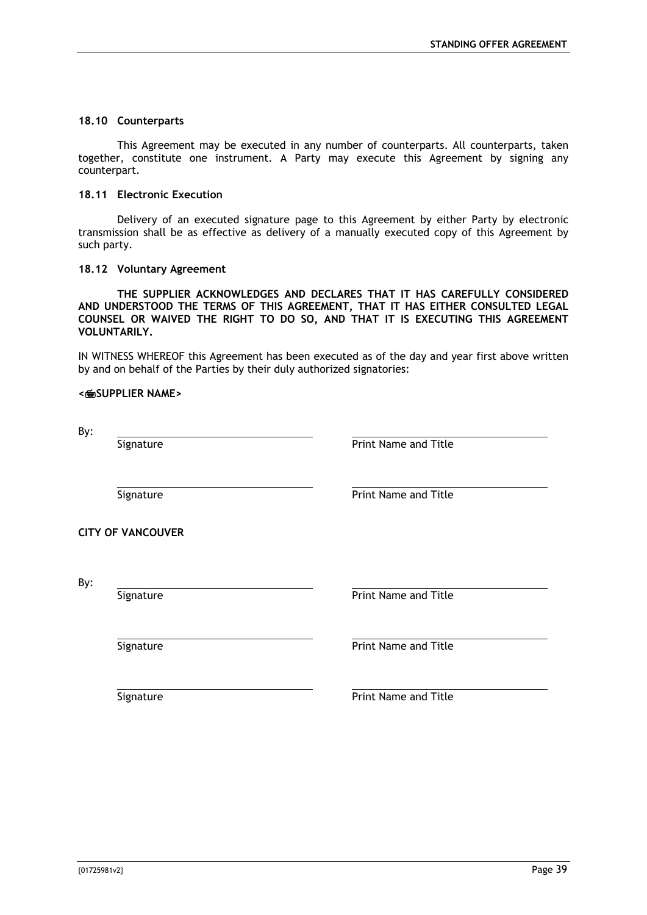### 18.10 Counterparts

This Agreement may be executed in any number of counterparts. All counterparts, taken together, constitute one instrument. A Party may execute this Agreement by signing any counterpart.

### 18.11 Electronic Execution

Delivery of an executed signature page to this Agreement by either Party by electronic transmission shall be as effective as delivery of a manually executed copy of this Agreement by such party.

### 18.12 Voluntary Agreement

**THE SUPPLIER ACKNOWLEDGES AND DECLARES THAT IT HAS CAREFULLY CONSIDERED AND UNDERSTOOD THE TERMS OF THIS AGREEMENT, THAT IT HAS EITHER CONSULTED LEGAL COUNSEL OR WAIVED THE RIGHT TO DO SO, AND THAT IT IS EXECUTING THIS AGREEMENT VOLUNTARILY.**

IN WITNESS WHEREOF this Agreement has been executed as of the day and year first above written by and on behalf of the Parties by their duly authorized signatories:

**<SUPPLIER NAME>**

By:

| Signature | Print Name and Title |
|---|---|
| | |

| Signature | Print Name and Title |
|---|---|
| | |

**CITY OF VANCOUVER**

By:

| Signature | Print Name and Title |
|---|---|
| | |

| Signature | Print Name and Title |
|---|---|
| | |

| Signature | Print Name and Title |
|---|---|
| | |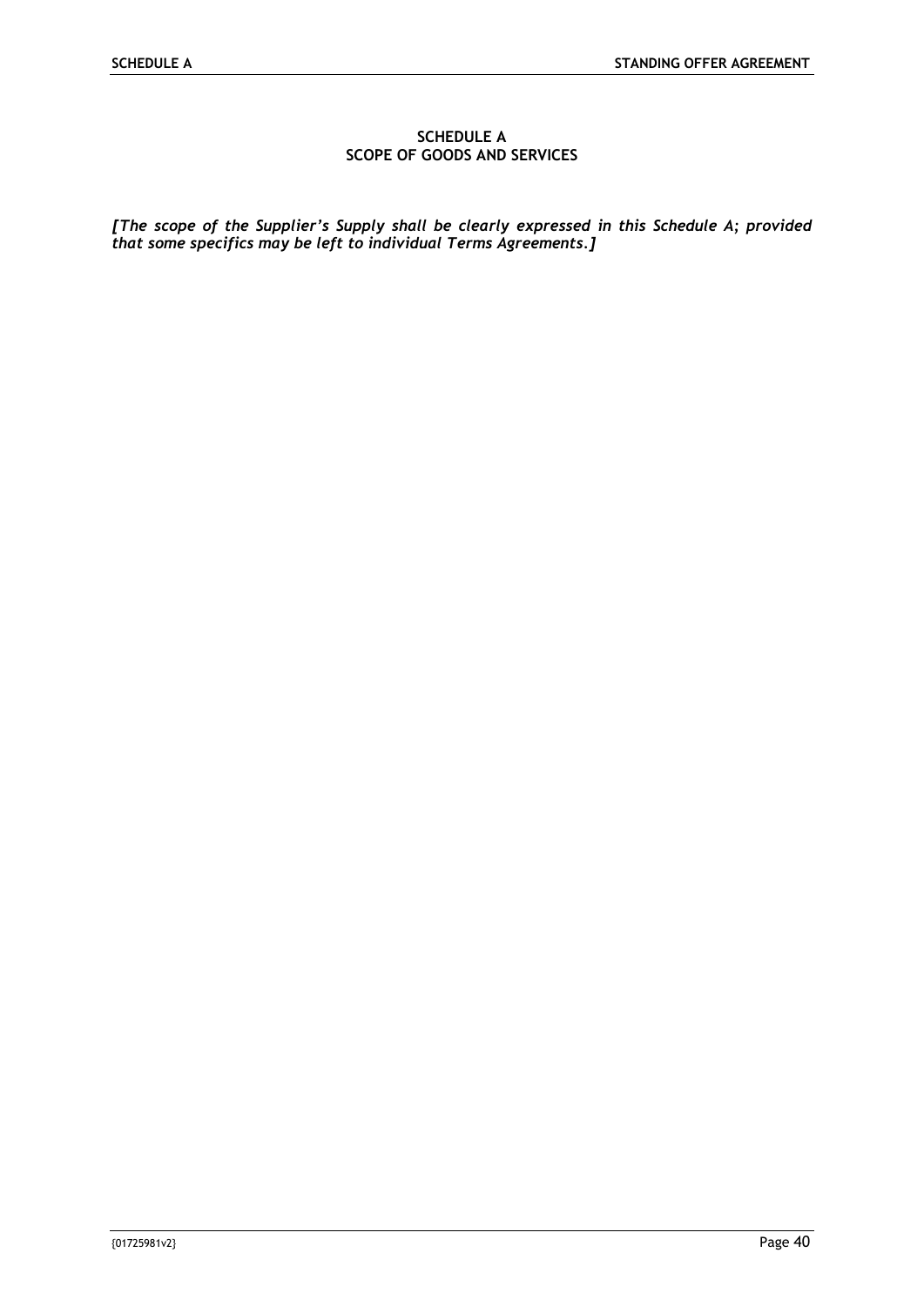# SCHEDULE A
# SCOPE OF GOODS AND SERVICES

***[The scope of the Supplier's Supply shall be clearly expressed in this Schedule A; provided that some specifics may be left to individual Terms Agreements.]***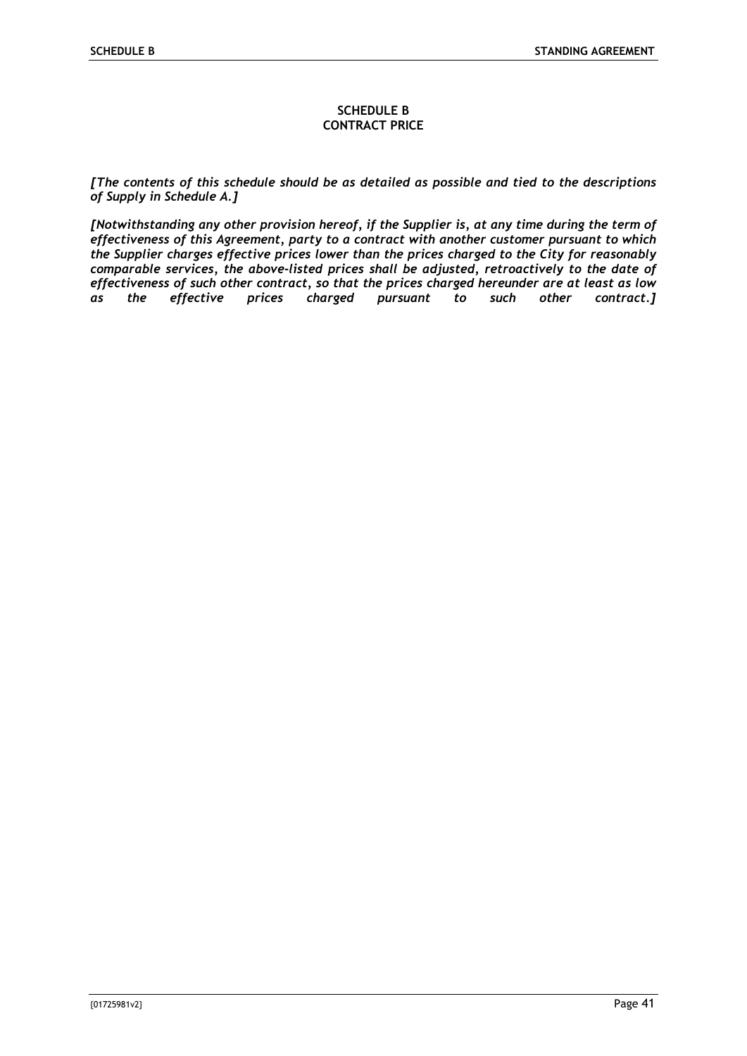# SCHEDULE B
# CONTRACT PRICE

***[The contents of this schedule should be as detailed as possible and tied to the descriptions of Supply in Schedule A.]***

***[Notwithstanding any other provision hereof, if the Supplier is, at any time during the term of effectiveness of this Agreement, party to a contract with another customer pursuant to which the Supplier charges effective prices lower than the prices charged to the City for reasonably comparable services, the above-listed prices shall be adjusted, retroactively to the date of effectiveness of such other contract, so that the prices charged hereunder are at least as low as the effective prices charged pursuant to such other contract.]***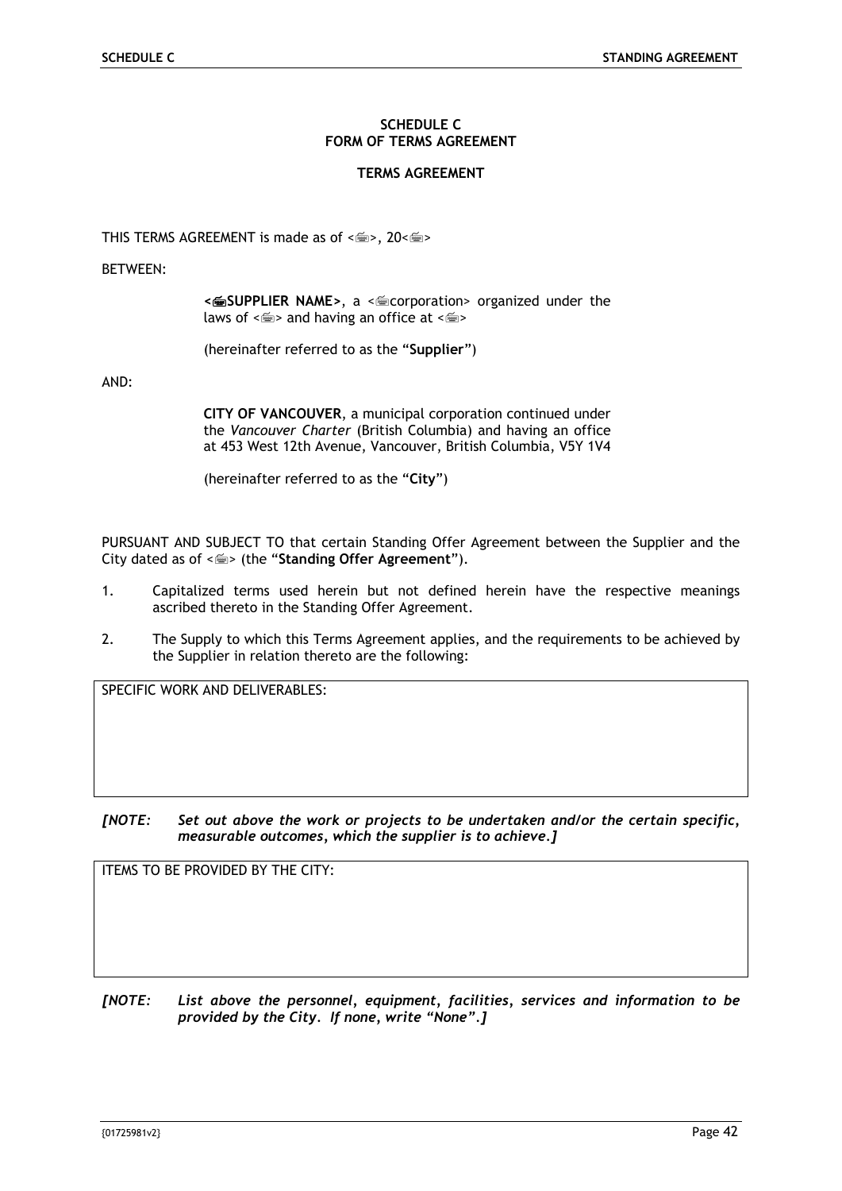**SCHEDULE C**
**FORM OF TERMS AGREEMENT**

**TERMS AGREEMENT**

THIS TERMS AGREEMENT is made as of <>, 20<>

BETWEEN:

> **<SUPPLIER NAME>**, a <corporation> organized under the laws of <> and having an office at <>
>
> (hereinafter referred to as the "**Supplier**")

AND:

> **CITY OF VANCOUVER**, a municipal corporation continued under the *Vancouver Charter* (British Columbia) and having an office at 453 West 12th Avenue, Vancouver, British Columbia, V5Y 1V4
>
> (hereinafter referred to as the "**City**")

PURSUANT AND SUBJECT TO that certain Standing Offer Agreement between the Supplier and the City dated as of <> (the "**Standing Offer Agreement**").

1. Capitalized terms used herein but not defined herein have the respective meanings ascribed thereto in the Standing Offer Agreement.

2. The Supply to which this Terms Agreement applies, and the requirements to be achieved by the Supplier in relation thereto are the following:

| SPECIFIC WORK AND DELIVERABLES: |
|---|
| |

***[NOTE: Set out above the work or projects to be undertaken and/or the certain specific, measurable outcomes, which the supplier is to achieve.]***

| ITEMS TO BE PROVIDED BY THE CITY: |
|---|
| |

***[NOTE: List above the personnel, equipment, facilities, services and information to be provided by the City. If none, write "None".]***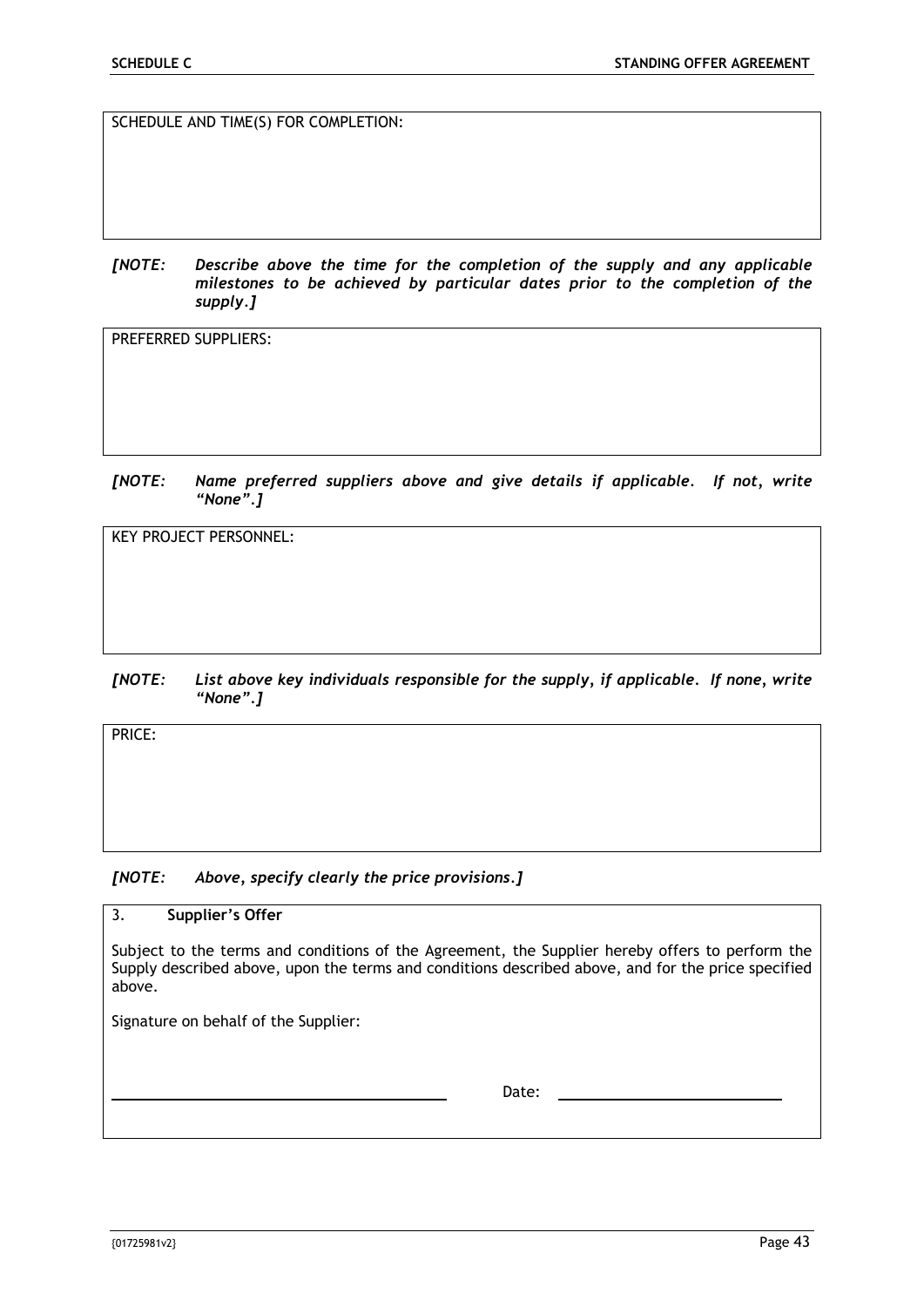| SCHEDULE AND TIME(S) FOR COMPLETION: |
| --- |
| |

***[NOTE: Describe above the time for the completion of the supply and any applicable milestones to be achieved by particular dates prior to the completion of the supply.]***

| PREFERRED SUPPLIERS: |
| --- |
| |

***[NOTE: Name preferred suppliers above and give details if applicable. If not, write "None".]***

| KEY PROJECT PERSONNEL: |
| --- |
| |

***[NOTE: List above key individuals responsible for the supply, if applicable. If none, write "None".]***

| PRICE: |
| --- |
| |

***[NOTE: Above, specify clearly the price provisions.]***

## 3. Supplier's Offer

Subject to the terms and conditions of the Agreement, the Supplier hereby offers to perform the Supply described above, upon the terms and conditions described above, and for the price specified above.

Signature on behalf of the Supplier:

_______________________________ Date: _______________________

{01725981v2}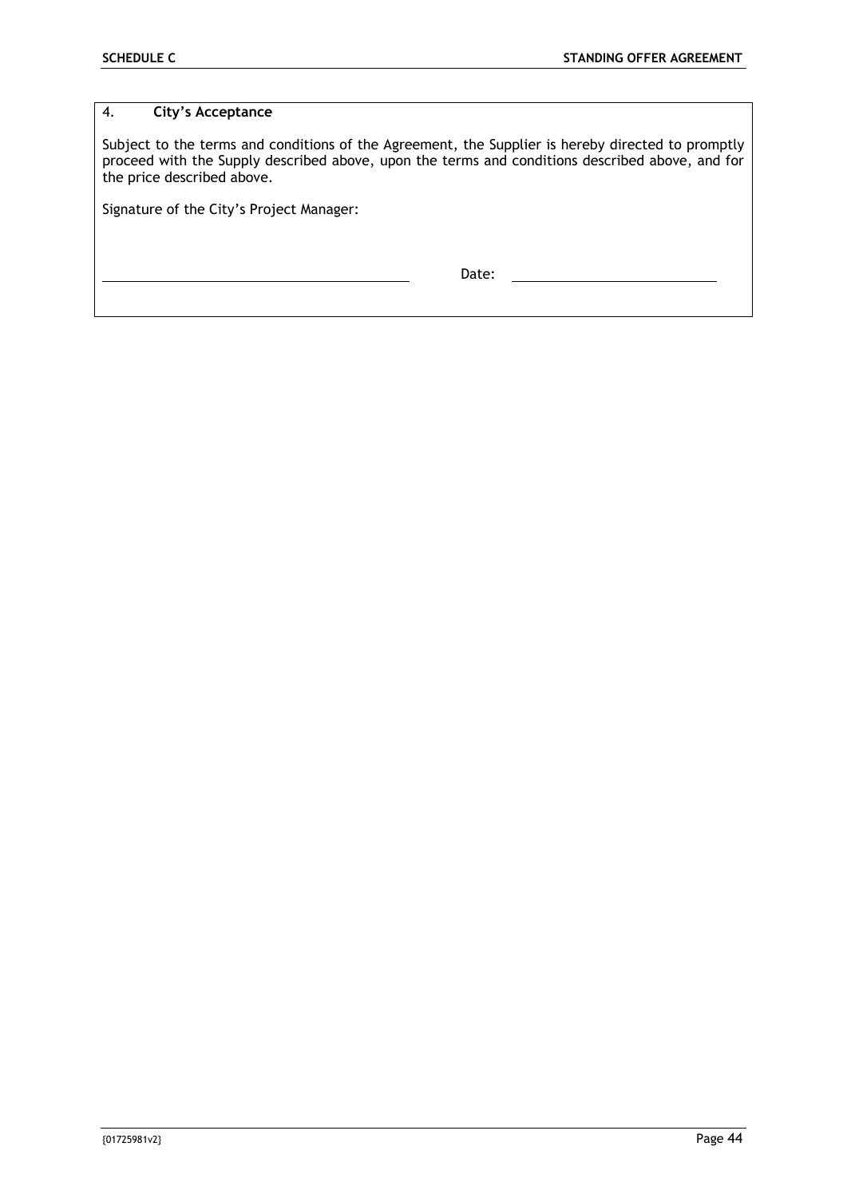## 4. City's Acceptance

Subject to the terms and conditions of the Agreement, the Supplier is hereby directed to promptly proceed with the Supply described above, upon the terms and conditions described above, and for the price described above.

Signature of the City's Project Manager:

\_\_\_\_\_\_\_\_\_\_\_\_\_\_\_\_\_\_\_\_\_\_\_\_\_\_\_\_\_\_\_\_\_\_\_\_ Date: \_\_\_\_\_\_\_\_\_\_\_\_\_\_\_\_\_\_\_\_\_\_\_\_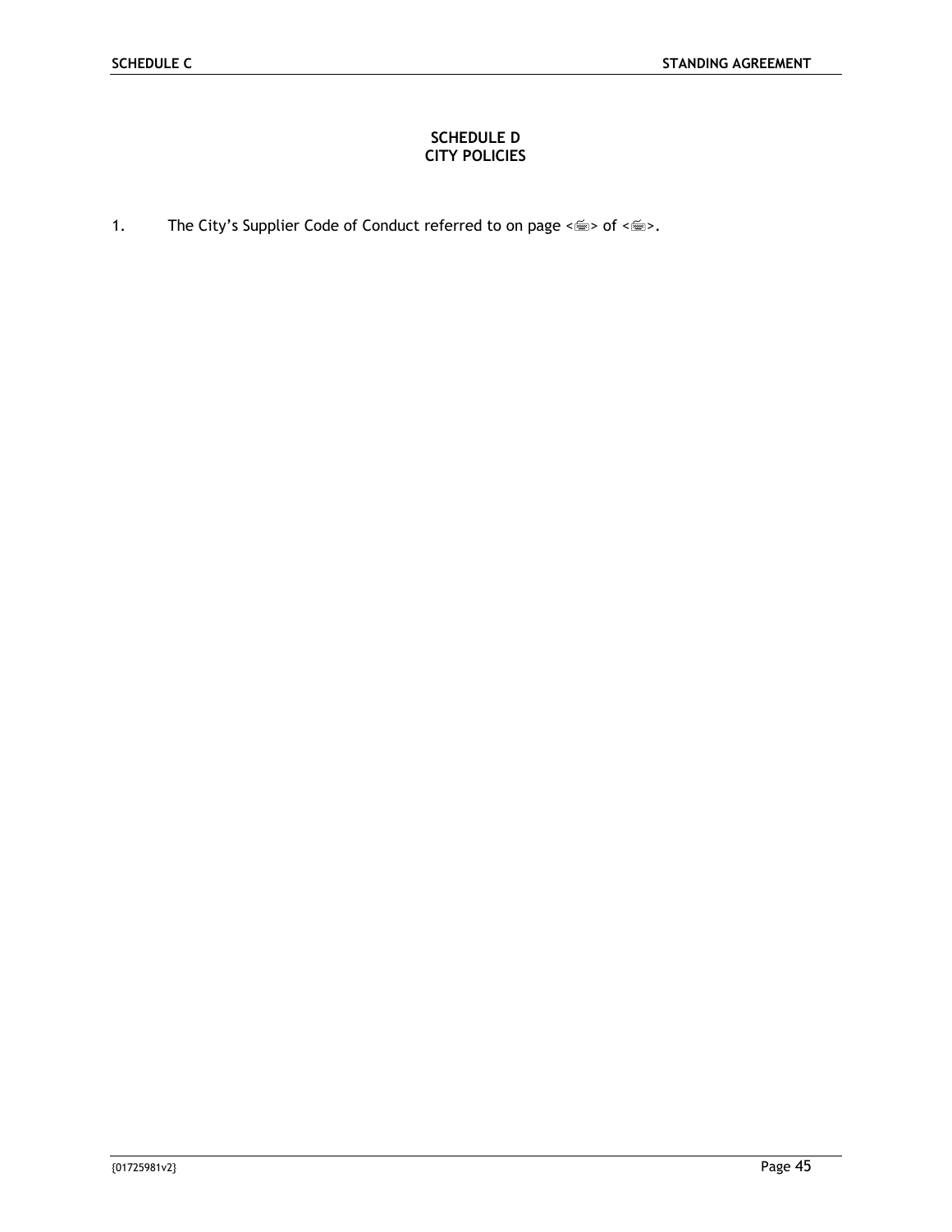# SCHEDULE D
# CITY POLICIES

1. The City's Supplier Code of Conduct referred to on page <⌨> of <⌨>.